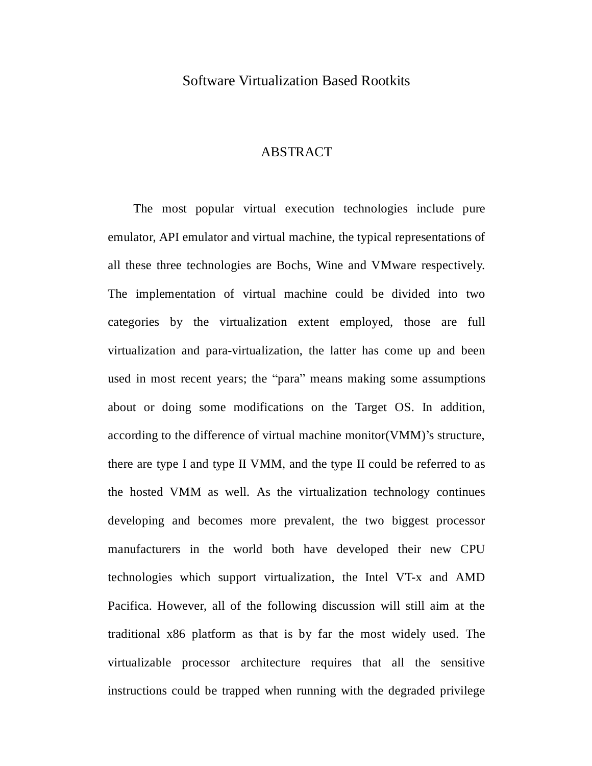# Software Virtualization Based Rootkits

## ABSTRACT

The most popular virtual execution technologies include pure emulator, API emulator and virtual machine, the typical representations of all these three technologies are Bochs, Wine and VMware respectively. The implementation of virtual machine could be divided into two categories by the virtualization extent employed, those are full virtualization and para-virtualization, the latter has come up and been used in most recent years; the "para" means making some assumptions about or doing some modifications on the Target OS. In addition, according to the difference of virtual machine monitor(VMM)'s structure, there are type I and type II VMM, and the type II could be referred to as the hosted VMM as well. As the virtualization technology continues developing and becomes more prevalent, the two biggest processor manufacturers in the world both have developed their new CPU technologies which support virtualization, the Intel VT-x and AMD Pacifica. However, all of the following discussion will still aim at the traditional x86 platform as that is by far the most widely used. The virtualizable processor architecture requires that all the sensitive instructions could be trapped when running with the degraded privilege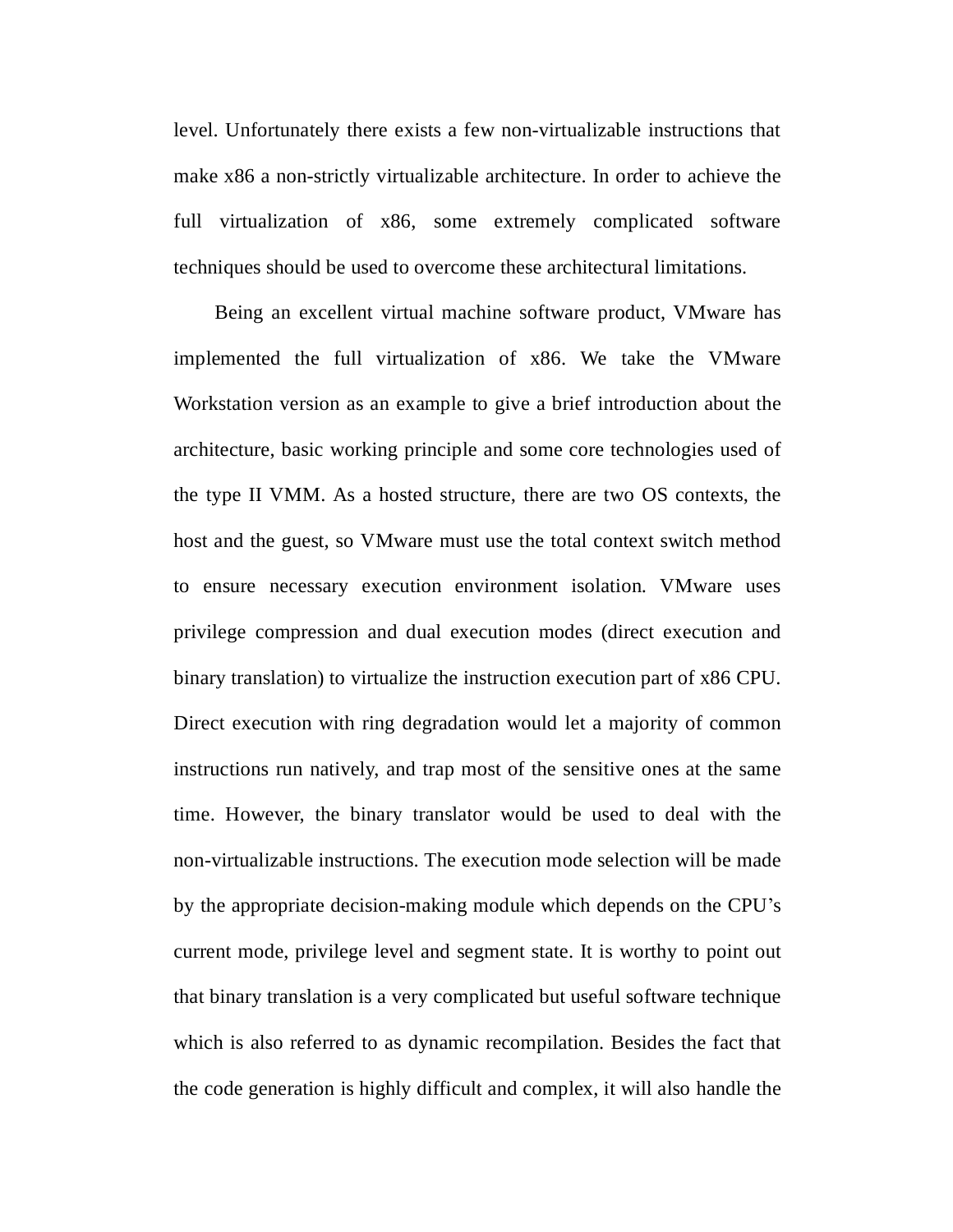level. Unfortunately there exists a few non-virtualizable instructions that make x86 a non-strictly virtualizable architecture. In order to achieve the full virtualization of x86, some extremely complicated software techniques should be used to overcome these architectural limitations.

Being an excellent virtual machine software product, VMware has implemented the full virtualization of x86. We take the VMware Workstation version as an example to give a brief introduction about the architecture, basic working principle and some core technologies used of the type II VMM. As a hosted structure, there are two OS contexts, the host and the guest, so VMware must use the total context switch method to ensure necessary execution environment isolation. VMware uses privilege compression and dual execution modes (direct execution and binary translation) to virtualize the instruction execution part of x86 CPU. Direct execution with ring degradation would let a majority of common instructions run natively, and trap most of the sensitive ones at the same time. However, the binary translator would be used to deal with the non-virtualizable instructions. The execution mode selection will be made by the appropriate decision-making module which depends on the CPU's current mode, privilege level and segment state. It is worthy to point out that binary translation is a very complicated but useful software technique which is also referred to as dynamic recompilation. Besides the fact that the code generation is highly difficult and complex, it will also handle the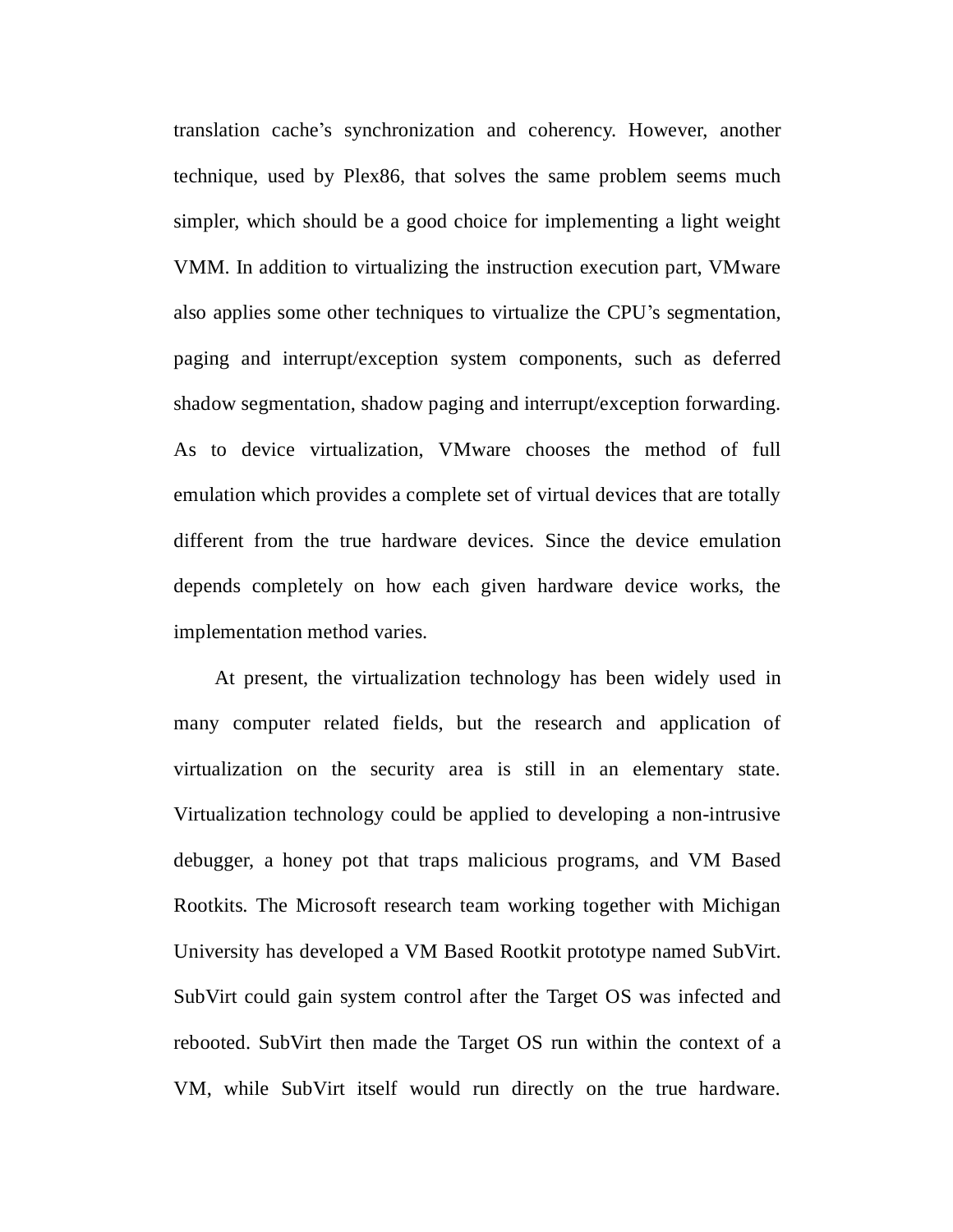translation cache's synchronization and coherency. However, another technique, used by Plex86, that solves the same problem seems much simpler, which should be a good choice for implementing a light weight VMM. In addition to virtualizing the instruction execution part, VMware also applies some other techniques to virtualize the CPU's segmentation, paging and interrupt/exception system components, such as deferred shadow segmentation, shadow paging and interrupt/exception forwarding. As to device virtualization, VMware chooses the method of full emulation which provides a complete set of virtual devices that are totally different from the true hardware devices. Since the device emulation depends completely on how each given hardware device works, the implementation method varies.

At present, the virtualization technology has been widely used in many computer related fields, but the research and application of virtualization on the security area is still in an elementary state. Virtualization technology could be applied to developing a non-intrusive debugger, a honey pot that traps malicious programs, and VM Based Rootkits. The Microsoft research team working together with Michigan University has developed a VM Based Rootkit prototype named SubVirt. SubVirt could gain system control after the Target OS was infected and rebooted. SubVirt then made the Target OS run within the context of a VM, while SubVirt itself would run directly on the true hardware.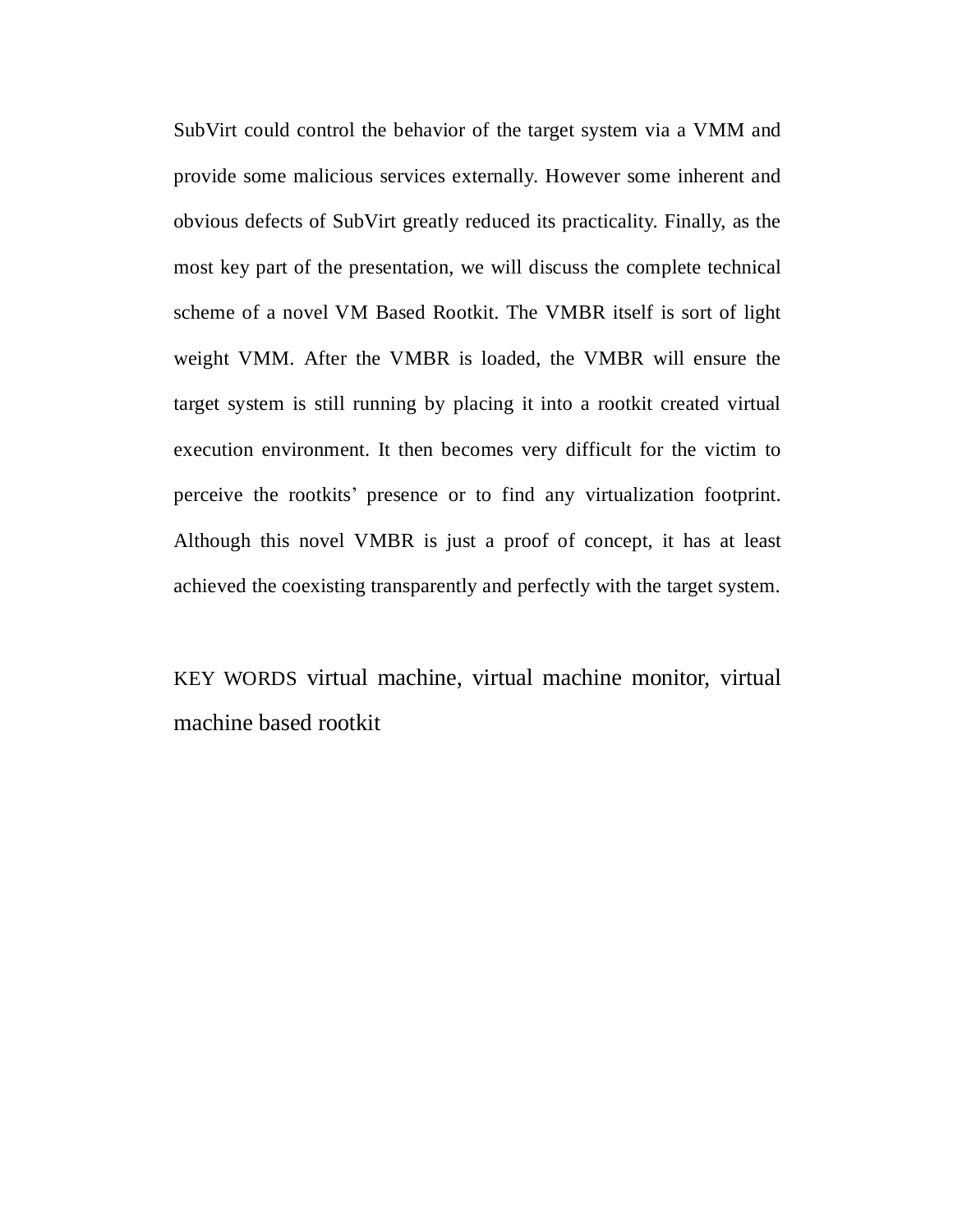SubVirt could control the behavior of the target system via a VMM and provide some malicious services externally. However some inherent and obvious defects of SubVirt greatly reduced its practicality. Finally, as the most key part of the presentation, we will discuss the complete technical scheme of a novel VM Based Rootkit. The VMBR itself is sort of light weight VMM. After the VMBR is loaded, the VMBR will ensure the target system is still running by placing it into a rootkit created virtual execution environment. It then becomes very difficult for the victim to perceive the rootkits' presence or to find any virtualization footprint. Although this novel VMBR is just a proof of concept, it has at least achieved the coexisting transparently and perfectly with the target system.

KEY WORDS virtual machine, virtual machine monitor, virtual machine based rootkit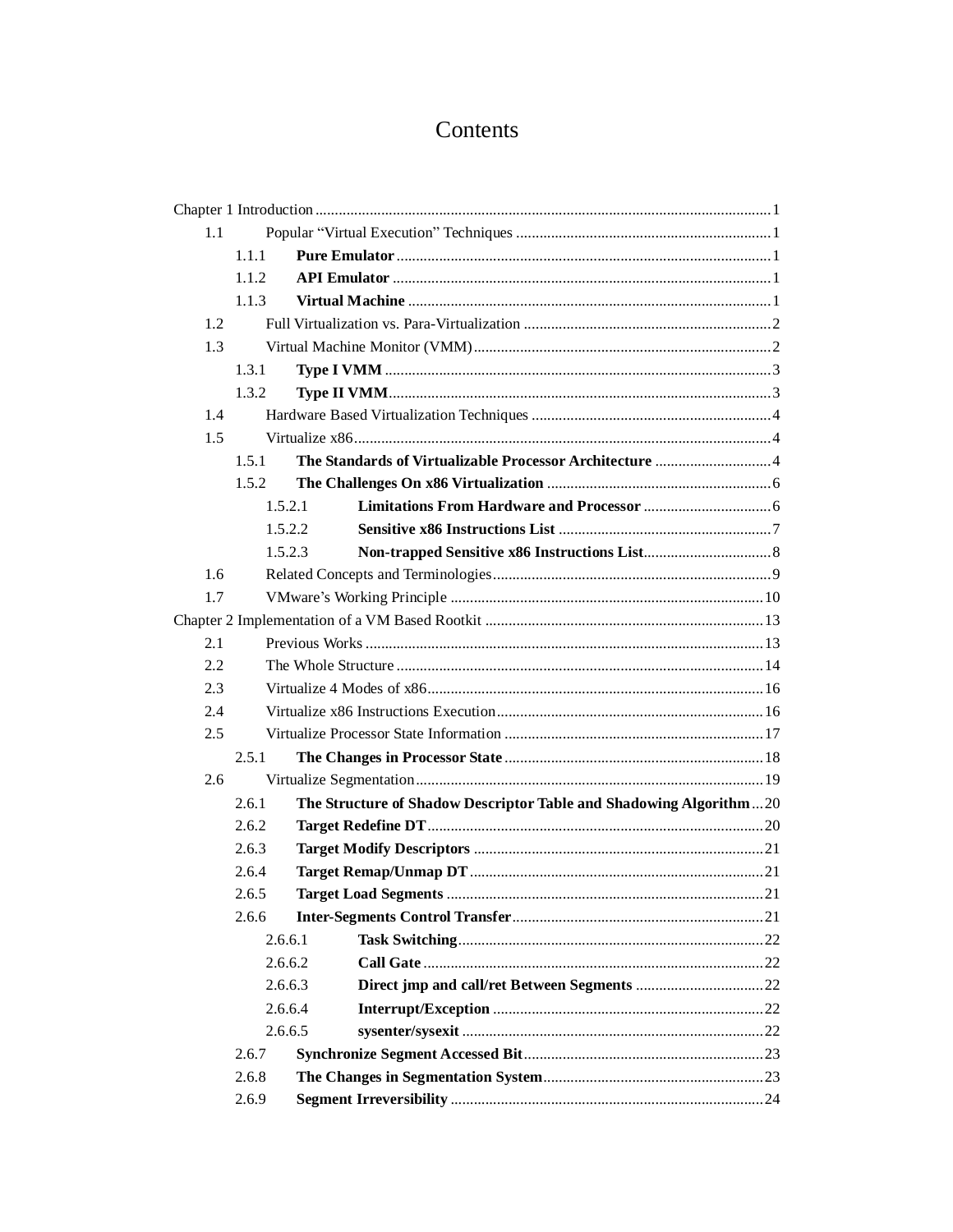# Contents

Chapter 1 Introduction ........................................................................ 1

- 1.1 Popular "Virtual Execution" Techniques ........................................ 1
  - 1.1.1 **Pure Emulator** ........................................................ 1
  - 1.1.2 **API Emulator** ......................................................... 1
  - 1.1.3 **Virtual Machine** ...................................................... 1
- 1.2 Full Virtualization vs. Para-Virtualization ......................................... 2
- 1.3 Virtual Machine Monitor (VMM) ................................................... 2
  - 1.3.1 **Type I VMM** ........................................................... 3
  - 1.3.2 **Type II VMM** .......................................................... 3
- 1.4 Hardware Based Virtualization Techniques ......................................... 4
- 1.5 Virtualize x86 ...................................................................... 4
  - 1.5.1 **The Standards of Virtualizable Processor Architecture** ...................... 4
  - 1.5.2 **The Challenges On x86 Virtualization** ........................................ 6
    - 1.5.2.1 **Limitations From Hardware and Processor** ................................ 6
    - 1.5.2.2 **Sensitive x86 Instructions List** ......................................... 7
    - 1.5.2.3 **Non-trapped Sensitive x86 Instructions List** ............................ 8
- 1.6 Related Concepts and Terminologies ................................................ 9
- 1.7 VMware's Working Principle ......................................................... 10

Chapter 2 Implementation of a VM Based Rootkit ........................................ 13

- 2.1 Previous Works ...................................................................... 13
- 2.2 The Whole Structure ................................................................ 14
- 2.3 Virtualize 4 Modes of x86 .......................................................... 16
- 2.4 Virtualize x86 Instructions Execution ............................................. 16
- 2.5 Virtualize Processor State Information ........................................... 17
  - 2.5.1 **The Changes in Processor State** ............................................ 18
- 2.6 Virtualize Segmentation ............................................................ 19
  - 2.6.1 **The Structure of Shadow Descriptor Table and Shadowing Algorithm** ....... 20
  - 2.6.2 **Target Redefine DT** ........................................................ 20
  - 2.6.3 **Target Modify Descriptors** .................................................. 21
  - 2.6.4 **Target Remap/Unmap DT** ..................................................... 21
  - 2.6.5 **Target Load Segments** ...................................................... 21
  - 2.6.6 **Inter-Segments Control Transfer** ........................................... 21
    - 2.6.6.1 **Task Switching** ......................................................... 22
    - 2.6.6.2 **Call Gate** ............................................................... 22
    - 2.6.6.3 **Direct jmp and call/ret Between Segments** ............................... 22
    - 2.6.6.4 **Interrupt/Exception** ..................................................... 22
    - 2.6.6.5 **sysenter/sysexit** ........................................................ 22
  - 2.6.7 **Synchronize Segment Accessed Bit** .......................................... 23
  - 2.6.8 **The Changes in Segmentation System** ........................................ 23
  - 2.6.9 **Segment Irreversibility** .................................................... 24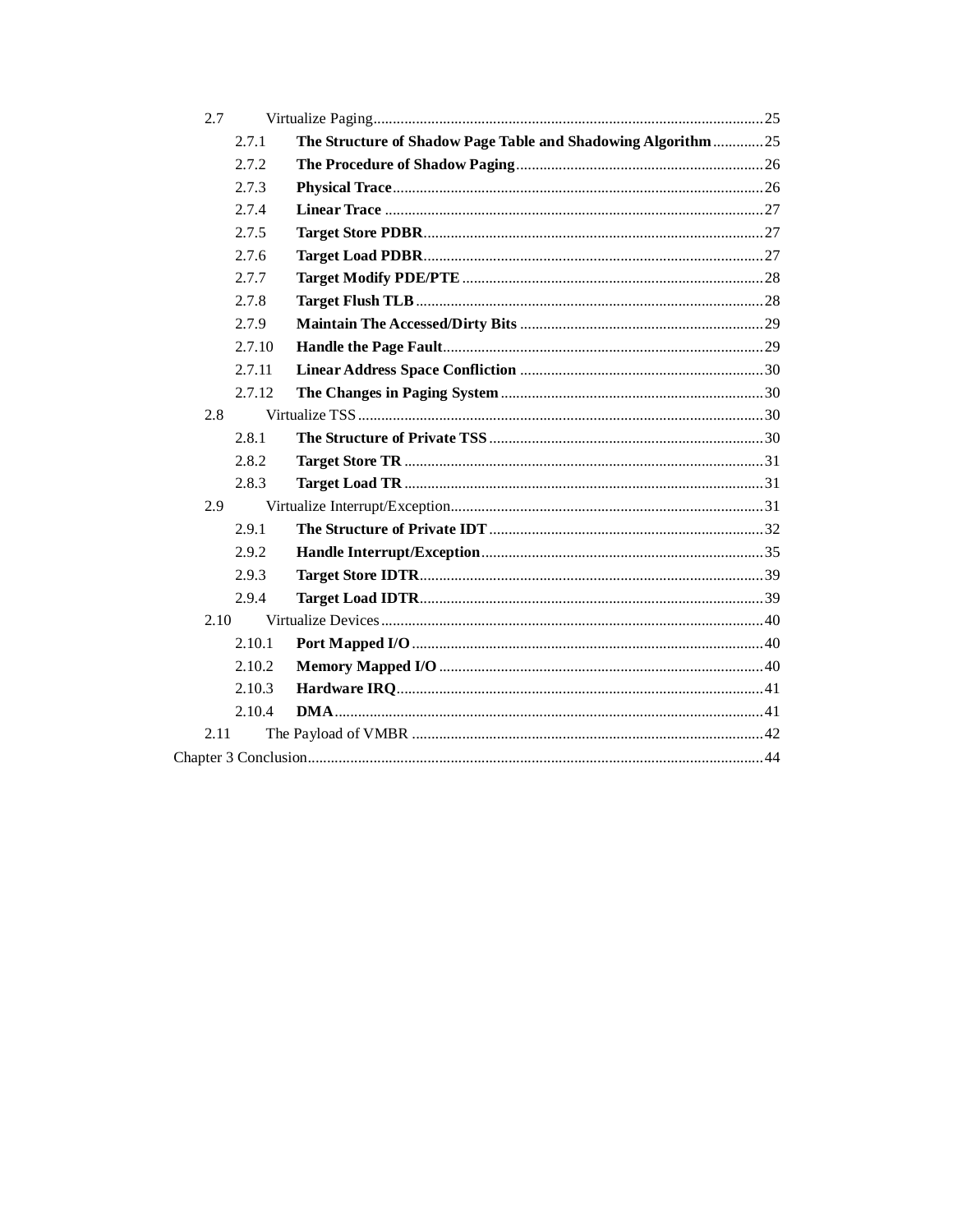2.7 Virtualize Paging ........................................ 25

- 2.7.1 **The Structure of Shadow Page Table and Shadowing Algorithm** ........ 25
- 2.7.2 **The Procedure of Shadow Paging** ........................................ 26
- 2.7.3 **Physical Trace** ........................................ 26
- 2.7.4 **Linear Trace** ........................................ 27
- 2.7.5 **Target Store PDBR** ........................................ 27
- 2.7.6 **Target Load PDBR** ........................................ 27
- 2.7.7 **Target Modify PDE/PTE** ........................................ 28
- 2.7.8 **Target Flush TLB** ........................................ 28
- 2.7.9 **Maintain The Accessed/Dirty Bits** ........................................ 29
- 2.7.10 **Handle the Page Fault** ........................................ 29
- 2.7.11 **Linear Address Space Confliction** ........................................ 30
- 2.7.12 **The Changes in Paging System** ........................................ 30

2.8 Virtualize TSS ........................................ 30

- 2.8.1 **The Structure of Private TSS** ........................................ 30
- 2.8.2 **Target Store TR** ........................................ 31
- 2.8.3 **Target Load TR** ........................................ 31

2.9 Virtualize Interrupt/Exception ........................................ 31

- 2.9.1 **The Structure of Private IDT** ........................................ 32
- 2.9.2 **Handle Interrupt/Exception** ........................................ 35
- 2.9.3 **Target Store IDTR** ........................................ 39
- 2.9.4 **Target Load IDTR** ........................................ 39

2.10 Virtualize Devices ........................................ 40

- 2.10.1 **Port Mapped I/O** ........................................ 40
- 2.10.2 **Memory Mapped I/O** ........................................ 40
- 2.10.3 **Hardware IRQ** ........................................ 41
- 2.10.4 **DMA** ........................................ 41

2.11 The Payload of VMBR ........................................ 42

Chapter 3 Conclusion ........................................ 44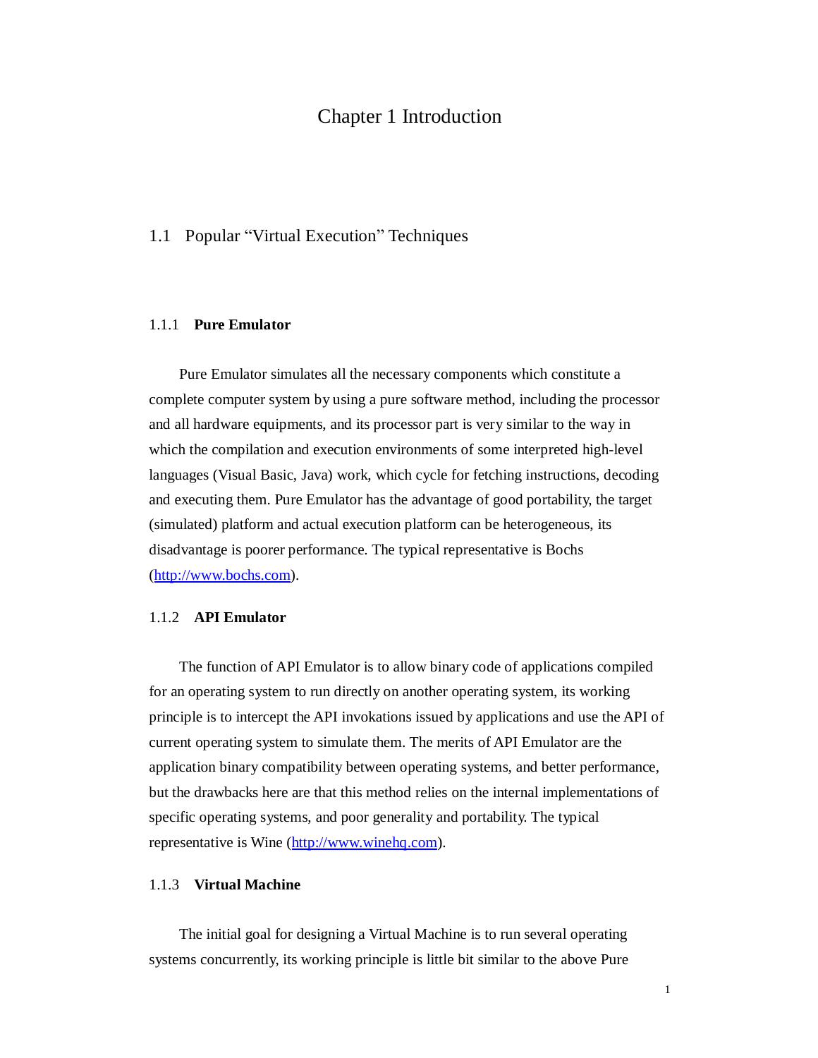# Chapter 1 Introduction

## 1.1 Popular “Virtual Execution” Techniques

### 1.1.1 **Pure Emulator**

Pure Emulator simulates all the necessary components which constitute a complete computer system by using a pure software method, including the processor and all hardware equipments, and its processor part is very similar to the way in which the compilation and execution environments of some interpreted high-level languages (Visual Basic, Java) work, which cycle for fetching instructions, decoding and executing them. Pure Emulator has the advantage of good portability, the target (simulated) platform and actual execution platform can be heterogeneous, its disadvantage is poorer performance. The typical representative is Bochs (http://www.bochs.com).

### 1.1.2 **API Emulator**

The function of API Emulator is to allow binary code of applications compiled for an operating system to run directly on another operating system, its working principle is to intercept the API invokations issued by applications and use the API of current operating system to simulate them. The merits of API Emulator are the application binary compatibility between operating systems, and better performance, but the drawbacks here are that this method relies on the internal implementations of specific operating systems, and poor generality and portability. The typical representative is Wine (http://www.winehq.com).

### 1.1.3 **Virtual Machine**

The initial goal for designing a Virtual Machine is to run several operating systems concurrently, its working principle is little bit similar to the above Pure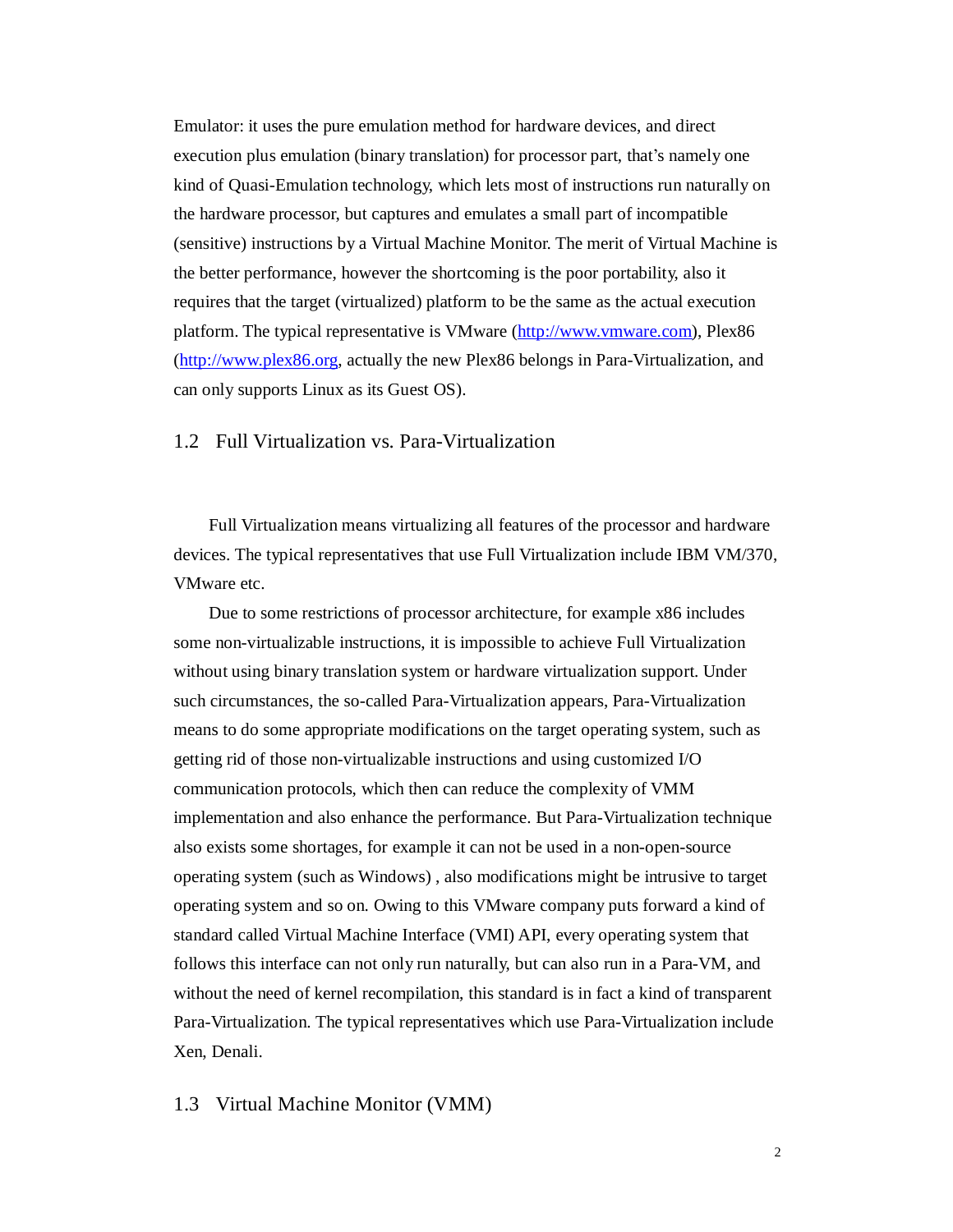Emulator: it uses the pure emulation method for hardware devices, and direct execution plus emulation (binary translation) for processor part, that's namely one kind of Quasi-Emulation technology, which lets most of instructions run naturally on the hardware processor, but captures and emulates a small part of incompatible (sensitive) instructions by a Virtual Machine Monitor. The merit of Virtual Machine is the better performance, however the shortcoming is the poor portability, also it requires that the target (virtualized) platform to be the same as the actual execution platform. The typical representative is VMware (http://www.vmware.com), Plex86 (http://www.plex86.org, actually the new Plex86 belongs in Para-Virtualization, and can only supports Linux as its Guest OS).

## 1.2 Full Virtualization vs. Para-Virtualization

Full Virtualization means virtualizing all features of the processor and hardware devices. The typical representatives that use Full Virtualization include IBM VM/370, VMware etc.

Due to some restrictions of processor architecture, for example x86 includes some non-virtualizable instructions, it is impossible to achieve Full Virtualization without using binary translation system or hardware virtualization support. Under such circumstances, the so-called Para-Virtualization appears, Para-Virtualization means to do some appropriate modifications on the target operating system, such as getting rid of those non-virtualizable instructions and using customized I/O communication protocols, which then can reduce the complexity of VMM implementation and also enhance the performance. But Para-Virtualization technique also exists some shortages, for example it can not be used in a non-open-source operating system (such as Windows) , also modifications might be intrusive to target operating system and so on. Owing to this VMware company puts forward a kind of standard called Virtual Machine Interface (VMI) API, every operating system that follows this interface can not only run naturally, but can also run in a Para-VM, and without the need of kernel recompilation, this standard is in fact a kind of transparent Para-Virtualization. The typical representatives which use Para-Virtualization include Xen, Denali.

## 1.3 Virtual Machine Monitor (VMM)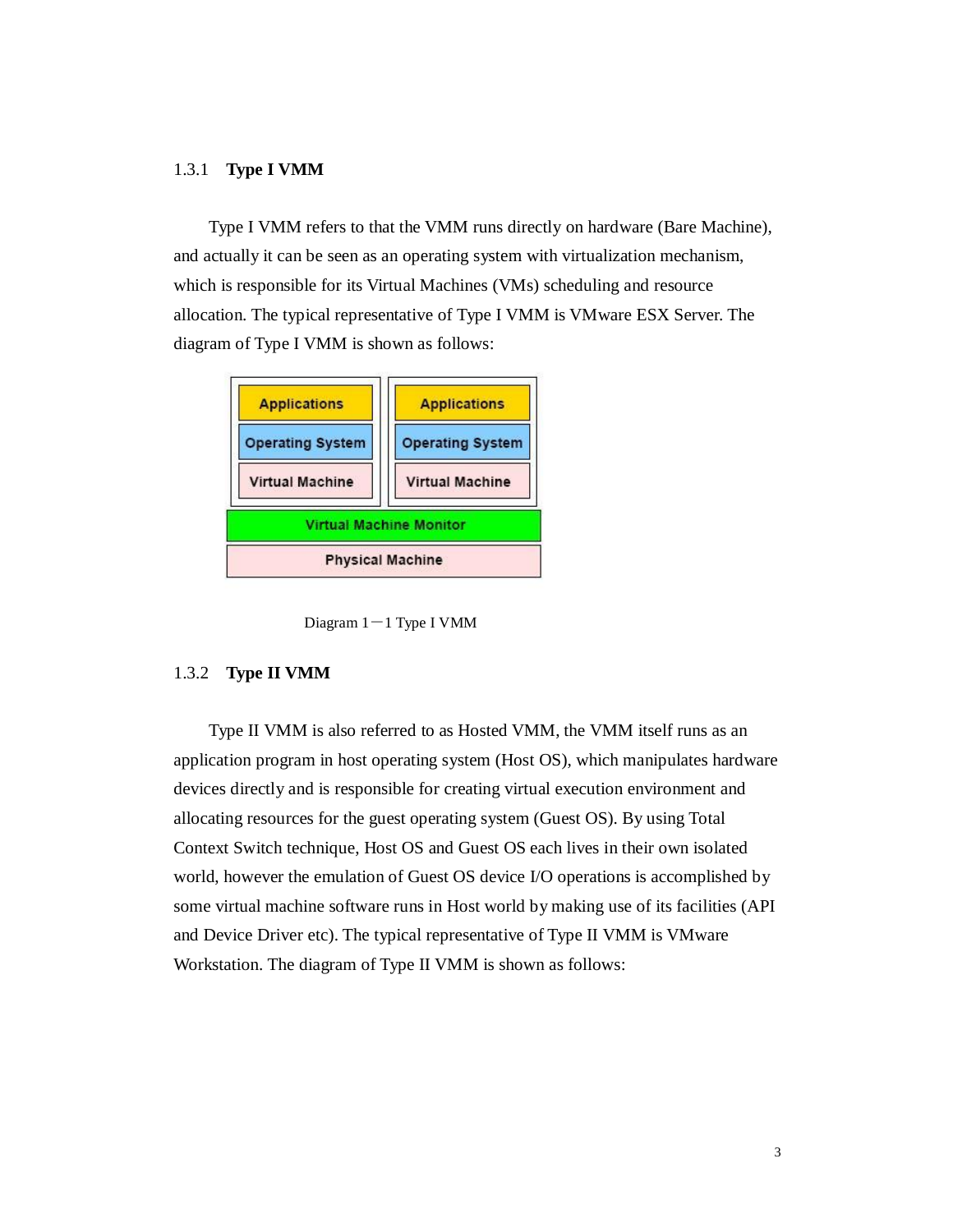### 1.3.1 **Type I VMM**

Type I VMM refers to that the VMM runs directly on hardware (Bare Machine), and actually it can be seen as an operating system with virtualization mechanism, which is responsible for its Virtual Machines (VMs) scheduling and resource allocation. The typical representative of Type I VMM is VMware ESX Server. The diagram of Type I VMM is shown as follows:

Diagram 1－1 Type I VMM

### 1.3.2 **Type II VMM**

Type II VMM is also referred to as Hosted VMM, the VMM itself runs as an application program in host operating system (Host OS), which manipulates hardware devices directly and is responsible for creating virtual execution environment and allocating resources for the guest operating system (Guest OS). By using Total Context Switch technique, Host OS and Guest OS each lives in their own isolated world, however the emulation of Guest OS device I/O operations is accomplished by some virtual machine software runs in Host world by making use of its facilities (API and Device Driver etc). The typical representative of Type II VMM is VMware Workstation. The diagram of Type II VMM is shown as follows: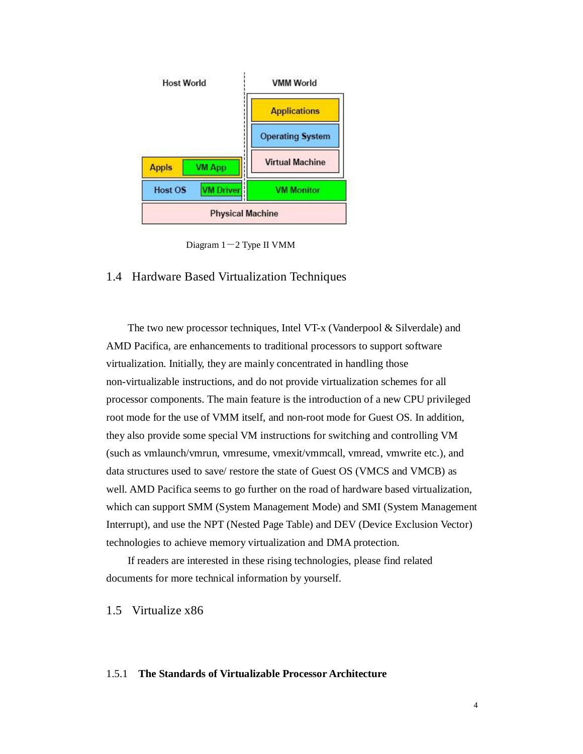Diagram 1－2 Type II VMM

## 1.4 Hardware Based Virtualization Techniques

The two new processor techniques, Intel VT-x (Vanderpool & Silverdale) and AMD Pacifica, are enhancements to traditional processors to support software virtualization. Initially, they are mainly concentrated in handling those non-virtualizable instructions, and do not provide virtualization schemes for all processor components. The main feature is the introduction of a new CPU privileged root mode for the use of VMM itself, and non-root mode for Guest OS. In addition, they also provide some special VM instructions for switching and controlling VM (such as vmlaunch/vmrun, vmresume, vmexit/vmmcall, vmread, vmwrite etc.), and data structures used to save/ restore the state of Guest OS (VMCS and VMCB) as well. AMD Pacifica seems to go further on the road of hardware based virtualization, which can support SMM (System Management Mode) and SMI (System Management Interrupt), and use the NPT (Nested Page Table) and DEV (Device Exclusion Vector) technologies to achieve memory virtualization and DMA protection.

If readers are interested in these rising technologies, please find related documents for more technical information by yourself.

## 1.5 Virtualize x86

### 1.5.1 **The Standards of Virtualizable Processor Architecture**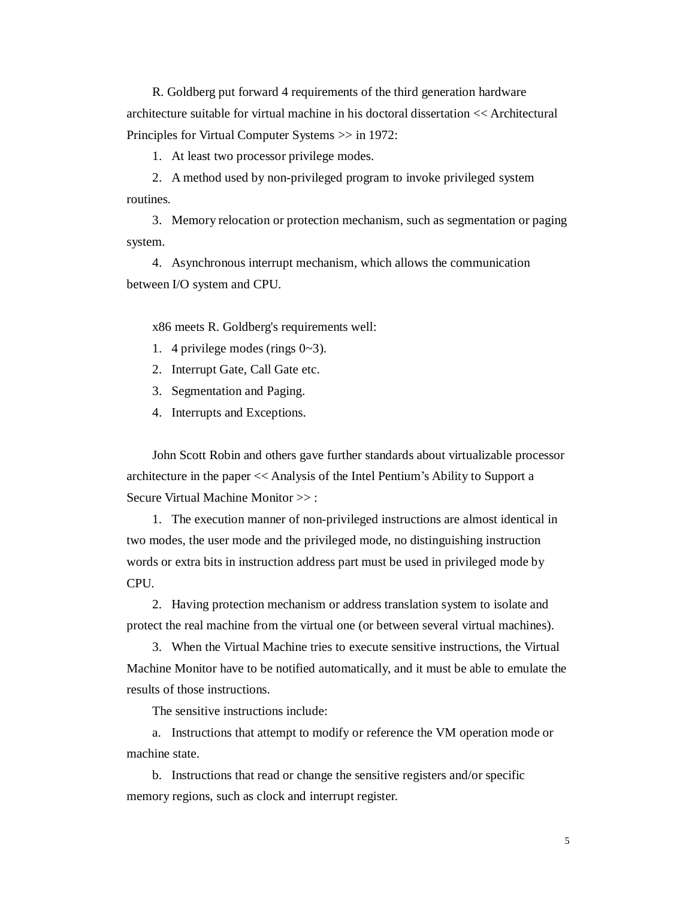R. Goldberg put forward 4 requirements of the third generation hardware architecture suitable for virtual machine in his doctoral dissertation << Architectural Principles for Virtual Computer Systems >> in 1972:

1. At least two processor privilege modes.
2. A method used by non-privileged program to invoke privileged system routines.
3. Memory relocation or protection mechanism, such as segmentation or paging system.
4. Asynchronous interrupt mechanism, which allows the communication between I/O system and CPU.

x86 meets R. Goldberg's requirements well:

1. 4 privilege modes (rings 0~3).
2. Interrupt Gate, Call Gate etc.
3. Segmentation and Paging.
4. Interrupts and Exceptions.

John Scott Robin and others gave further standards about virtualizable processor architecture in the paper << Analysis of the Intel Pentium's Ability to Support a Secure Virtual Machine Monitor >> :

1. The execution manner of non-privileged instructions are almost identical in two modes, the user mode and the privileged mode, no distinguishing instruction words or extra bits in instruction address part must be used in privileged mode by CPU.
2. Having protection mechanism or address translation system to isolate and protect the real machine from the virtual one (or between several virtual machines).
3. When the Virtual Machine tries to execute sensitive instructions, the Virtual Machine Monitor have to be notified automatically, and it must be able to emulate the results of those instructions.

   The sensitive instructions include:

   a. Instructions that attempt to modify or reference the VM operation mode or machine state.

   b. Instructions that read or change the sensitive registers and/or specific memory regions, such as clock and interrupt register.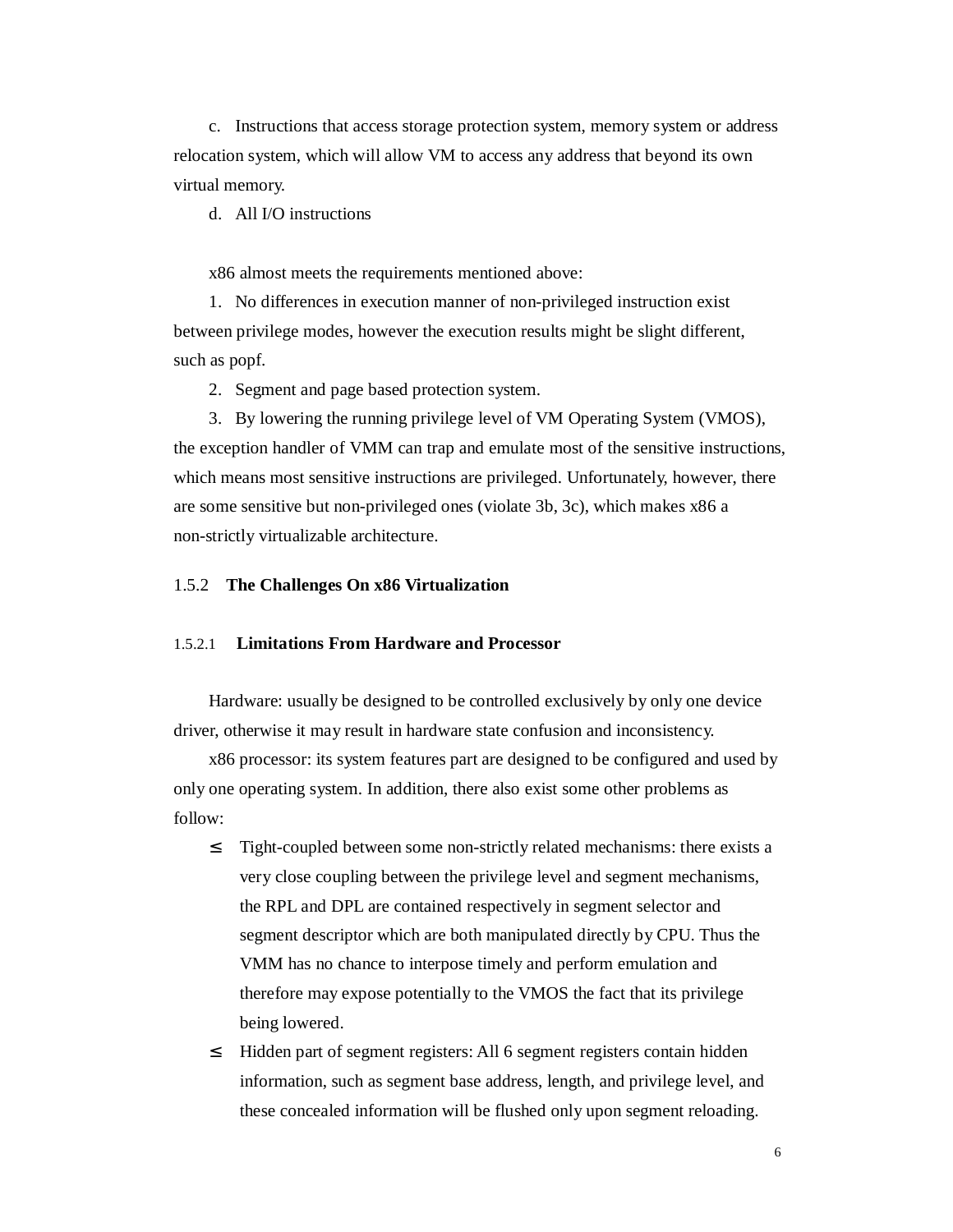c. Instructions that access storage protection system, memory system or address relocation system, which will allow VM to access any address that beyond its own virtual memory.

d. All I/O instructions

x86 almost meets the requirements mentioned above:

1. No differences in execution manner of non-privileged instruction exist between privilege modes, however the execution results might be slight different, such as popf.
2. Segment and page based protection system.
3. By lowering the running privilege level of VM Operating System (VMOS), the exception handler of VMM can trap and emulate most of the sensitive instructions, which means most sensitive instructions are privileged. Unfortunately, however, there are some sensitive but non-privileged ones (violate 3b, 3c), which makes x86 a non-strictly virtualizable architecture.

### 1.5.2 The Challenges On x86 Virtualization

#### 1.5.2.1 Limitations From Hardware and Processor

Hardware: usually be designed to be controlled exclusively by only one device driver, otherwise it may result in hardware state confusion and inconsistency.

x86 processor: its system features part are designed to be configured and used by only one operating system. In addition, there also exist some other problems as follow:

- Tight-coupled between some non-strictly related mechanisms: there exists a very close coupling between the privilege level and segment mechanisms, the RPL and DPL are contained respectively in segment selector and segment descriptor which are both manipulated directly by CPU. Thus the VMM has no chance to interpose timely and perform emulation and therefore may expose potentially to the VMOS the fact that its privilege being lowered.
- Hidden part of segment registers: All 6 segment registers contain hidden information, such as segment base address, length, and privilege level, and these concealed information will be flushed only upon segment reloading.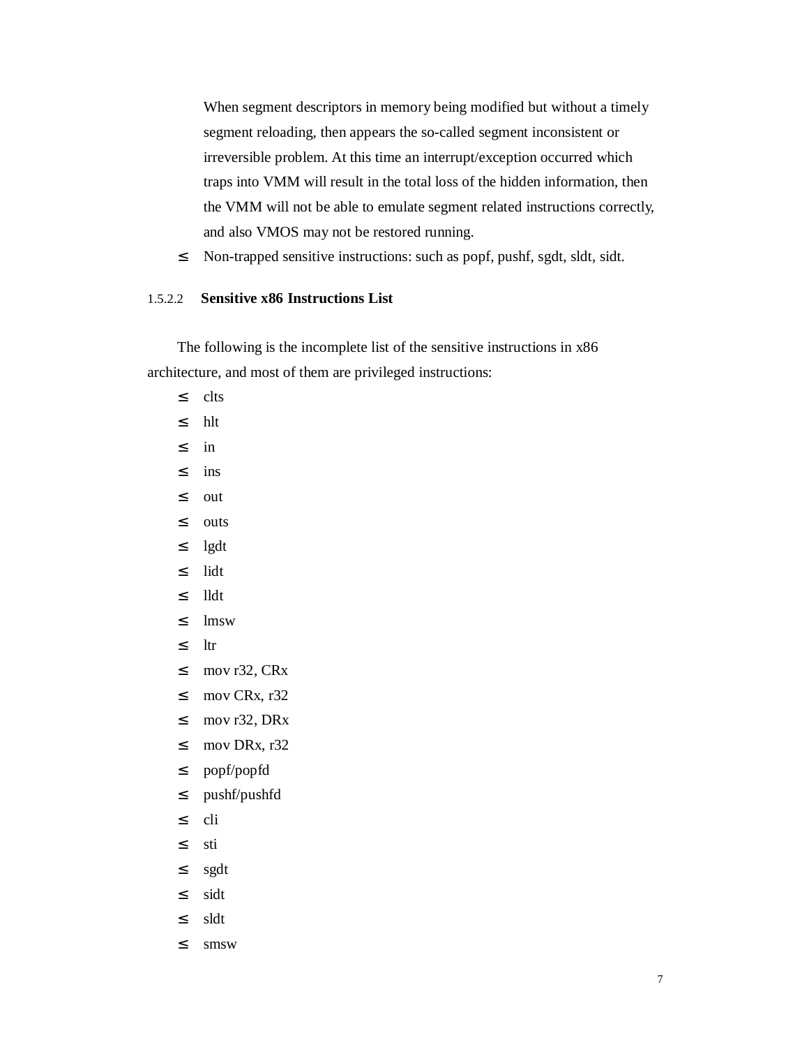When segment descriptors in memory being modified but without a timely segment reloading, then appears the so-called segment inconsistent or irreversible problem. At this time an interrupt/exception occurred which traps into VMM will result in the total loss of the hidden information, then the VMM will not be able to emulate segment related instructions correctly, and also VMOS may not be restored running.

- Non-trapped sensitive instructions: such as popf, pushf, sgdt, sldt, sidt.

#### 1.5.2.2 **Sensitive x86 Instructions List**

The following is the incomplete list of the sensitive instructions in x86 architecture, and most of them are privileged instructions:

- clts
- hlt
- in
- ins
- out
- outs
- lgdt
- lidt
- lldt
- lmsw
- ltr
- mov r32, CRx
- mov CRx, r32
- mov r32, DRx
- mov DRx, r32
- popf/popfd
- pushf/pushfd
- cli
- sti
- sgdt
- sidt
- sldt
- smsw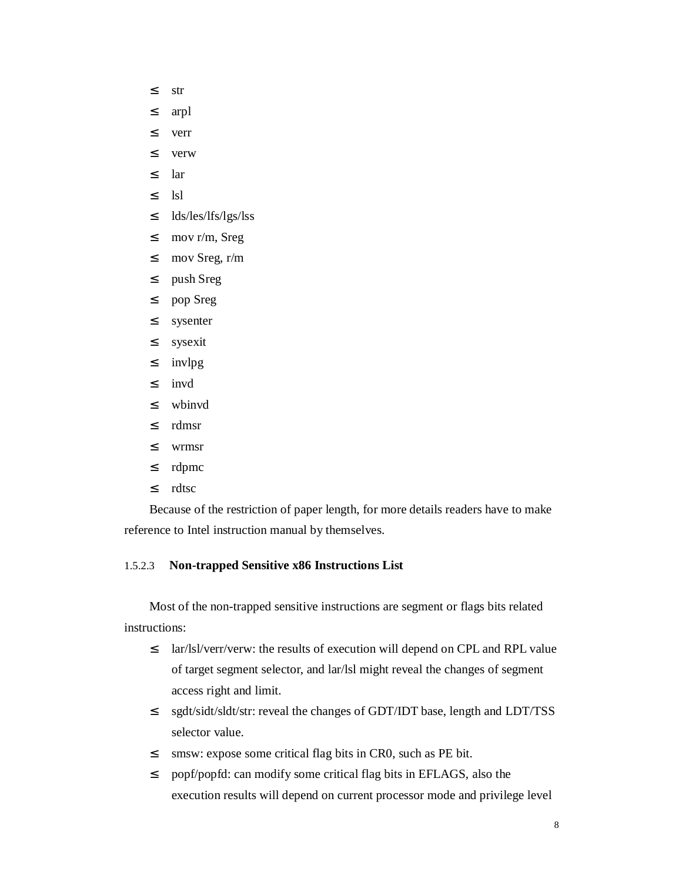- str
- arpl
- verr
- verw
- lar
- lsl
- lds/les/lfs/lgs/lss
- mov r/m, Sreg
- mov Sreg, r/m
- push Sreg
- pop Sreg
- sysenter
- sysexit
- invlpg
- invd
- wbinvd
- rdmsr
- wrmsr
- rdpmc
- rdtsc

Because of the restriction of paper length, for more details readers have to make reference to Intel instruction manual by themselves.

#### 1.5.2.3 Non-trapped Sensitive x86 Instructions List

Most of the non-trapped sensitive instructions are segment or flags bits related instructions:

- lar/lsl/verr/verw: the results of execution will depend on CPL and RPL value of target segment selector, and lar/lsl might reveal the changes of segment access right and limit.
- sgdt/sidt/sldt/str: reveal the changes of GDT/IDT base, length and LDT/TSS selector value.
- smsw: expose some critical flag bits in CR0, such as PE bit.
- popf/popfd: can modify some critical flag bits in EFLAGS, also the execution results will depend on current processor mode and privilege level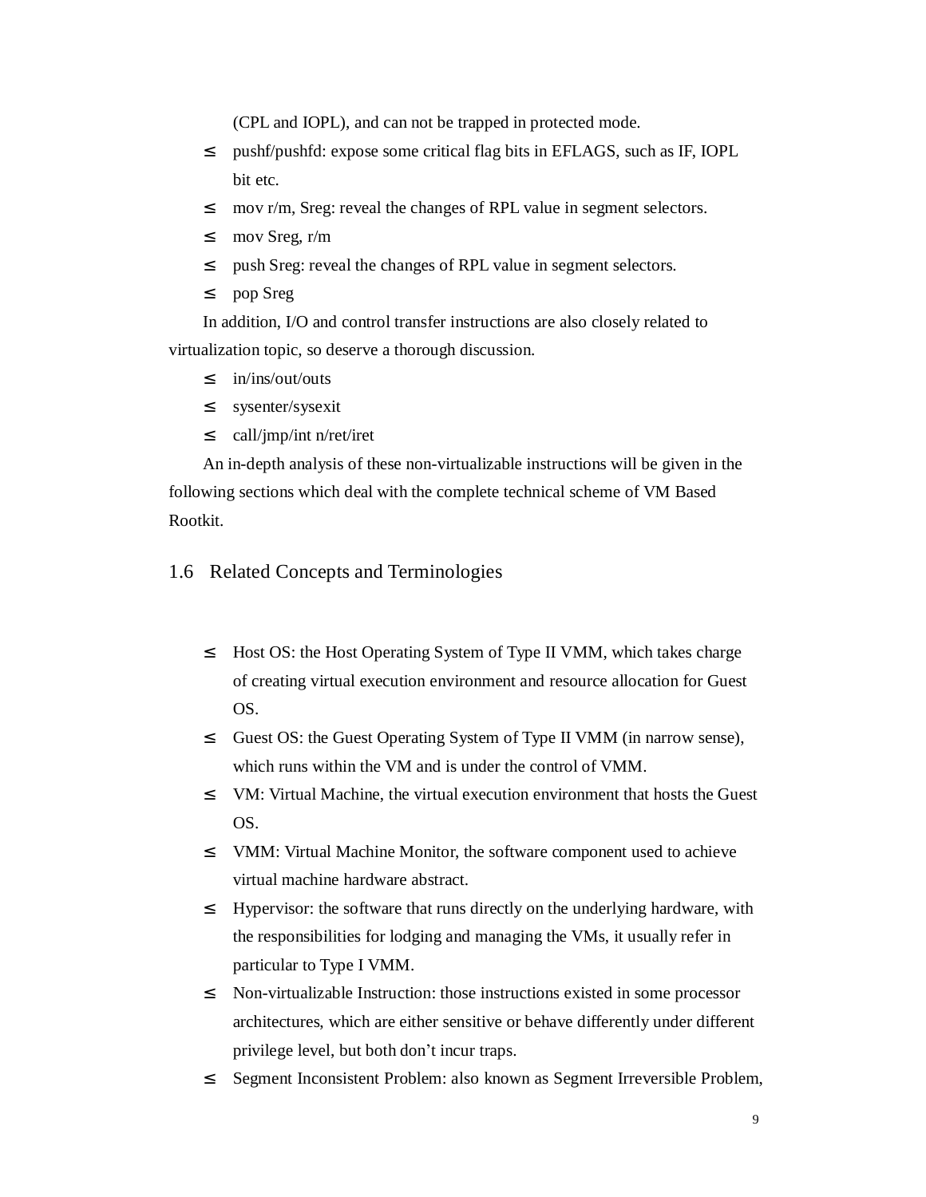(CPL and IOPL), and can not be trapped in protected mode.

- pushf/pushfd: expose some critical flag bits in EFLAGS, such as IF, IOPL bit etc.
- mov r/m, Sreg: reveal the changes of RPL value in segment selectors.
- mov Sreg, r/m
- push Sreg: reveal the changes of RPL value in segment selectors.
- pop Sreg

In addition, I/O and control transfer instructions are also closely related to virtualization topic, so deserve a thorough discussion.

- in/ins/out/outs
- sysenter/sysexit
- call/jmp/int n/ret/iret

An in-depth analysis of these non-virtualizable instructions will be given in the following sections which deal with the complete technical scheme of VM Based Rootkit.

## 1.6 Related Concepts and Terminologies

- Host OS: the Host Operating System of Type II VMM, which takes charge of creating virtual execution environment and resource allocation for Guest OS.
- Guest OS: the Guest Operating System of Type II VMM (in narrow sense), which runs within the VM and is under the control of VMM.
- VM: Virtual Machine, the virtual execution environment that hosts the Guest OS.
- VMM: Virtual Machine Monitor, the software component used to achieve virtual machine hardware abstract.
- Hypervisor: the software that runs directly on the underlying hardware, with the responsibilities for lodging and managing the VMs, it usually refer in particular to Type I VMM.
- Non-virtualizable Instruction: those instructions existed in some processor architectures, which are either sensitive or behave differently under different privilege level, but both don't incur traps.
- Segment Inconsistent Problem: also known as Segment Irreversible Problem,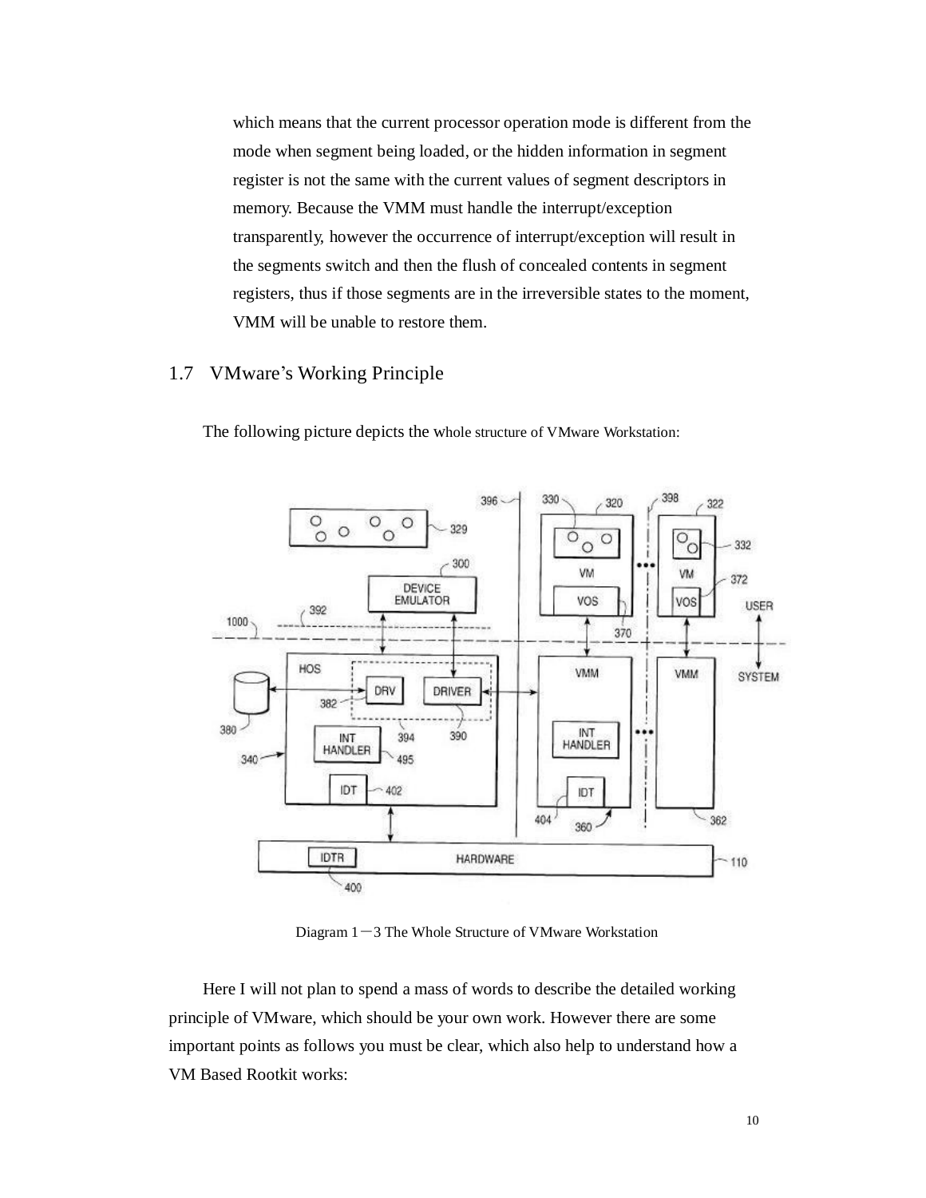which means that the current processor operation mode is different from the mode when segment being loaded, or the hidden information in segment register is not the same with the current values of segment descriptors in memory. Because the VMM must handle the interrupt/exception transparently, however the occurrence of interrupt/exception will result in the segments switch and then the flush of concealed contents in segment registers, thus if those segments are in the irreversible states to the moment, VMM will be unable to restore them.

## 1.7 VMware's Working Principle

The following picture depicts the whole structure of VMware Workstation:

Diagram 1－3 The Whole Structure of VMware Workstation

Here I will not plan to spend a mass of words to describe the detailed working principle of VMware, which should be your own work. However there are some important points as follows you must be clear, which also help to understand how a VM Based Rootkit works: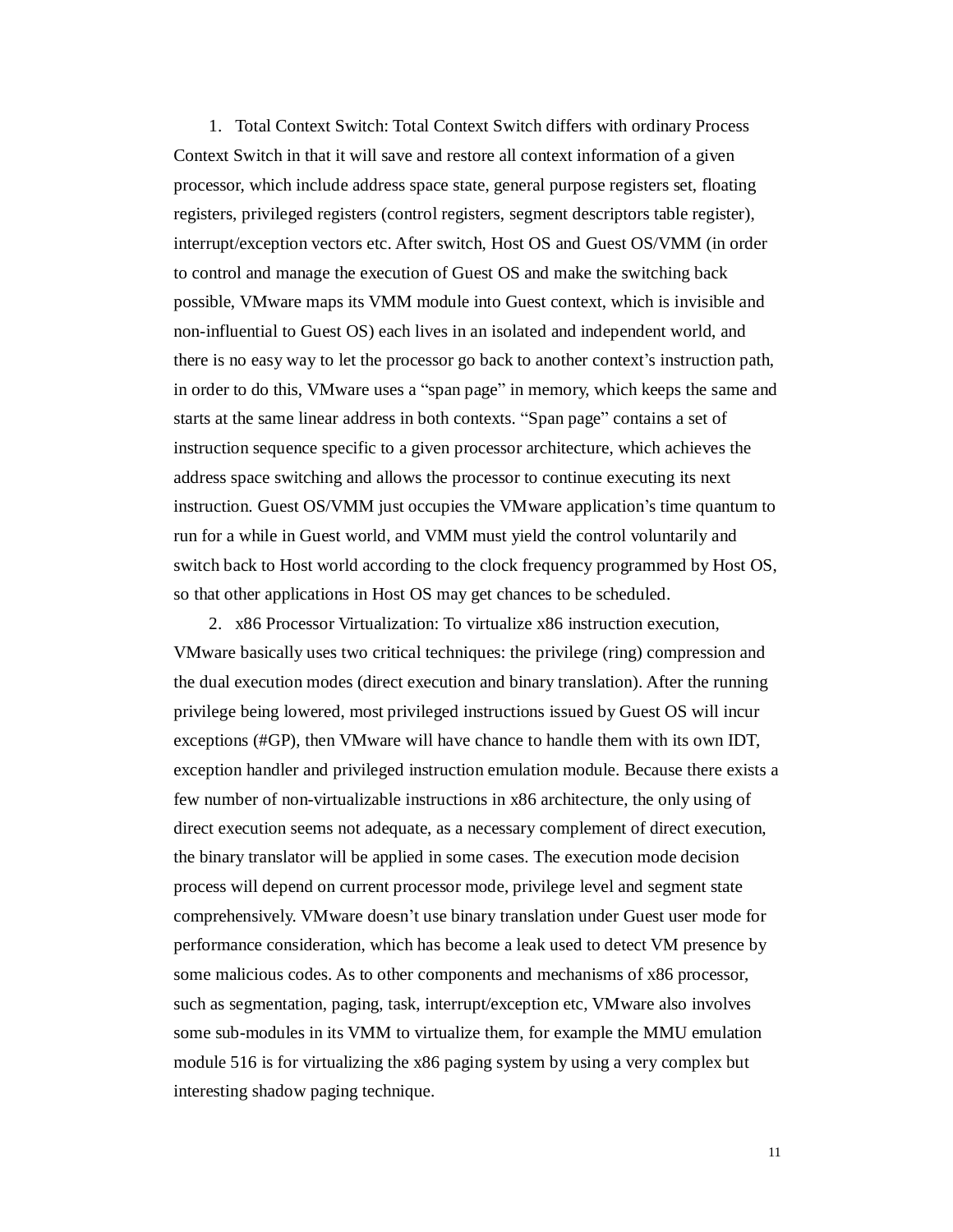1. Total Context Switch: Total Context Switch differs with ordinary Process Context Switch in that it will save and restore all context information of a given processor, which include address space state, general purpose registers set, floating registers, privileged registers (control registers, segment descriptors table register), interrupt/exception vectors etc. After switch, Host OS and Guest OS/VMM (in order to control and manage the execution of Guest OS and make the switching back possible, VMware maps its VMM module into Guest context, which is invisible and non-influential to Guest OS) each lives in an isolated and independent world, and there is no easy way to let the processor go back to another context's instruction path, in order to do this, VMware uses a "span page" in memory, which keeps the same and starts at the same linear address in both contexts. "Span page" contains a set of instruction sequence specific to a given processor architecture, which achieves the address space switching and allows the processor to continue executing its next instruction. Guest OS/VMM just occupies the VMware application's time quantum to run for a while in Guest world, and VMM must yield the control voluntarily and switch back to Host world according to the clock frequency programmed by Host OS, so that other applications in Host OS may get chances to be scheduled.

2. x86 Processor Virtualization: To virtualize x86 instruction execution, VMware basically uses two critical techniques: the privilege (ring) compression and the dual execution modes (direct execution and binary translation). After the running privilege being lowered, most privileged instructions issued by Guest OS will incur exceptions (#GP), then VMware will have chance to handle them with its own IDT, exception handler and privileged instruction emulation module. Because there exists a few number of non-virtualizable instructions in x86 architecture, the only using of direct execution seems not adequate, as a necessary complement of direct execution, the binary translator will be applied in some cases. The execution mode decision process will depend on current processor mode, privilege level and segment state comprehensively. VMware doesn't use binary translation under Guest user mode for performance consideration, which has become a leak used to detect VM presence by some malicious codes. As to other components and mechanisms of x86 processor, such as segmentation, paging, task, interrupt/exception etc, VMware also involves some sub-modules in its VMM to virtualize them, for example the MMU emulation module 516 is for virtualizing the x86 paging system by using a very complex but interesting shadow paging technique.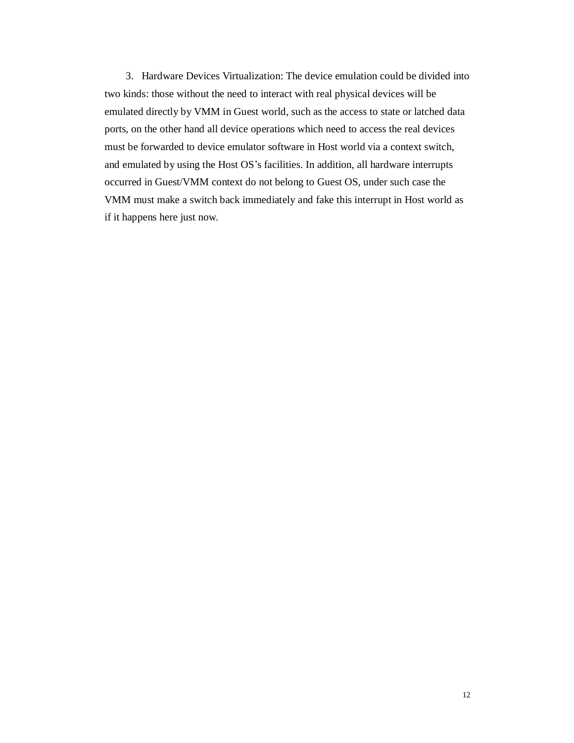3. Hardware Devices Virtualization: The device emulation could be divided into two kinds: those without the need to interact with real physical devices will be emulated directly by VMM in Guest world, such as the access to state or latched data ports, on the other hand all device operations which need to access the real devices must be forwarded to device emulator software in Host world via a context switch, and emulated by using the Host OS's facilities. In addition, all hardware interrupts occurred in Guest/VMM context do not belong to Guest OS, under such case the VMM must make a switch back immediately and fake this interrupt in Host world as if it happens here just now.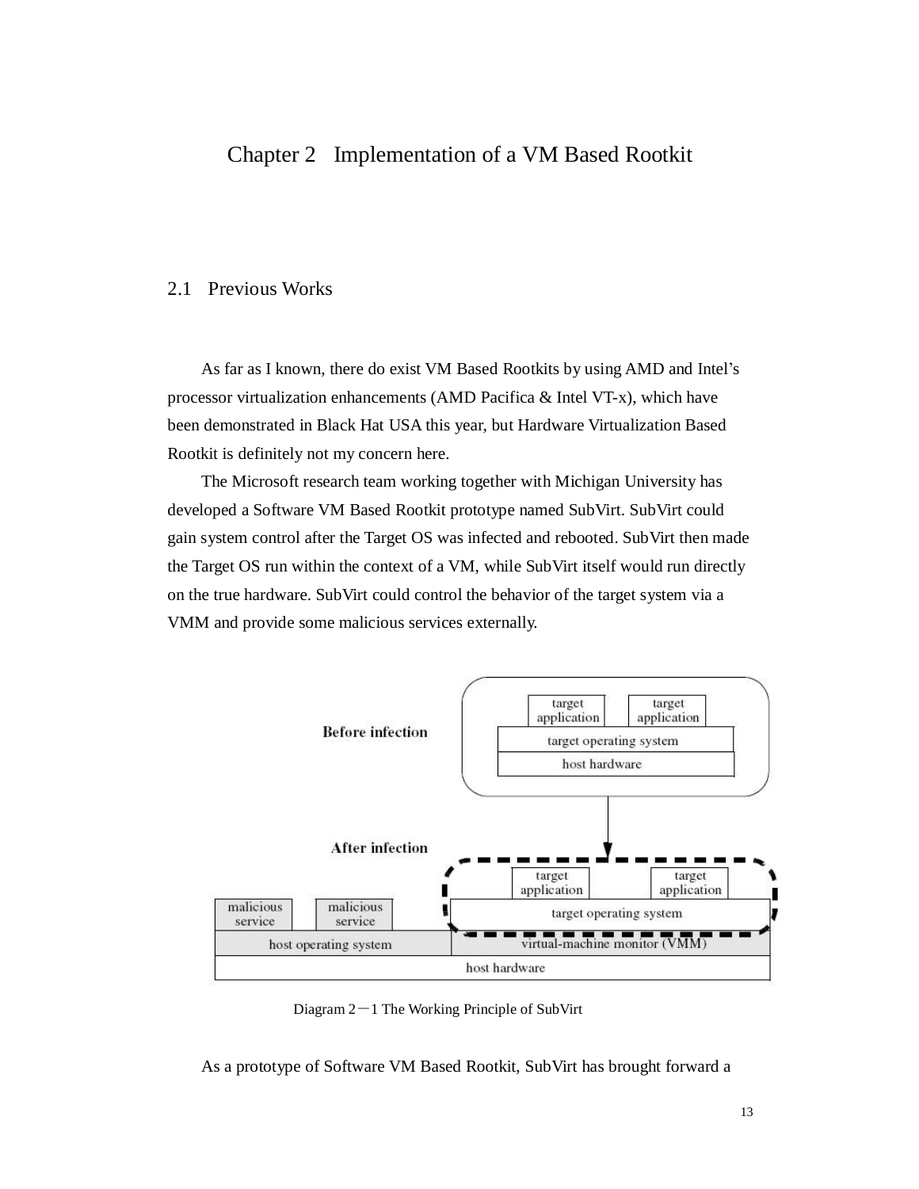# Chapter 2 Implementation of a VM Based Rootkit

## 2.1 Previous Works

As far as I known, there do exist VM Based Rootkits by using AMD and Intel's processor virtualization enhancements (AMD Pacifica & Intel VT-x), which have been demonstrated in Black Hat USA this year, but Hardware Virtualization Based Rootkit is definitely not my concern here.

The Microsoft research team working together with Michigan University has developed a Software VM Based Rootkit prototype named SubVirt. SubVirt could gain system control after the Target OS was infected and rebooted. SubVirt then made the Target OS run within the context of a VM, while SubVirt itself would run directly on the true hardware. SubVirt could control the behavior of the target system via a VMM and provide some malicious services externally.

Diagram 2－1 The Working Principle of SubVirt

As a prototype of Software VM Based Rootkit, SubVirt has brought forward a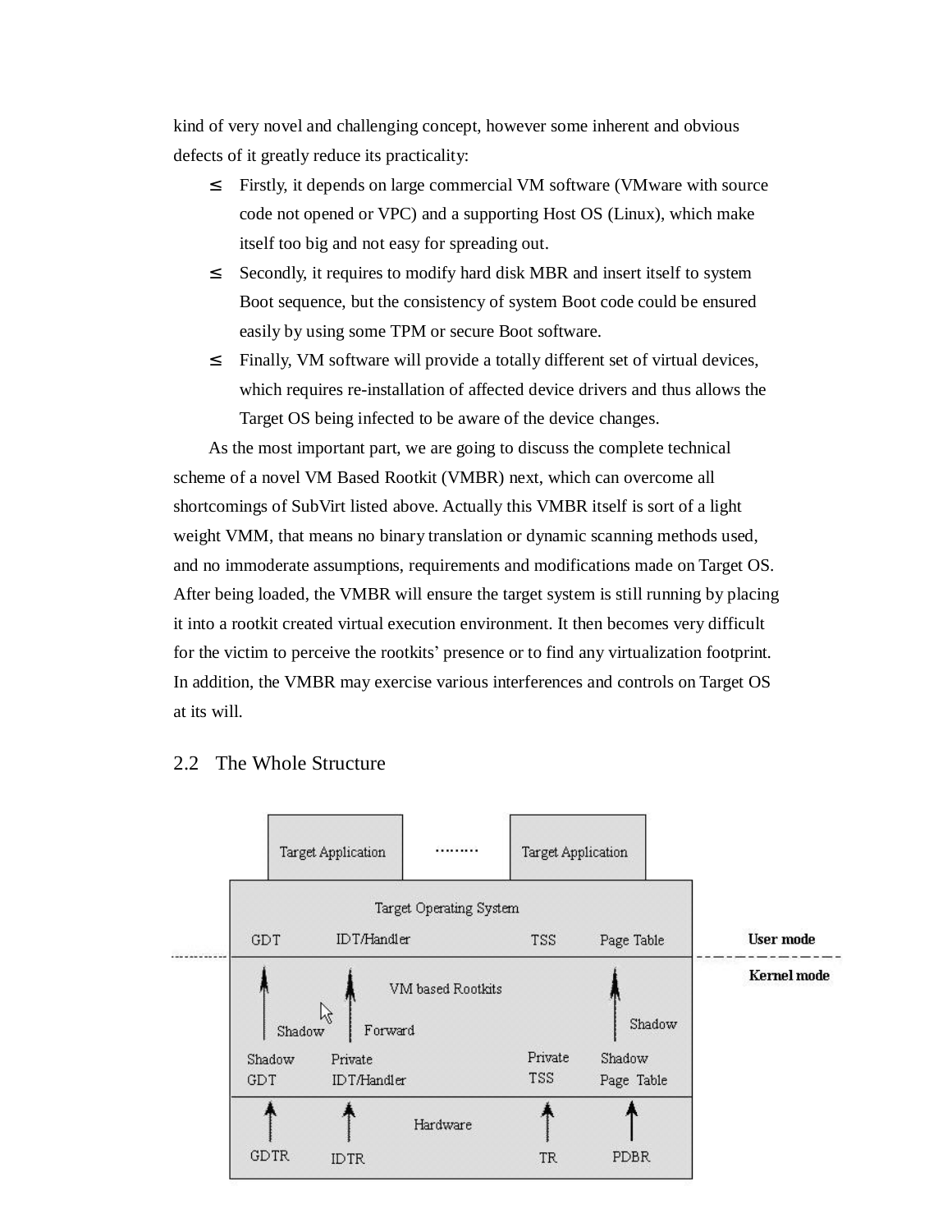kind of very novel and challenging concept, however some inherent and obvious defects of it greatly reduce its practicality:

- Firstly, it depends on large commercial VM software (VMware with source code not opened or VPC) and a supporting Host OS (Linux), which make itself too big and not easy for spreading out.
- Secondly, it requires to modify hard disk MBR and insert itself to system Boot sequence, but the consistency of system Boot code could be ensured easily by using some TPM or secure Boot software.
- Finally, VM software will provide a totally different set of virtual devices, which requires re-installation of affected device drivers and thus allows the Target OS being infected to be aware of the device changes.

As the most important part, we are going to discuss the complete technical scheme of a novel VM Based Rootkit (VMBR) next, which can overcome all shortcomings of SubVirt listed above. Actually this VMBR itself is sort of a light weight VMM, that means no binary translation or dynamic scanning methods used, and no immoderate assumptions, requirements and modifications made on Target OS. After being loaded, the VMBR will ensure the target system is still running by placing it into a rootkit created virtual execution environment. It then becomes very difficult for the victim to perceive the rootkits' presence or to find any virtualization footprint. In addition, the VMBR may exercise various interferences and controls on Target OS at its will.

## 2.2 The Whole Structure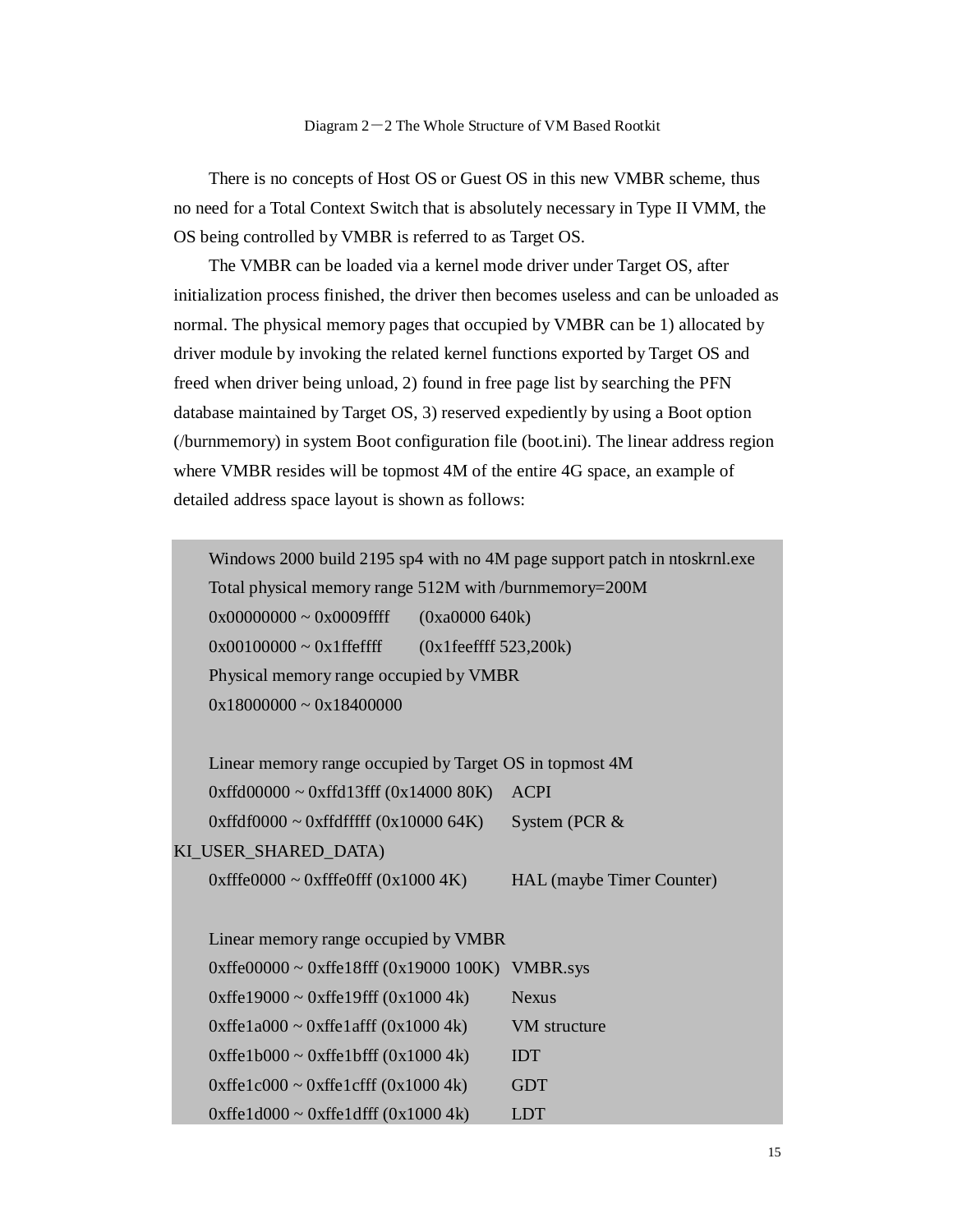Diagram 2－2 The Whole Structure of VM Based Rootkit

There is no concepts of Host OS or Guest OS in this new VMBR scheme, thus no need for a Total Context Switch that is absolutely necessary in Type II VMM, the OS being controlled by VMBR is referred to as Target OS.

The VMBR can be loaded via a kernel mode driver under Target OS, after initialization process finished, the driver then becomes useless and can be unloaded as normal. The physical memory pages that occupied by VMBR can be 1) allocated by driver module by invoking the related kernel functions exported by Target OS and freed when driver being unload, 2) found in free page list by searching the PFN database maintained by Target OS, 3) reserved expediently by using a Boot option (/burnmemory) in system Boot configuration file (boot.ini). The linear address region where VMBR resides will be topmost 4M of the entire 4G space, an example of detailed address space layout is shown as follows:

```
Windows 2000 build 2195 sp4 with no 4M page support patch in ntoskrnl.exe
Total physical memory range 512M with /burnmemory=200M
0x00000000 ~ 0x0009ffff       (0xa0000 640k)
0x00100000 ~ 0x1ffeffff       (0x1feeffff 523,200k)
Physical memory range occupied by VMBR
0x18000000 ~ 0x18400000

Linear memory range occupied by Target OS in topmost 4M
0xffd00000 ~ 0xffd13fff (0x14000 80K)    ACPI
0xffdf0000 ~ 0xffdfffff (0x10000 64K)    System (PCR & KI_USER_SHARED_DATA)
0xfffe0000 ~ 0xfffe0fff (0x1000 4K)      HAL (maybe Timer Counter)

Linear memory range occupied by VMBR
0xffe00000 ~ 0xffe18fff (0x19000 100K)   VMBR.sys
0xffe19000 ~ 0xffe19fff (0x1000 4k)      Nexus
0xffe1a000 ~ 0xffe1afff (0x1000 4k)      VM structure
0xffe1b000 ~ 0xffe1bfff (0x1000 4k)      IDT
0xffe1c000 ~ 0xffe1cfff (0x1000 4k)      GDT
0xffe1d000 ~ 0xffe1dfff (0x1000 4k)      LDT
```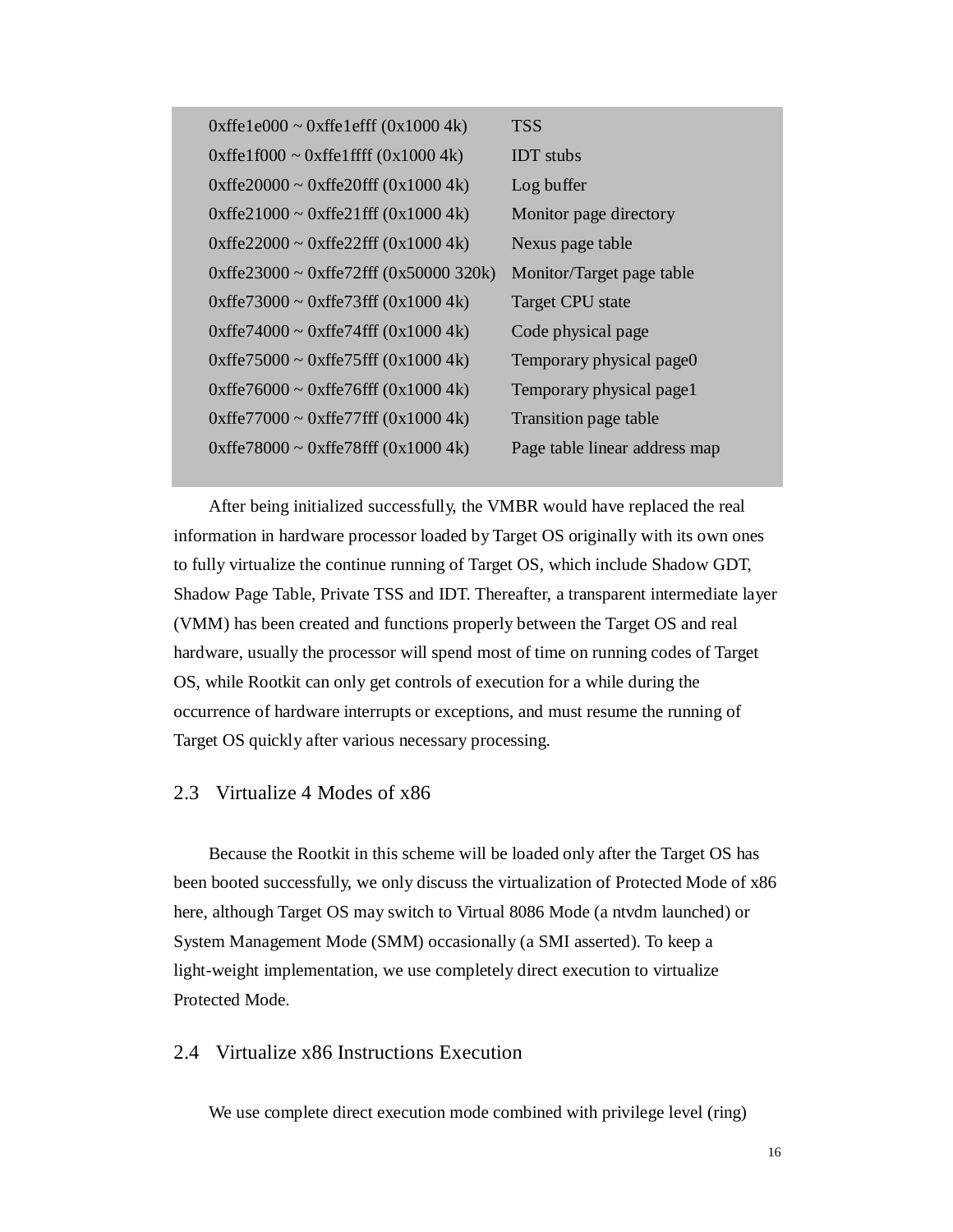| | |
|---|---|
| 0xffe1e000 ~ 0xffe1efff (0x1000 4k) | TSS |
| 0xffe1f000 ~ 0xffe1ffff (0x1000 4k) | IDT stubs |
| 0xffe20000 ~ 0xffe20fff (0x1000 4k) | Log buffer |
| 0xffe21000 ~ 0xffe21fff (0x1000 4k) | Monitor page directory |
| 0xffe22000 ~ 0xffe22fff (0x1000 4k) | Nexus page table |
| 0xffe23000 ~ 0xffe72fff (0x50000 320k) | Monitor/Target page table |
| 0xffe73000 ~ 0xffe73fff (0x1000 4k) | Target CPU state |
| 0xffe74000 ~ 0xffe74fff (0x1000 4k) | Code physical page |
| 0xffe75000 ~ 0xffe75fff (0x1000 4k) | Temporary physical page0 |
| 0xffe76000 ~ 0xffe76fff (0x1000 4k) | Temporary physical page1 |
| 0xffe77000 ~ 0xffe77fff (0x1000 4k) | Transition page table |
| 0xffe78000 ~ 0xffe78fff (0x1000 4k) | Page table linear address map |

After being initialized successfully, the VMBR would have replaced the real information in hardware processor loaded by Target OS originally with its own ones to fully virtualize the continue running of Target OS, which include Shadow GDT, Shadow Page Table, Private TSS and IDT. Thereafter, a transparent intermediate layer (VMM) has been created and functions properly between the Target OS and real hardware, usually the processor will spend most of time on running codes of Target OS, while Rootkit can only get controls of execution for a while during the occurrence of hardware interrupts or exceptions, and must resume the running of Target OS quickly after various necessary processing.

## 2.3 Virtualize 4 Modes of x86

Because the Rootkit in this scheme will be loaded only after the Target OS has been booted successfully, we only discuss the virtualization of Protected Mode of x86 here, although Target OS may switch to Virtual 8086 Mode (a ntvdm launched) or System Management Mode (SMM) occasionally (a SMI asserted). To keep a light-weight implementation, we use completely direct execution to virtualize Protected Mode.

## 2.4 Virtualize x86 Instructions Execution

We use complete direct execution mode combined with privilege level (ring)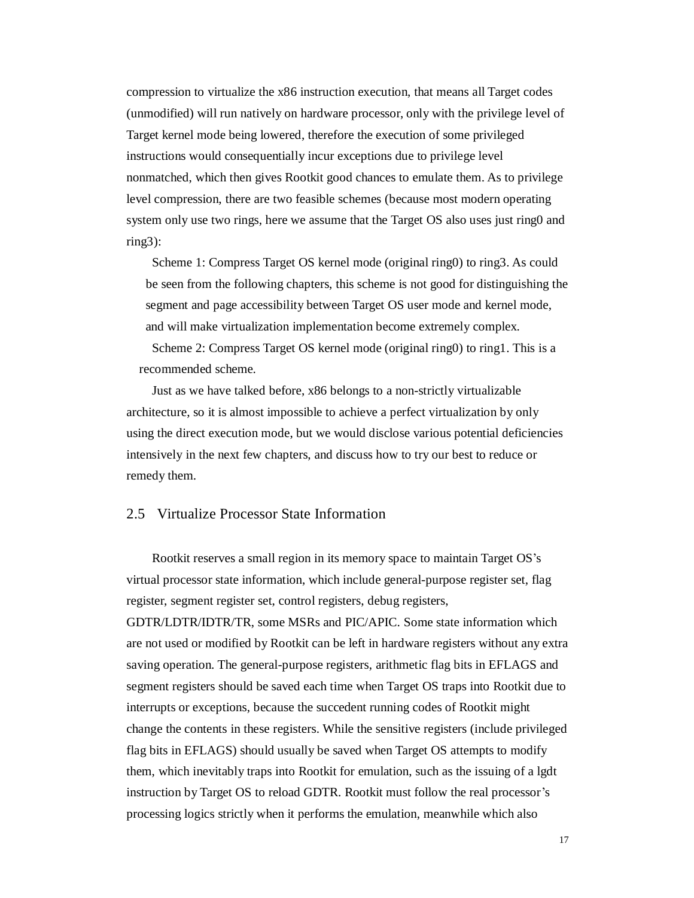compression to virtualize the x86 instruction execution, that means all Target codes (unmodified) will run natively on hardware processor, only with the privilege level of Target kernel mode being lowered, therefore the execution of some privileged instructions would consequentially incur exceptions due to privilege level nonmatched, which then gives Rootkit good chances to emulate them. As to privilege level compression, there are two feasible schemes (because most modern operating system only use two rings, here we assume that the Target OS also uses just ring0 and ring3):

Scheme 1: Compress Target OS kernel mode (original ring0) to ring3. As could be seen from the following chapters, this scheme is not good for distinguishing the segment and page accessibility between Target OS user mode and kernel mode, and will make virtualization implementation become extremely complex.

Scheme 2: Compress Target OS kernel mode (original ring0) to ring1. This is a recommended scheme.

Just as we have talked before, x86 belongs to a non-strictly virtualizable architecture, so it is almost impossible to achieve a perfect virtualization by only using the direct execution mode, but we would disclose various potential deficiencies intensively in the next few chapters, and discuss how to try our best to reduce or remedy them.

## 2.5 Virtualize Processor State Information

Rootkit reserves a small region in its memory space to maintain Target OS's virtual processor state information, which include general-purpose register set, flag register, segment register set, control registers, debug registers, GDTR/LDTR/IDTR/TR, some MSRs and PIC/APIC. Some state information which are not used or modified by Rootkit can be left in hardware registers without any extra saving operation. The general-purpose registers, arithmetic flag bits in EFLAGS and segment registers should be saved each time when Target OS traps into Rootkit due to interrupts or exceptions, because the succedent running codes of Rootkit might change the contents in these registers. While the sensitive registers (include privileged flag bits in EFLAGS) should usually be saved when Target OS attempts to modify them, which inevitably traps into Rootkit for emulation, such as the issuing of a lgdt instruction by Target OS to reload GDTR. Rootkit must follow the real processor's processing logics strictly when it performs the emulation, meanwhile which also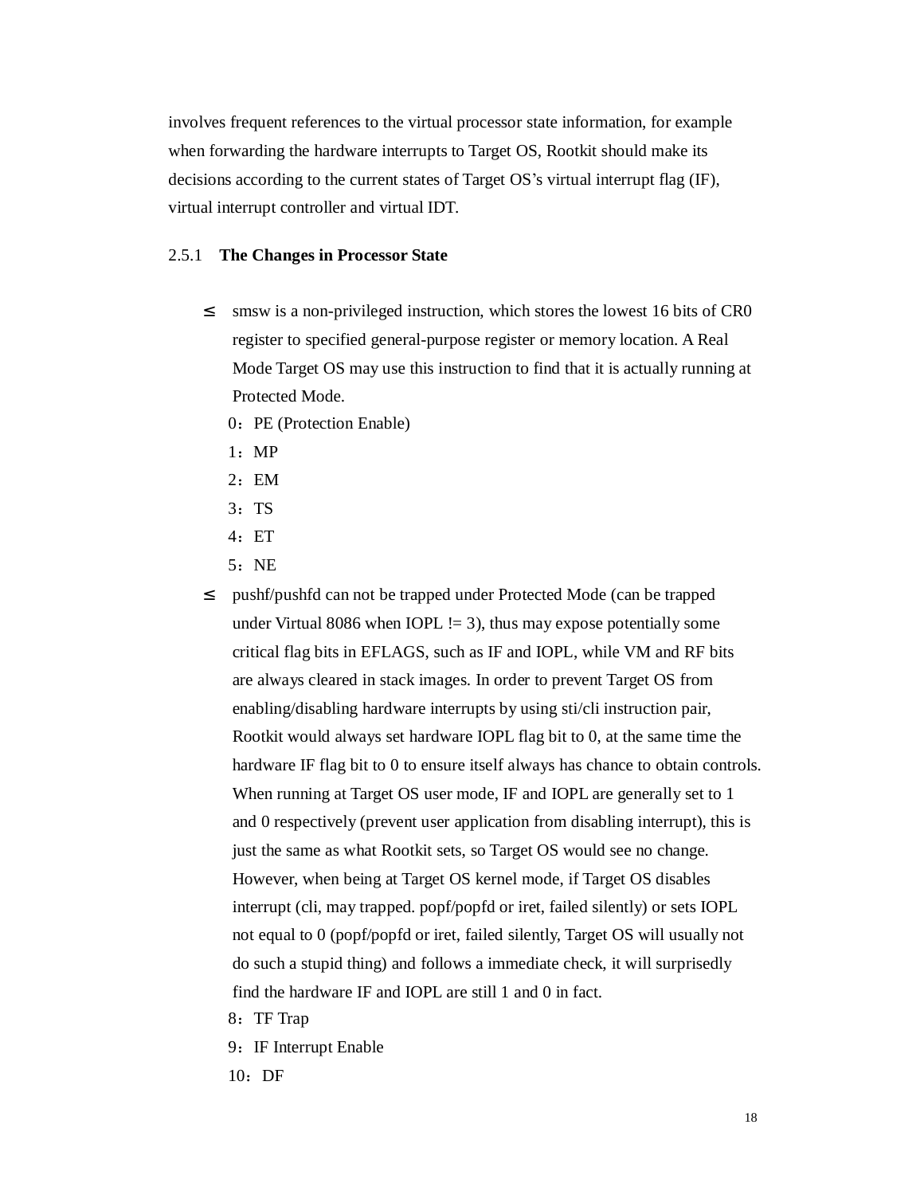involves frequent references to the virtual processor state information, for example when forwarding the hardware interrupts to Target OS, Rootkit should make its decisions according to the current states of Target OS's virtual interrupt flag (IF), virtual interrupt controller and virtual IDT.

### 2.5.1 **The Changes in Processor State**

- smsw is a non-privileged instruction, which stores the lowest 16 bits of CR0 register to specified general-purpose register or memory location. A Real Mode Target OS may use this instruction to find that it is actually running at Protected Mode.

  0：PE (Protection Enable)

  1：MP

  2：EM

  3：TS

  4：ET

  5：NE

- pushf/pushfd can not be trapped under Protected Mode (can be trapped under Virtual 8086 when IOPL != 3), thus may expose potentially some critical flag bits in EFLAGS, such as IF and IOPL, while VM and RF bits are always cleared in stack images. In order to prevent Target OS from enabling/disabling hardware interrupts by using sti/cli instruction pair, Rootkit would always set hardware IOPL flag bit to 0, at the same time the hardware IF flag bit to 0 to ensure itself always has chance to obtain controls. When running at Target OS user mode, IF and IOPL are generally set to 1 and 0 respectively (prevent user application from disabling interrupt), this is just the same as what Rootkit sets, so Target OS would see no change. However, when being at Target OS kernel mode, if Target OS disables interrupt (cli, may trapped. popf/popfd or iret, failed silently) or sets IOPL not equal to 0 (popf/popfd or iret, failed silently, Target OS will usually not do such a stupid thing) and follows a immediate check, it will surprisedly find the hardware IF and IOPL are still 1 and 0 in fact.

  8：TF Trap

  9：IF Interrupt Enable

  10：DF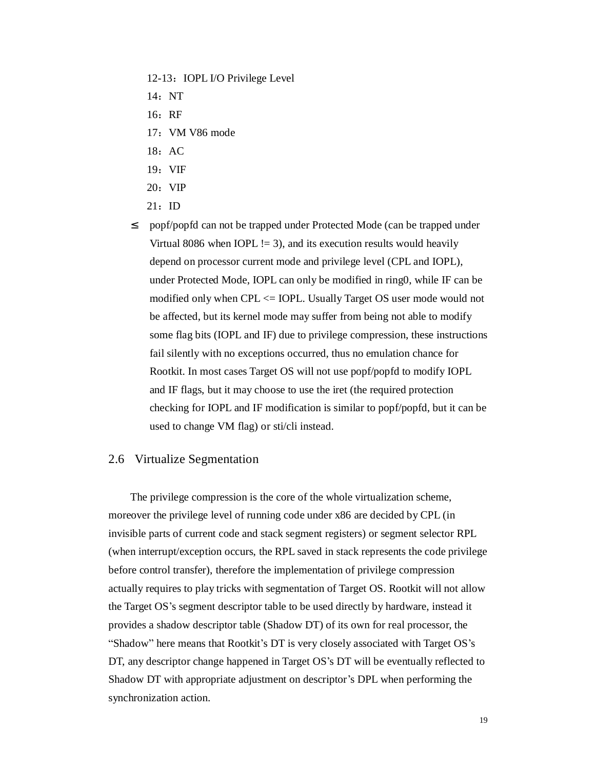12-13：IOPL I/O Privilege Level

14：NT

16：RF

17：VM V86 mode

18：AC

19：VIF

20：VIP

21：ID

- popf/popfd can not be trapped under Protected Mode (can be trapped under Virtual 8086 when IOPL != 3), and its execution results would heavily depend on processor current mode and privilege level (CPL and IOPL), under Protected Mode, IOPL can only be modified in ring0, while IF can be modified only when CPL <= IOPL. Usually Target OS user mode would not be affected, but its kernel mode may suffer from being not able to modify some flag bits (IOPL and IF) due to privilege compression, these instructions fail silently with no exceptions occurred, thus no emulation chance for Rootkit. In most cases Target OS will not use popf/popfd to modify IOPL and IF flags, but it may choose to use the iret (the required protection checking for IOPL and IF modification is similar to popf/popfd, but it can be used to change VM flag) or sti/cli instead.

## 2.6 Virtualize Segmentation

The privilege compression is the core of the whole virtualization scheme, moreover the privilege level of running code under x86 are decided by CPL (in invisible parts of current code and stack segment registers) or segment selector RPL (when interrupt/exception occurs, the RPL saved in stack represents the code privilege before control transfer), therefore the implementation of privilege compression actually requires to play tricks with segmentation of Target OS. Rootkit will not allow the Target OS's segment descriptor table to be used directly by hardware, instead it provides a shadow descriptor table (Shadow DT) of its own for real processor, the "Shadow" here means that Rootkit's DT is very closely associated with Target OS's DT, any descriptor change happened in Target OS's DT will be eventually reflected to Shadow DT with appropriate adjustment on descriptor's DPL when performing the synchronization action.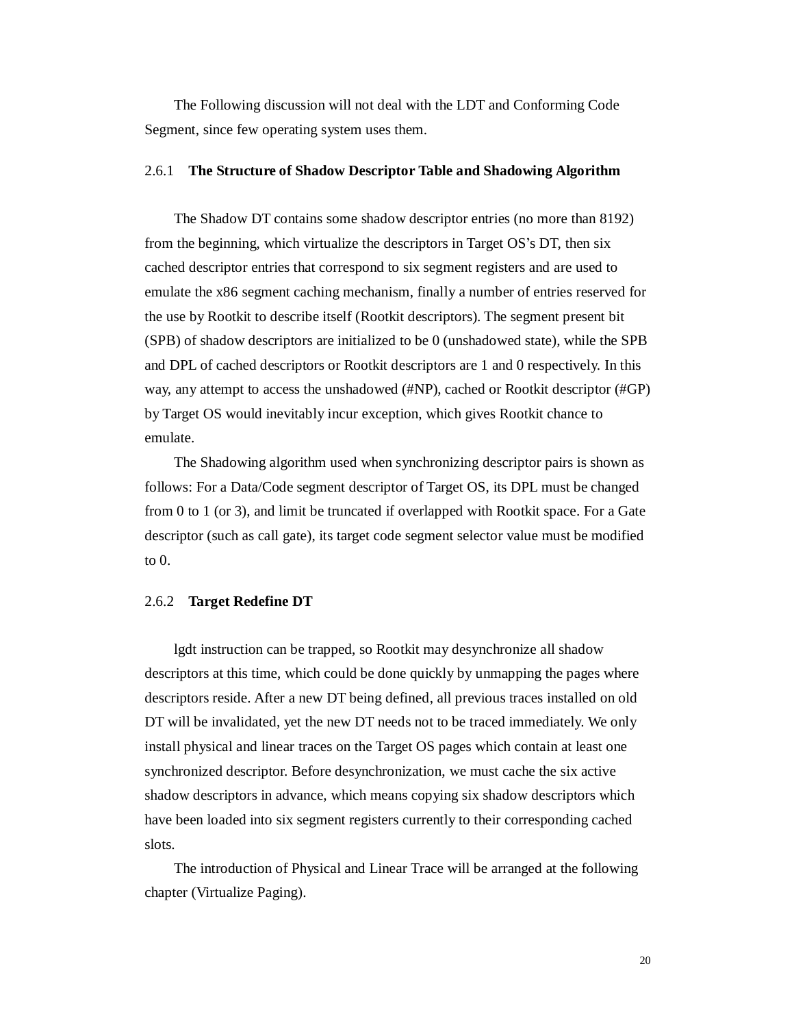The Following discussion will not deal with the LDT and Conforming Code Segment, since few operating system uses them.

### 2.6.1 **The Structure of Shadow Descriptor Table and Shadowing Algorithm**

The Shadow DT contains some shadow descriptor entries (no more than 8192) from the beginning, which virtualize the descriptors in Target OS's DT, then six cached descriptor entries that correspond to six segment registers and are used to emulate the x86 segment caching mechanism, finally a number of entries reserved for the use by Rootkit to describe itself (Rootkit descriptors). The segment present bit (SPB) of shadow descriptors are initialized to be 0 (unshadowed state), while the SPB and DPL of cached descriptors or Rootkit descriptors are 1 and 0 respectively. In this way, any attempt to access the unshadowed (#NP), cached or Rootkit descriptor (#GP) by Target OS would inevitably incur exception, which gives Rootkit chance to emulate.

The Shadowing algorithm used when synchronizing descriptor pairs is shown as follows: For a Data/Code segment descriptor of Target OS, its DPL must be changed from 0 to 1 (or 3), and limit be truncated if overlapped with Rootkit space. For a Gate descriptor (such as call gate), its target code segment selector value must be modified to 0.

### 2.6.2 **Target Redefine DT**

lgdt instruction can be trapped, so Rootkit may desynchronize all shadow descriptors at this time, which could be done quickly by unmapping the pages where descriptors reside. After a new DT being defined, all previous traces installed on old DT will be invalidated, yet the new DT needs not to be traced immediately. We only install physical and linear traces on the Target OS pages which contain at least one synchronized descriptor. Before desynchronization, we must cache the six active shadow descriptors in advance, which means copying six shadow descriptors which have been loaded into six segment registers currently to their corresponding cached slots.

The introduction of Physical and Linear Trace will be arranged at the following chapter (Virtualize Paging).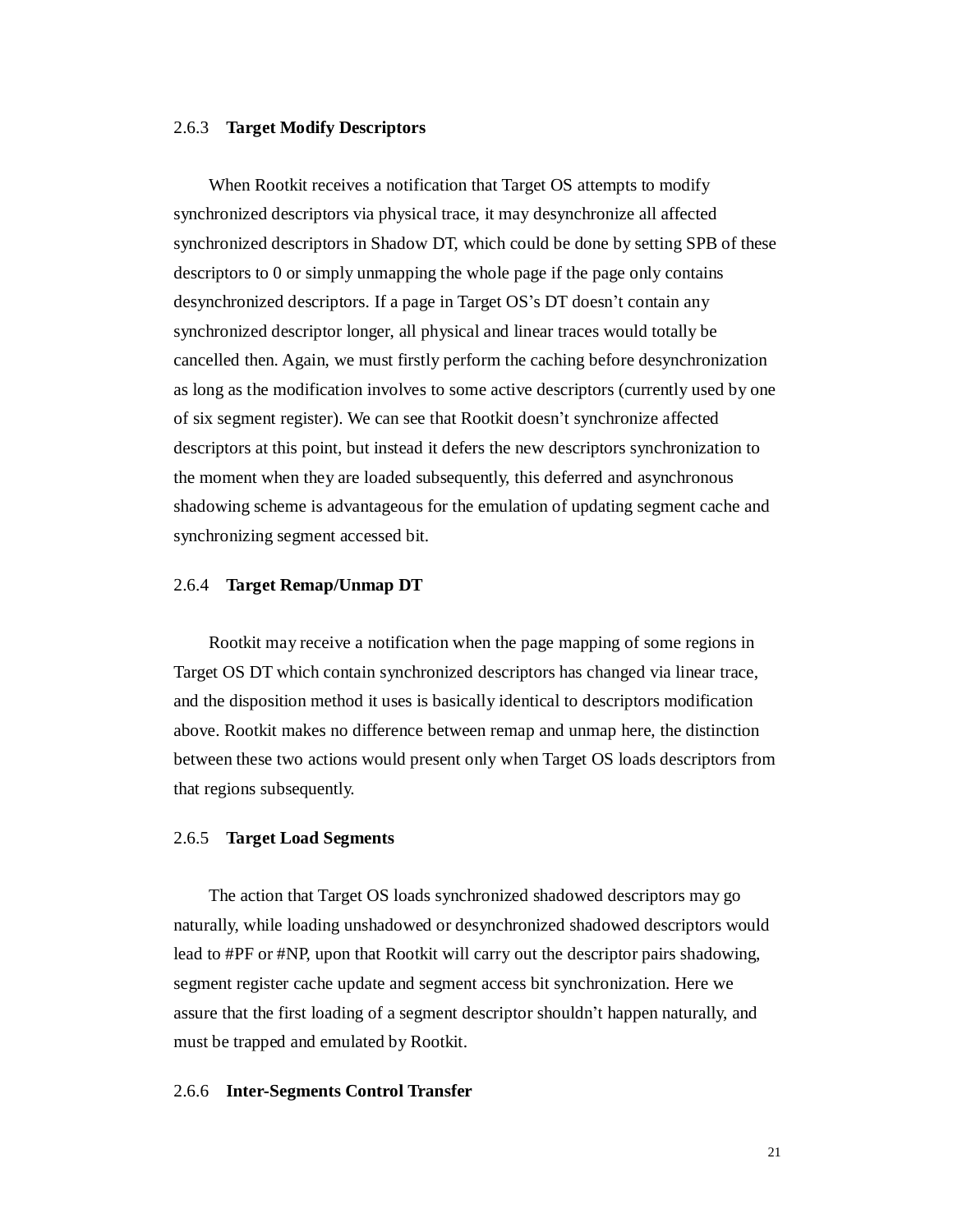### 2.6.3 **Target Modify Descriptors**

When Rootkit receives a notification that Target OS attempts to modify synchronized descriptors via physical trace, it may desynchronize all affected synchronized descriptors in Shadow DT, which could be done by setting SPB of these descriptors to 0 or simply unmapping the whole page if the page only contains desynchronized descriptors. If a page in Target OS's DT doesn't contain any synchronized descriptor longer, all physical and linear traces would totally be cancelled then. Again, we must firstly perform the caching before desynchronization as long as the modification involves to some active descriptors (currently used by one of six segment register). We can see that Rootkit doesn't synchronize affected descriptors at this point, but instead it defers the new descriptors synchronization to the moment when they are loaded subsequently, this deferred and asynchronous shadowing scheme is advantageous for the emulation of updating segment cache and synchronizing segment accessed bit.

### 2.6.4 **Target Remap/Unmap DT**

Rootkit may receive a notification when the page mapping of some regions in Target OS DT which contain synchronized descriptors has changed via linear trace, and the disposition method it uses is basically identical to descriptors modification above. Rootkit makes no difference between remap and unmap here, the distinction between these two actions would present only when Target OS loads descriptors from that regions subsequently.

### 2.6.5 **Target Load Segments**

The action that Target OS loads synchronized shadowed descriptors may go naturally, while loading unshadowed or desynchronized shadowed descriptors would lead to #PF or #NP, upon that Rootkit will carry out the descriptor pairs shadowing, segment register cache update and segment access bit synchronization. Here we assure that the first loading of a segment descriptor shouldn't happen naturally, and must be trapped and emulated by Rootkit.

### 2.6.6 **Inter-Segments Control Transfer**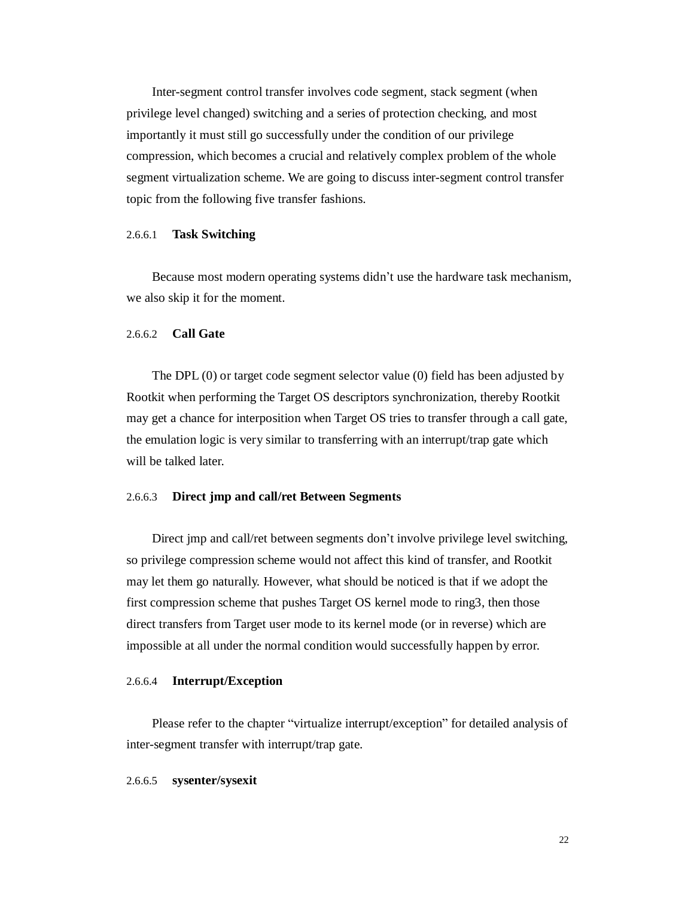Inter-segment control transfer involves code segment, stack segment (when privilege level changed) switching and a series of protection checking, and most importantly it must still go successfully under the condition of our privilege compression, which becomes a crucial and relatively complex problem of the whole segment virtualization scheme. We are going to discuss inter-segment control transfer topic from the following five transfer fashions.

#### 2.6.6.1 Task Switching

Because most modern operating systems didn't use the hardware task mechanism, we also skip it for the moment.

#### 2.6.6.2 Call Gate

The DPL (0) or target code segment selector value (0) field has been adjusted by Rootkit when performing the Target OS descriptors synchronization, thereby Rootkit may get a chance for interposition when Target OS tries to transfer through a call gate, the emulation logic is very similar to transferring with an interrupt/trap gate which will be talked later.

#### 2.6.6.3 Direct jmp and call/ret Between Segments

Direct jmp and call/ret between segments don't involve privilege level switching, so privilege compression scheme would not affect this kind of transfer, and Rootkit may let them go naturally. However, what should be noticed is that if we adopt the first compression scheme that pushes Target OS kernel mode to ring3, then those direct transfers from Target user mode to its kernel mode (or in reverse) which are impossible at all under the normal condition would successfully happen by error.

#### 2.6.6.4 Interrupt/Exception

Please refer to the chapter "virtualize interrupt/exception" for detailed analysis of inter-segment transfer with interrupt/trap gate.

#### 2.6.6.5 sysenter/sysexit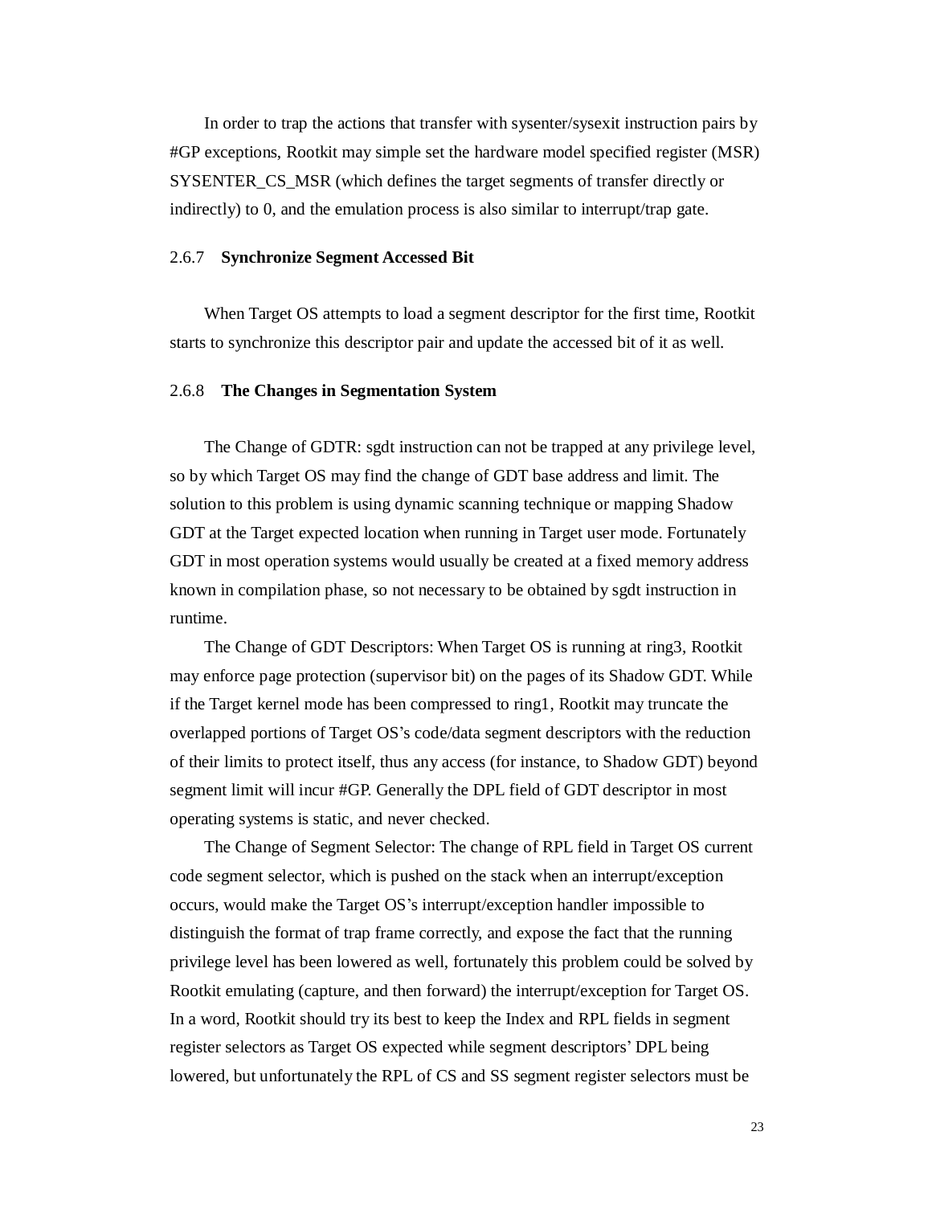In order to trap the actions that transfer with sysenter/sysexit instruction pairs by #GP exceptions, Rootkit may simple set the hardware model specified register (MSR) SYSENTER_CS_MSR (which defines the target segments of transfer directly or indirectly) to 0, and the emulation process is also similar to interrupt/trap gate.

#### 2.6.7 Synchronize Segment Accessed Bit

When Target OS attempts to load a segment descriptor for the first time, Rootkit starts to synchronize this descriptor pair and update the accessed bit of it as well.

#### 2.6.8 The Changes in Segmentation System

The Change of GDTR: sgdt instruction can not be trapped at any privilege level, so by which Target OS may find the change of GDT base address and limit. The solution to this problem is using dynamic scanning technique or mapping Shadow GDT at the Target expected location when running in Target user mode. Fortunately GDT in most operation systems would usually be created at a fixed memory address known in compilation phase, so not necessary to be obtained by sgdt instruction in runtime.

The Change of GDT Descriptors: When Target OS is running at ring3, Rootkit may enforce page protection (supervisor bit) on the pages of its Shadow GDT. While if the Target kernel mode has been compressed to ring1, Rootkit may truncate the overlapped portions of Target OS's code/data segment descriptors with the reduction of their limits to protect itself, thus any access (for instance, to Shadow GDT) beyond segment limit will incur #GP. Generally the DPL field of GDT descriptor in most operating systems is static, and never checked.

The Change of Segment Selector: The change of RPL field in Target OS current code segment selector, which is pushed on the stack when an interrupt/exception occurs, would make the Target OS's interrupt/exception handler impossible to distinguish the format of trap frame correctly, and expose the fact that the running privilege level has been lowered as well, fortunately this problem could be solved by Rootkit emulating (capture, and then forward) the interrupt/exception for Target OS. In a word, Rootkit should try its best to keep the Index and RPL fields in segment register selectors as Target OS expected while segment descriptors' DPL being lowered, but unfortunately the RPL of CS and SS segment register selectors must be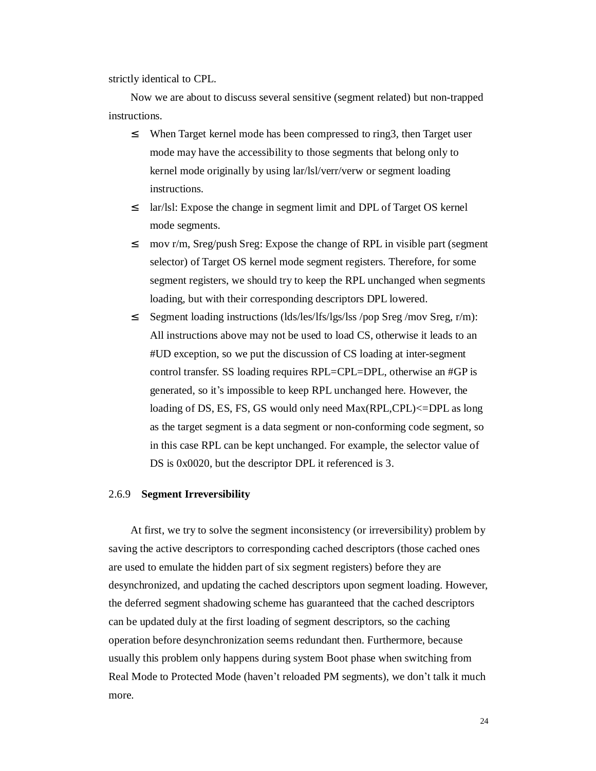strictly identical to CPL.

Now we are about to discuss several sensitive (segment related) but non-trapped instructions.

- When Target kernel mode has been compressed to ring3, then Target user mode may have the accessibility to those segments that belong only to kernel mode originally by using lar/lsl/verr/verw or segment loading instructions.
- lar/lsl: Expose the change in segment limit and DPL of Target OS kernel mode segments.
- mov r/m, Sreg/push Sreg: Expose the change of RPL in visible part (segment selector) of Target OS kernel mode segment registers. Therefore, for some segment registers, we should try to keep the RPL unchanged when segments loading, but with their corresponding descriptors DPL lowered.
- Segment loading instructions (lds/les/lfs/lgs/lss /pop Sreg /mov Sreg, r/m): All instructions above may not be used to load CS, otherwise it leads to an #UD exception, so we put the discussion of CS loading at inter-segment control transfer. SS loading requires RPL=CPL=DPL, otherwise an #GP is generated, so it's impossible to keep RPL unchanged here. However, the loading of DS, ES, FS, GS would only need Max(RPL,CPL)<=DPL as long as the target segment is a data segment or non-conforming code segment, so in this case RPL can be kept unchanged. For example, the selector value of DS is 0x0020, but the descriptor DPL it referenced is 3.

### 2.6.9 **Segment Irreversibility**

At first, we try to solve the segment inconsistency (or irreversibility) problem by saving the active descriptors to corresponding cached descriptors (those cached ones are used to emulate the hidden part of six segment registers) before they are desynchronized, and updating the cached descriptors upon segment loading. However, the deferred segment shadowing scheme has guaranteed that the cached descriptors can be updated duly at the first loading of segment descriptors, so the caching operation before desynchronization seems redundant then. Furthermore, because usually this problem only happens during system Boot phase when switching from Real Mode to Protected Mode (haven't reloaded PM segments), we don't talk it much more.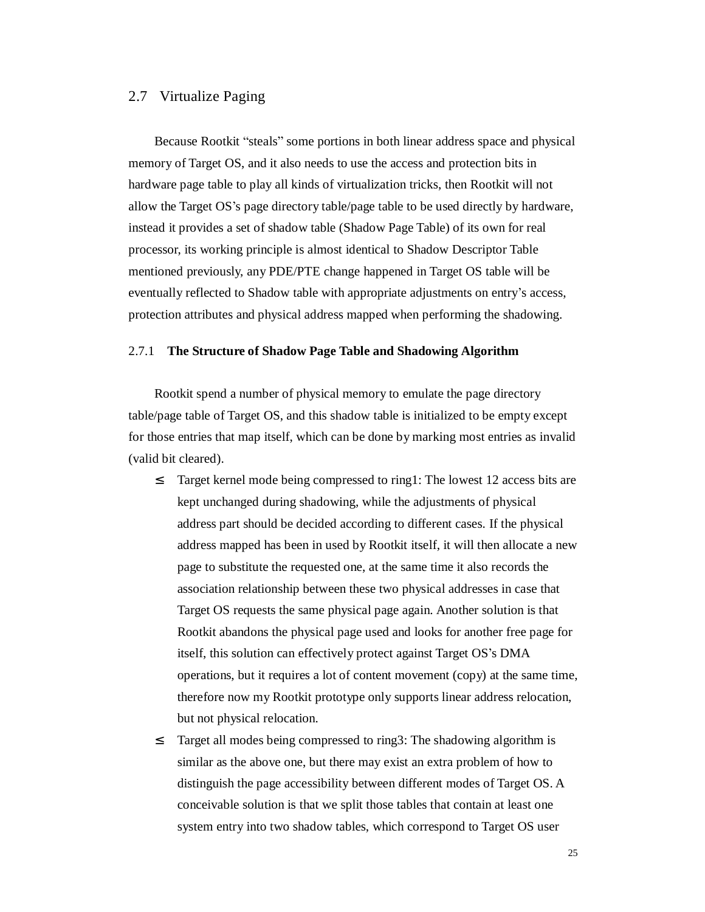## 2.7 Virtualize Paging

Because Rootkit “steals” some portions in both linear address space and physical memory of Target OS, and it also needs to use the access and protection bits in hardware page table to play all kinds of virtualization tricks, then Rootkit will not allow the Target OS’s page directory table/page table to be used directly by hardware, instead it provides a set of shadow table (Shadow Page Table) of its own for real processor, its working principle is almost identical to Shadow Descriptor Table mentioned previously, any PDE/PTE change happened in Target OS table will be eventually reflected to Shadow table with appropriate adjustments on entry’s access, protection attributes and physical address mapped when performing the shadowing.

### 2.7.1 **The Structure of Shadow Page Table and Shadowing Algorithm**

Rootkit spend a number of physical memory to emulate the page directory table/page table of Target OS, and this shadow table is initialized to be empty except for those entries that map itself, which can be done by marking most entries as invalid (valid bit cleared).

- Target kernel mode being compressed to ring1: The lowest 12 access bits are kept unchanged during shadowing, while the adjustments of physical address part should be decided according to different cases. If the physical address mapped has been in used by Rootkit itself, it will then allocate a new page to substitute the requested one, at the same time it also records the association relationship between these two physical addresses in case that Target OS requests the same physical page again. Another solution is that Rootkit abandons the physical page used and looks for another free page for itself, this solution can effectively protect against Target OS’s DMA operations, but it requires a lot of content movement (copy) at the same time, therefore now my Rootkit prototype only supports linear address relocation, but not physical relocation.
- Target all modes being compressed to ring3: The shadowing algorithm is similar as the above one, but there may exist an extra problem of how to distinguish the page accessibility between different modes of Target OS. A conceivable solution is that we split those tables that contain at least one system entry into two shadow tables, which correspond to Target OS user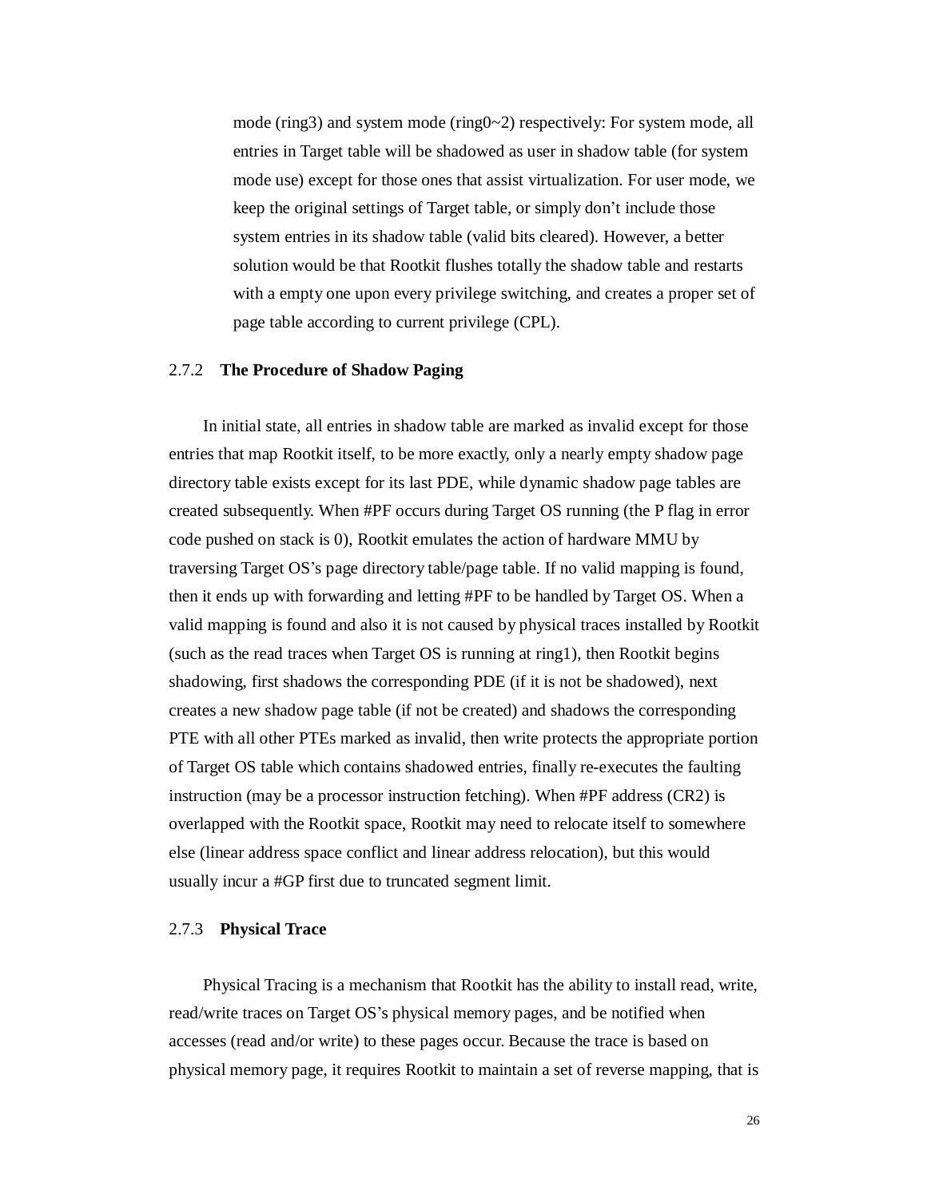mode (ring3) and system mode (ring0~2) respectively: For system mode, all entries in Target table will be shadowed as user in shadow table (for system mode use) except for those ones that assist virtualization. For user mode, we keep the original settings of Target table, or simply don't include those system entries in its shadow table (valid bits cleared). However, a better solution would be that Rootkit flushes totally the shadow table and restarts with a empty one upon every privilege switching, and creates a proper set of page table according to current privilege (CPL).

### 2.7.2 The Procedure of Shadow Paging

In initial state, all entries in shadow table are marked as invalid except for those entries that map Rootkit itself, to be more exactly, only a nearly empty shadow page directory table exists except for its last PDE, while dynamic shadow page tables are created subsequently. When #PF occurs during Target OS running (the P flag in error code pushed on stack is 0), Rootkit emulates the action of hardware MMU by traversing Target OS's page directory table/page table. If no valid mapping is found, then it ends up with forwarding and letting #PF to be handled by Target OS. When a valid mapping is found and also it is not caused by physical traces installed by Rootkit (such as the read traces when Target OS is running at ring1), then Rootkit begins shadowing, first shadows the corresponding PDE (if it is not be shadowed), next creates a new shadow page table (if not be created) and shadows the corresponding PTE with all other PTEs marked as invalid, then write protects the appropriate portion of Target OS table which contains shadowed entries, finally re-executes the faulting instruction (may be a processor instruction fetching). When #PF address (CR2) is overlapped with the Rootkit space, Rootkit may need to relocate itself to somewhere else (linear address space conflict and linear address relocation), but this would usually incur a #GP first due to truncated segment limit.

### 2.7.3 Physical Trace

Physical Tracing is a mechanism that Rootkit has the ability to install read, write, read/write traces on Target OS's physical memory pages, and be notified when accesses (read and/or write) to these pages occur. Because the trace is based on physical memory page, it requires Rootkit to maintain a set of reverse mapping, that is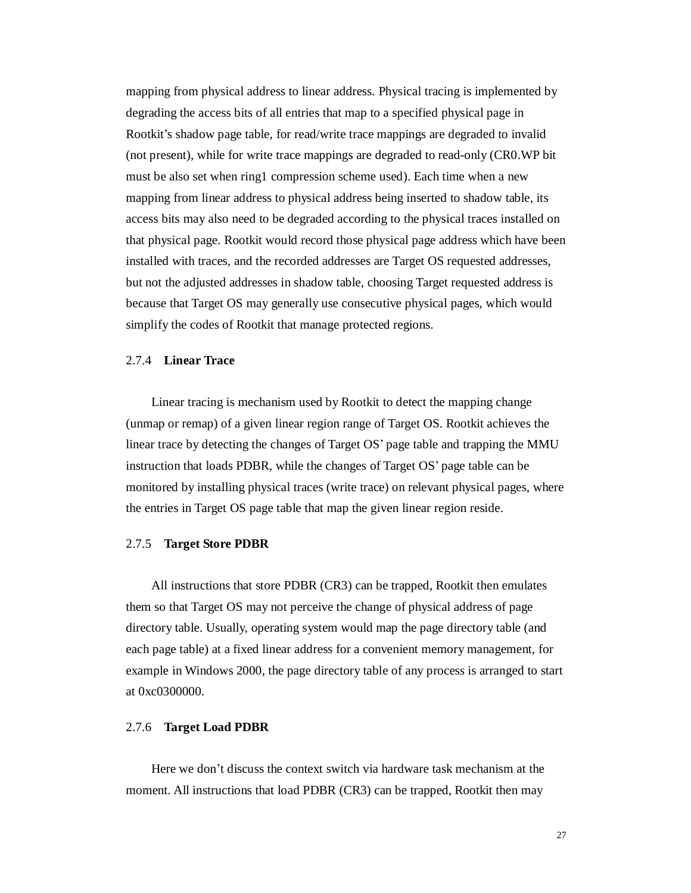mapping from physical address to linear address. Physical tracing is implemented by degrading the access bits of all entries that map to a specified physical page in Rootkit's shadow page table, for read/write trace mappings are degraded to invalid (not present), while for write trace mappings are degraded to read-only (CR0.WP bit must be also set when ring1 compression scheme used). Each time when a new mapping from linear address to physical address being inserted to shadow table, its access bits may also need to be degraded according to the physical traces installed on that physical page. Rootkit would record those physical page address which have been installed with traces, and the recorded addresses are Target OS requested addresses, but not the adjusted addresses in shadow table, choosing Target requested address is because that Target OS may generally use consecutive physical pages, which would simplify the codes of Rootkit that manage protected regions.

### 2.7.4 Linear Trace

Linear tracing is mechanism used by Rootkit to detect the mapping change (unmap or remap) of a given linear region range of Target OS. Rootkit achieves the linear trace by detecting the changes of Target OS' page table and trapping the MMU instruction that loads PDBR, while the changes of Target OS' page table can be monitored by installing physical traces (write trace) on relevant physical pages, where the entries in Target OS page table that map the given linear region reside.

### 2.7.5 Target Store PDBR

All instructions that store PDBR (CR3) can be trapped, Rootkit then emulates them so that Target OS may not perceive the change of physical address of page directory table. Usually, operating system would map the page directory table (and each page table) at a fixed linear address for a convenient memory management, for example in Windows 2000, the page directory table of any process is arranged to start at 0xc0300000.

### 2.7.6 Target Load PDBR

Here we don't discuss the context switch via hardware task mechanism at the moment. All instructions that load PDBR (CR3) can be trapped, Rootkit then may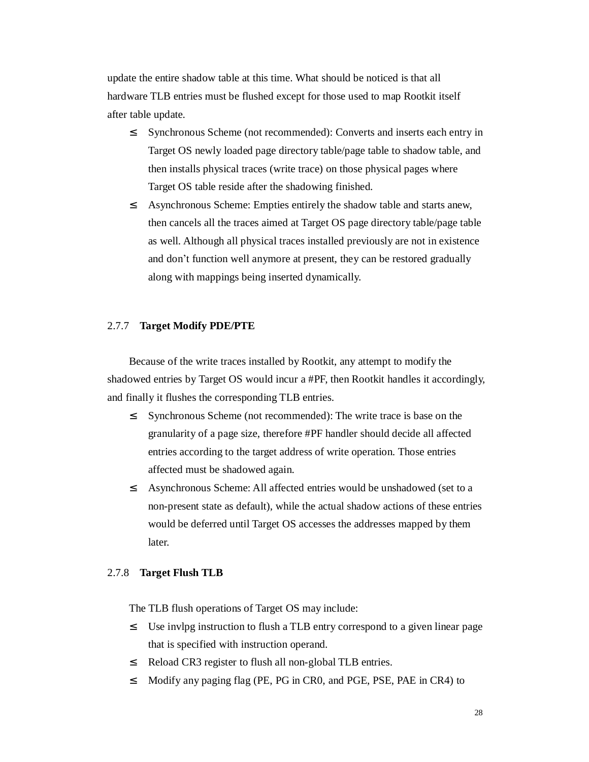update the entire shadow table at this time. What should be noticed is that all hardware TLB entries must be flushed except for those used to map Rootkit itself after table update.

- Synchronous Scheme (not recommended): Converts and inserts each entry in Target OS newly loaded page directory table/page table to shadow table, and then installs physical traces (write trace) on those physical pages where Target OS table reside after the shadowing finished.
- Asynchronous Scheme: Empties entirely the shadow table and starts anew, then cancels all the traces aimed at Target OS page directory table/page table as well. Although all physical traces installed previously are not in existence and don't function well anymore at present, they can be restored gradually along with mappings being inserted dynamically.

### 2.7.7 **Target Modify PDE/PTE**

Because of the write traces installed by Rootkit, any attempt to modify the shadowed entries by Target OS would incur a #PF, then Rootkit handles it accordingly, and finally it flushes the corresponding TLB entries.

- Synchronous Scheme (not recommended): The write trace is base on the granularity of a page size, therefore #PF handler should decide all affected entries according to the target address of write operation. Those entries affected must be shadowed again.
- Asynchronous Scheme: All affected entries would be unshadowed (set to a non-present state as default), while the actual shadow actions of these entries would be deferred until Target OS accesses the addresses mapped by them later.

### 2.7.8 **Target Flush TLB**

The TLB flush operations of Target OS may include:

- Use invlpg instruction to flush a TLB entry correspond to a given linear page that is specified with instruction operand.
- Reload CR3 register to flush all non-global TLB entries.
- Modify any paging flag (PE, PG in CR0, and PGE, PSE, PAE in CR4) to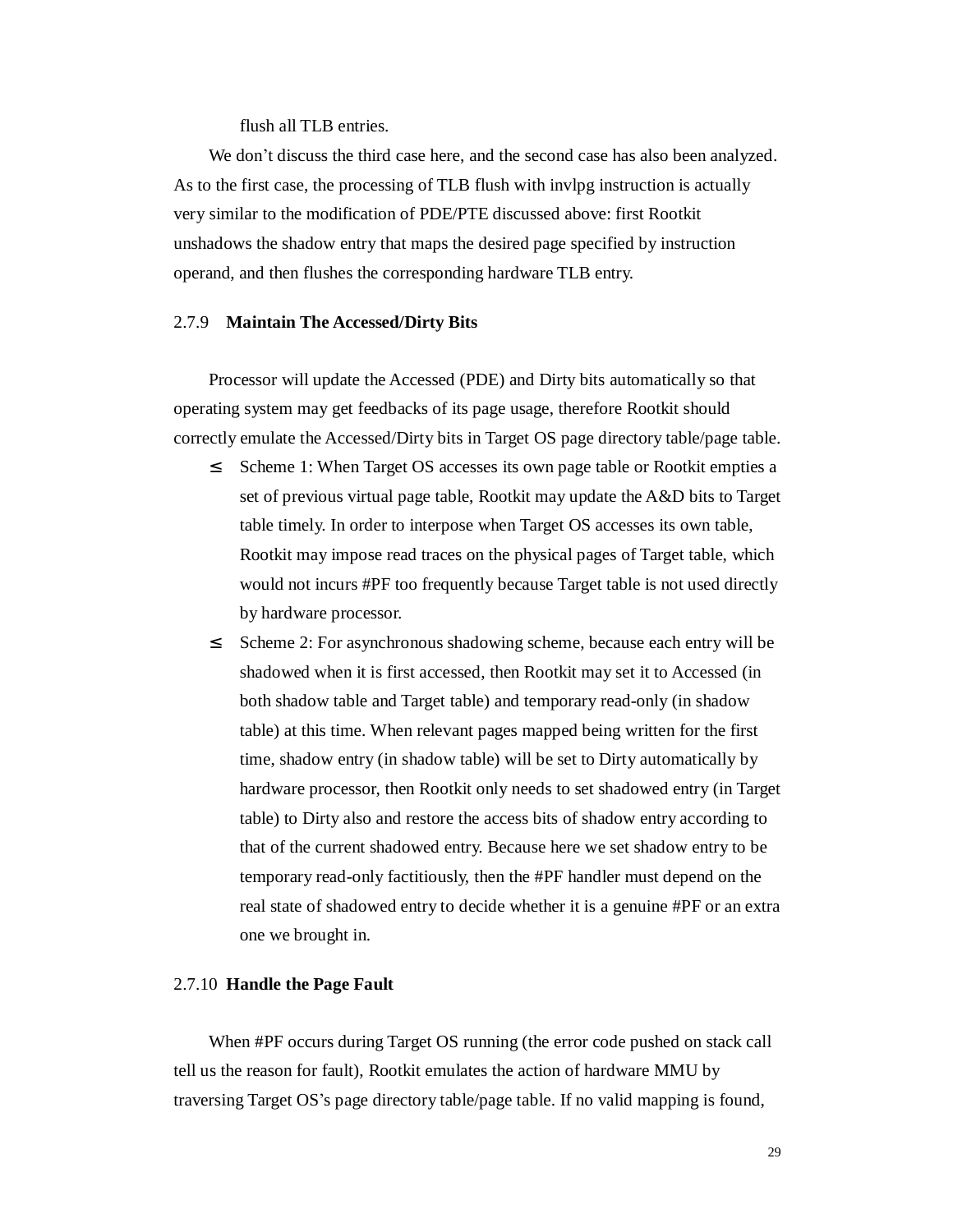flush all TLB entries.

We don't discuss the third case here, and the second case has also been analyzed. As to the first case, the processing of TLB flush with invlpg instruction is actually very similar to the modification of PDE/PTE discussed above: first Rootkit unshadows the shadow entry that maps the desired page specified by instruction operand, and then flushes the corresponding hardware TLB entry.

#### 2.7.9 **Maintain The Accessed/Dirty Bits**

Processor will update the Accessed (PDE) and Dirty bits automatically so that operating system may get feedbacks of its page usage, therefore Rootkit should correctly emulate the Accessed/Dirty bits in Target OS page directory table/page table.

- Scheme 1: When Target OS accesses its own page table or Rootkit empties a set of previous virtual page table, Rootkit may update the A&D bits to Target table timely. In order to interpose when Target OS accesses its own table, Rootkit may impose read traces on the physical pages of Target table, which would not incurs #PF too frequently because Target table is not used directly by hardware processor.
- Scheme 2: For asynchronous shadowing scheme, because each entry will be shadowed when it is first accessed, then Rootkit may set it to Accessed (in both shadow table and Target table) and temporary read-only (in shadow table) at this time. When relevant pages mapped being written for the first time, shadow entry (in shadow table) will be set to Dirty automatically by hardware processor, then Rootkit only needs to set shadowed entry (in Target table) to Dirty also and restore the access bits of shadow entry according to that of the current shadowed entry. Because here we set shadow entry to be temporary read-only factitiously, then the #PF handler must depend on the real state of shadowed entry to decide whether it is a genuine #PF or an extra one we brought in.

#### 2.7.10 **Handle the Page Fault**

When #PF occurs during Target OS running (the error code pushed on stack call tell us the reason for fault), Rootkit emulates the action of hardware MMU by traversing Target OS's page directory table/page table. If no valid mapping is found,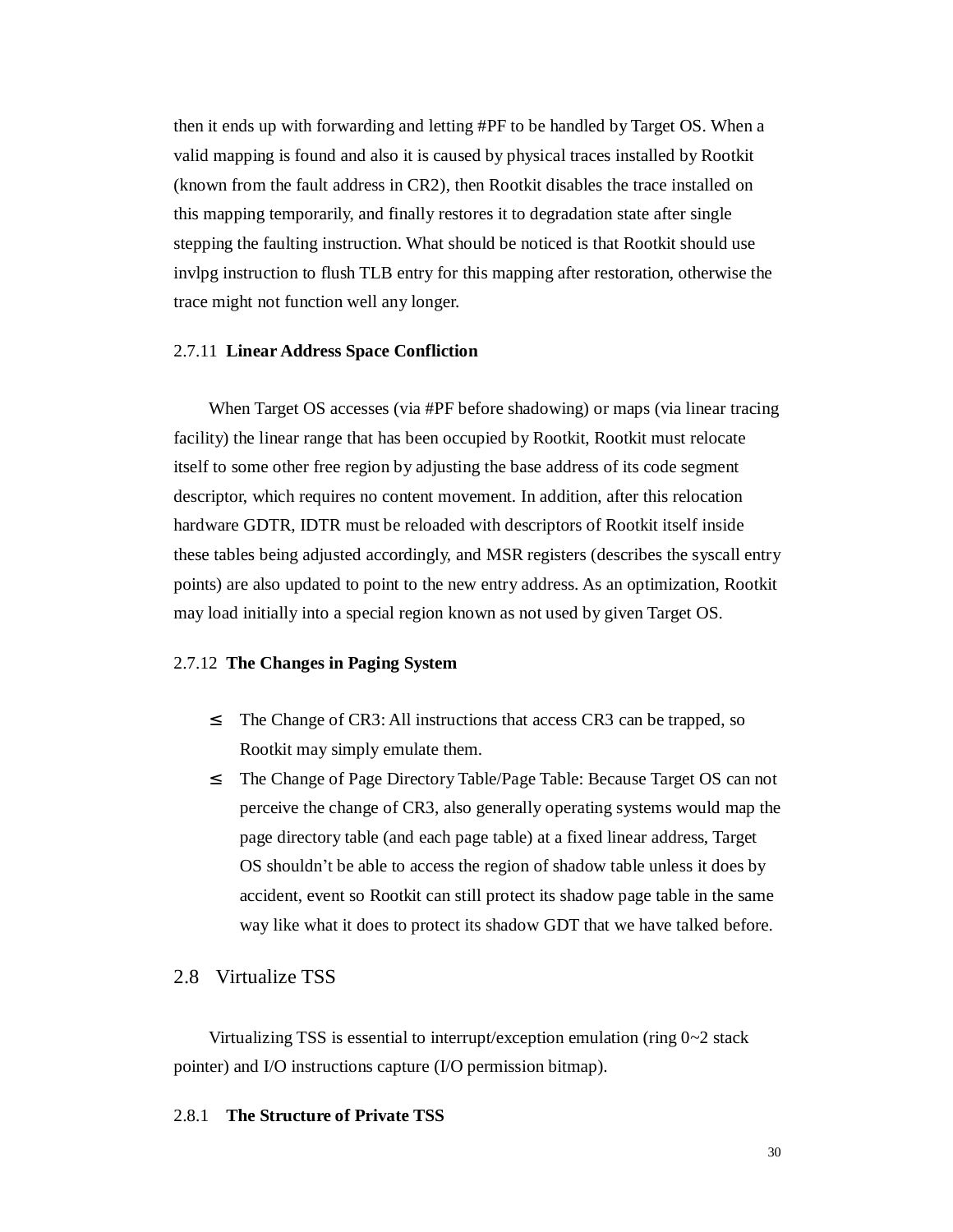then it ends up with forwarding and letting #PF to be handled by Target OS. When a valid mapping is found and also it is caused by physical traces installed by Rootkit (known from the fault address in CR2), then Rootkit disables the trace installed on this mapping temporarily, and finally restores it to degradation state after single stepping the faulting instruction. What should be noticed is that Rootkit should use invlpg instruction to flush TLB entry for this mapping after restoration, otherwise the trace might not function well any longer.

#### 2.7.11 **Linear Address Space Confliction**

When Target OS accesses (via #PF before shadowing) or maps (via linear tracing facility) the linear range that has been occupied by Rootkit, Rootkit must relocate itself to some other free region by adjusting the base address of its code segment descriptor, which requires no content movement. In addition, after this relocation hardware GDTR, IDTR must be reloaded with descriptors of Rootkit itself inside these tables being adjusted accordingly, and MSR registers (describes the syscall entry points) are also updated to point to the new entry address. As an optimization, Rootkit may load initially into a special region known as not used by given Target OS.

#### 2.7.12 **The Changes in Paging System**

- The Change of CR3: All instructions that access CR3 can be trapped, so Rootkit may simply emulate them.
- The Change of Page Directory Table/Page Table: Because Target OS can not perceive the change of CR3, also generally operating systems would map the page directory table (and each page table) at a fixed linear address, Target OS shouldn't be able to access the region of shadow table unless it does by accident, event so Rootkit can still protect its shadow page table in the same way like what it does to protect its shadow GDT that we have talked before.

### 2.8 Virtualize TSS

Virtualizing TSS is essential to interrupt/exception emulation (ring 0~2 stack pointer) and I/O instructions capture (I/O permission bitmap).

#### 2.8.1 **The Structure of Private TSS**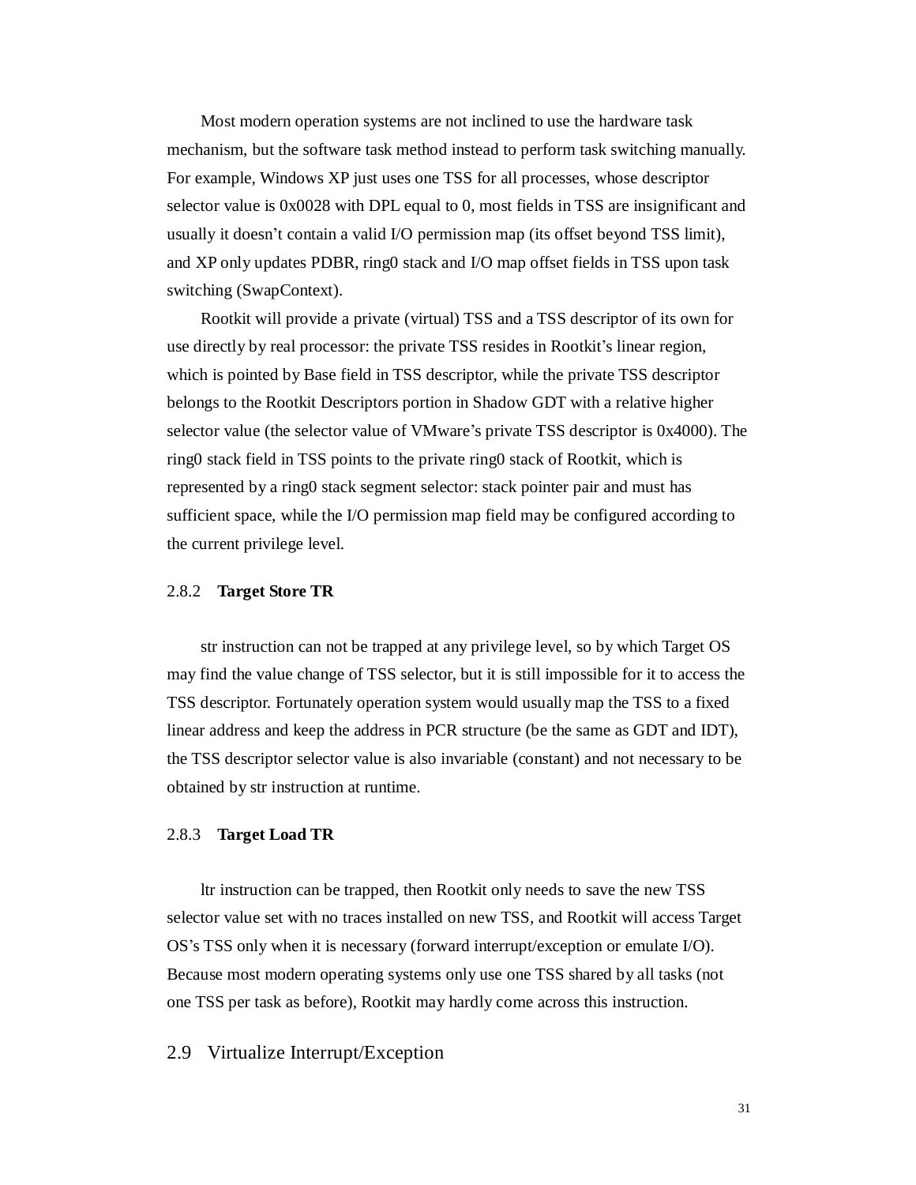Most modern operation systems are not inclined to use the hardware task mechanism, but the software task method instead to perform task switching manually. For example, Windows XP just uses one TSS for all processes, whose descriptor selector value is 0x0028 with DPL equal to 0, most fields in TSS are insignificant and usually it doesn't contain a valid I/O permission map (its offset beyond TSS limit), and XP only updates PDBR, ring0 stack and I/O map offset fields in TSS upon task switching (SwapContext).

Rootkit will provide a private (virtual) TSS and a TSS descriptor of its own for use directly by real processor: the private TSS resides in Rootkit's linear region, which is pointed by Base field in TSS descriptor, while the private TSS descriptor belongs to the Rootkit Descriptors portion in Shadow GDT with a relative higher selector value (the selector value of VMware's private TSS descriptor is 0x4000). The ring0 stack field in TSS points to the private ring0 stack of Rootkit, which is represented by a ring0 stack segment selector: stack pointer pair and must has sufficient space, while the I/O permission map field may be configured according to the current privilege level.

### 2.8.2 **Target Store TR**

str instruction can not be trapped at any privilege level, so by which Target OS may find the value change of TSS selector, but it is still impossible for it to access the TSS descriptor. Fortunately operation system would usually map the TSS to a fixed linear address and keep the address in PCR structure (be the same as GDT and IDT), the TSS descriptor selector value is also invariable (constant) and not necessary to be obtained by str instruction at runtime.

### 2.8.3 **Target Load TR**

ltr instruction can be trapped, then Rootkit only needs to save the new TSS selector value set with no traces installed on new TSS, and Rootkit will access Target OS's TSS only when it is necessary (forward interrupt/exception or emulate I/O). Because most modern operating systems only use one TSS shared by all tasks (not one TSS per task as before), Rootkit may hardly come across this instruction.

## 2.9 Virtualize Interrupt/Exception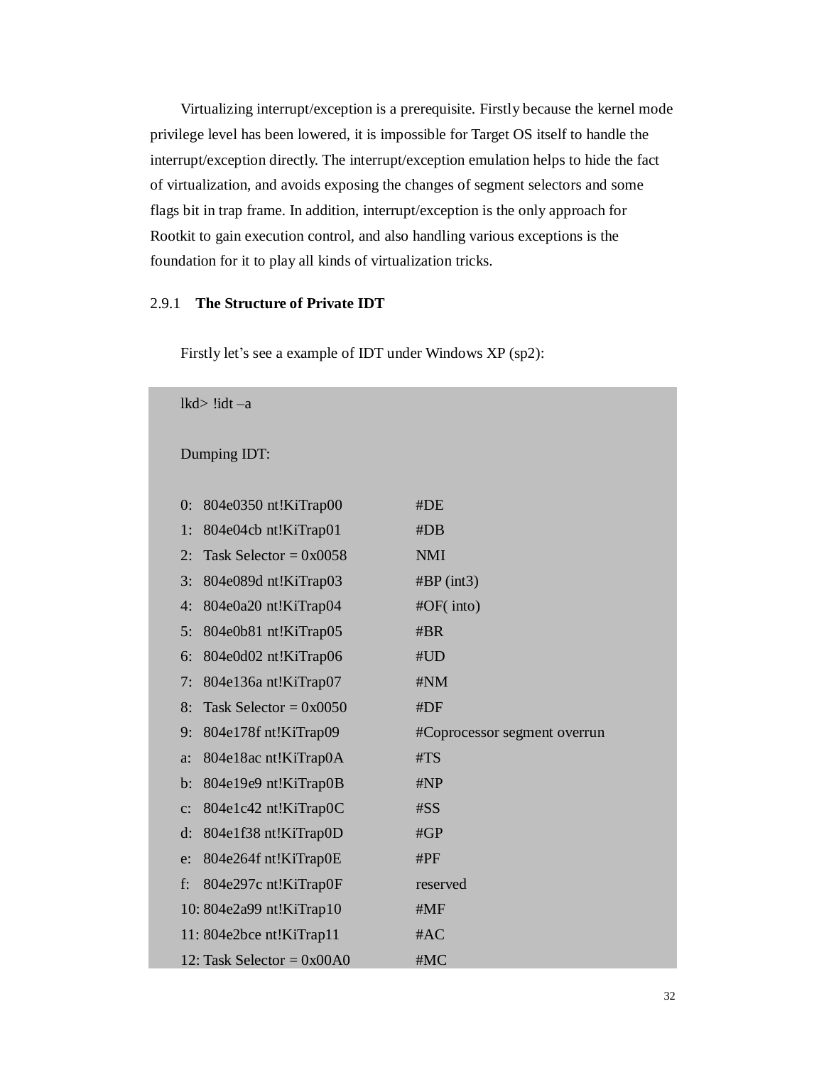Virtualizing interrupt/exception is a prerequisite. Firstly because the kernel mode privilege level has been lowered, it is impossible for Target OS itself to handle the interrupt/exception directly. The interrupt/exception emulation helps to hide the fact of virtualization, and avoids exposing the changes of segment selectors and some flags bit in trap frame. In addition, interrupt/exception is the only approach for Rootkit to gain execution control, and also handling various exceptions is the foundation for it to play all kinds of virtualization tricks.

### 2.9.1 The Structure of Private IDT

Firstly let's see a example of IDT under Windows XP (sp2):

```
lkd> !idt –a

Dumping IDT:

0:  804e0350 nt!KiTrap00         #DE
1:  804e04cb nt!KiTrap01         #DB
2:  Task Selector = 0x0058       NMI
3:  804e089d nt!KiTrap03         #BP (int3)
4:  804e0a20 nt!KiTrap04         #OF( into)
5:  804e0b81 nt!KiTrap05         #BR
6:  804e0d02 nt!KiTrap06         #UD
7:  804e136a nt!KiTrap07         #NM
8:  Task Selector = 0x0050       #DF
9:  804e178f nt!KiTrap09         #Coprocessor segment overrun
a:  804e18ac nt!KiTrap0A         #TS
b:  804e19e9 nt!KiTrap0B         #NP
c:  804e1c42 nt!KiTrap0C         #SS
d:  804e1f38 nt!KiTrap0D         #GP
e:  804e264f nt!KiTrap0E         #PF
f:  804e297c nt!KiTrap0F         reserved
10: 804e2a99 nt!KiTrap10         #MF
11: 804e2bce nt!KiTrap11         #AC
12: Task Selector = 0x00A0       #MC
```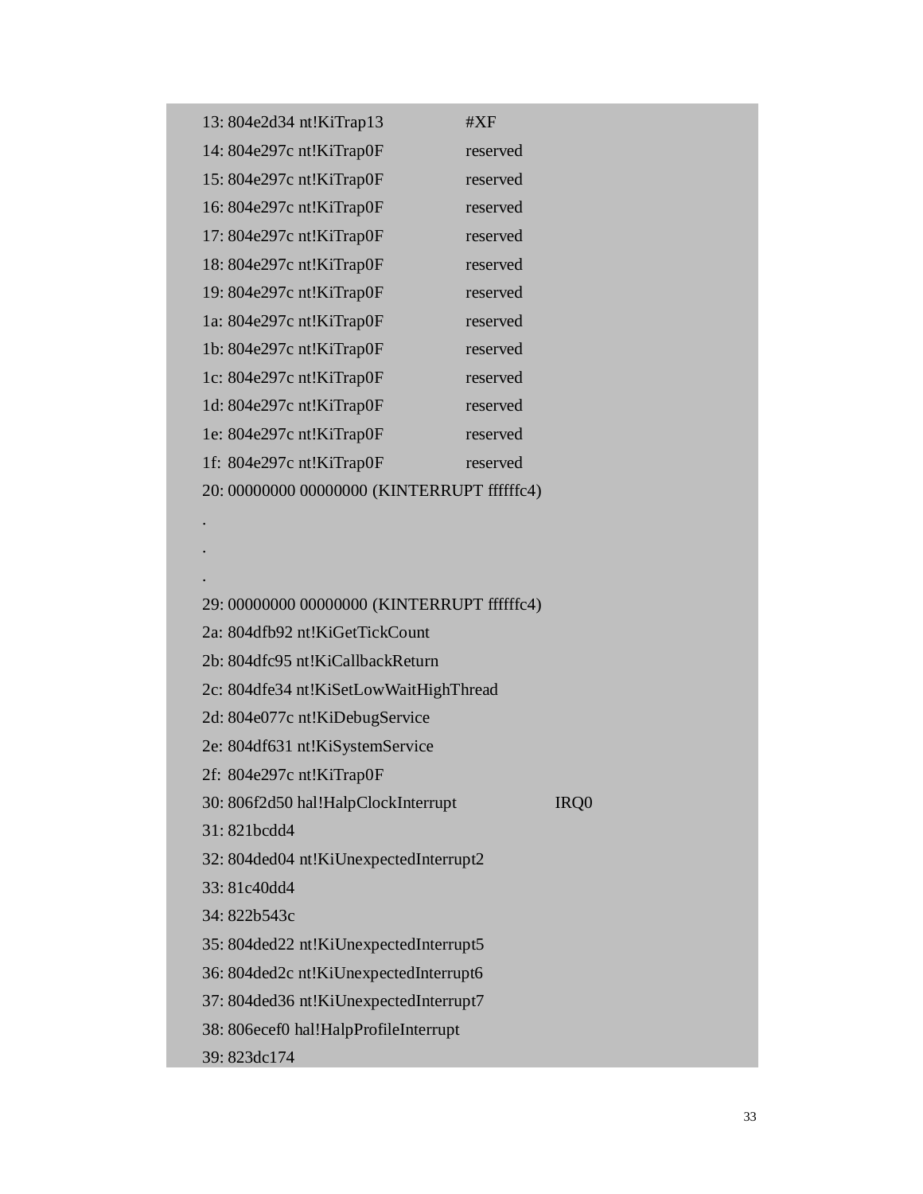```
13: 804e2d34 nt!KiTrap13              #XF
14: 804e297c nt!KiTrap0F              reserved
15: 804e297c nt!KiTrap0F              reserved
16: 804e297c nt!KiTrap0F              reserved
17: 804e297c nt!KiTrap0F              reserved
18: 804e297c nt!KiTrap0F              reserved
19: 804e297c nt!KiTrap0F              reserved
1a: 804e297c nt!KiTrap0F              reserved
1b: 804e297c nt!KiTrap0F              reserved
1c: 804e297c nt!KiTrap0F              reserved
1d: 804e297c nt!KiTrap0F              reserved
1e: 804e297c nt!KiTrap0F              reserved
1f: 804e297c nt!KiTrap0F              reserved
20: 00000000 00000000 (KINTERRUPT ffffffc4)
.
.
.
29: 00000000 00000000 (KINTERRUPT ffffffc4)
2a: 804dfb92 nt!KiGetTickCount
2b: 804dfc95 nt!KiCallbackReturn
2c: 804dfe34 nt!KiSetLowWaitHighThread
2d: 804e077c nt!KiDebugService
2e: 804df631 nt!KiSystemService
2f: 804e297c nt!KiTrap0F
30: 806f2d50 hal!HalpClockInterrupt            IRQ0
31: 821bcdd4
32: 804ded04 nt!KiUnexpectedInterrupt2
33: 81c40dd4
34: 822b543c
35: 804ded22 nt!KiUnexpectedInterrupt5
36: 804ded2c nt!KiUnexpectedInterrupt6
37: 804ded36 nt!KiUnexpectedInterrupt7
38: 806ecef0 hal!HalpProfileInterrupt
39: 823dc174
```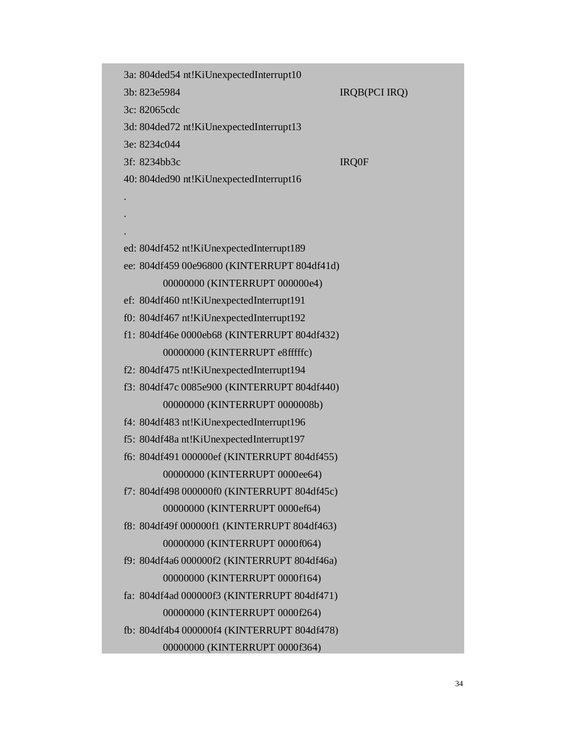```
3a: 804ded54 nt!KiUnexpectedInterrupt10
3b: 823e5984                                    IRQB(PCI IRQ)
3c: 82065cdc
3d: 804ded72 nt!KiUnexpectedInterrupt13
3e: 8234c044
3f: 8234bb3c                                    IRQ0F
40: 804ded90 nt!KiUnexpectedInterrupt16
.
.
.
ed: 804df452 nt!KiUnexpectedInterrupt189
ee: 804df459 00e96800 (KINTERRUPT 804df41d)
        00000000 (KINTERRUPT 000000e4)
ef: 804df460 nt!KiUnexpectedInterrupt191
f0: 804df467 nt!KiUnexpectedInterrupt192
f1: 804df46e 0000eb68 (KINTERRUPT 804df432)
        00000000 (KINTERRUPT e8fffffc)
f2: 804df475 nt!KiUnexpectedInterrupt194
f3: 804df47c 0085e900 (KINTERRUPT 804df440)
        00000000 (KINTERRUPT 0000008b)
f4: 804df483 nt!KiUnexpectedInterrupt196
f5: 804df48a nt!KiUnexpectedInterrupt197
f6: 804df491 000000ef (KINTERRUPT 804df455)
        00000000 (KINTERRUPT 0000ee64)
f7: 804df498 000000f0 (KINTERRUPT 804df45c)
        00000000 (KINTERRUPT 0000ef64)
f8: 804df49f 000000f1 (KINTERRUPT 804df463)
        00000000 (KINTERRUPT 0000f064)
f9: 804df4a6 000000f2 (KINTERRUPT 804df46a)
        00000000 (KINTERRUPT 0000f164)
fa: 804df4ad 000000f3 (KINTERRUPT 804df471)
        00000000 (KINTERRUPT 0000f264)
fb: 804df4b4 000000f4 (KINTERRUPT 804df478)
        00000000 (KINTERRUPT 0000f364)
```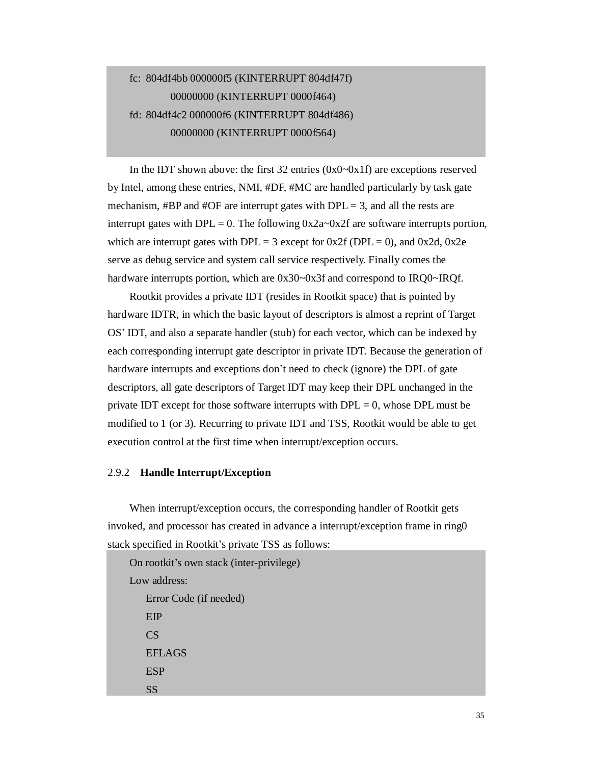```
fc:  804df4bb 000000f5 (KINTERRUPT 804df47f)
         00000000 (KINTERRUPT 0000f464)
fd:  804df4c2 000000f6 (KINTERRUPT 804df486)
         00000000 (KINTERRUPT 0000f564)
```

In the IDT shown above: the first 32 entries (0x0~0x1f) are exceptions reserved by Intel, among these entries, NMI, #DF, #MC are handled particularly by task gate mechanism, #BP and #OF are interrupt gates with DPL = 3, and all the rests are interrupt gates with DPL = 0. The following 0x2a~0x2f are software interrupts portion, which are interrupt gates with DPL = 3 except for 0x2f (DPL = 0), and 0x2d, 0x2e serve as debug service and system call service respectively. Finally comes the hardware interrupts portion, which are 0x30~0x3f and correspond to IRQ0~IRQf.

Rootkit provides a private IDT (resides in Rootkit space) that is pointed by hardware IDTR, in which the basic layout of descriptors is almost a reprint of Target OS' IDT, and also a separate handler (stub) for each vector, which can be indexed by each corresponding interrupt gate descriptor in private IDT. Because the generation of hardware interrupts and exceptions don't need to check (ignore) the DPL of gate descriptors, all gate descriptors of Target IDT may keep their DPL unchanged in the private IDT except for those software interrupts with DPL = 0, whose DPL must be modified to 1 (or 3). Recurring to private IDT and TSS, Rootkit would be able to get execution control at the first time when interrupt/exception occurs.

### 2.9.2 Handle Interrupt/Exception

When interrupt/exception occurs, the corresponding handler of Rootkit gets invoked, and processor has created in advance a interrupt/exception frame in ring0 stack specified in Rootkit's private TSS as follows:

```
On rootkit's own stack (inter-privilege)
Low address:
    Error Code (if needed)
    EIP
    CS
    EFLAGS
    ESP
    SS
```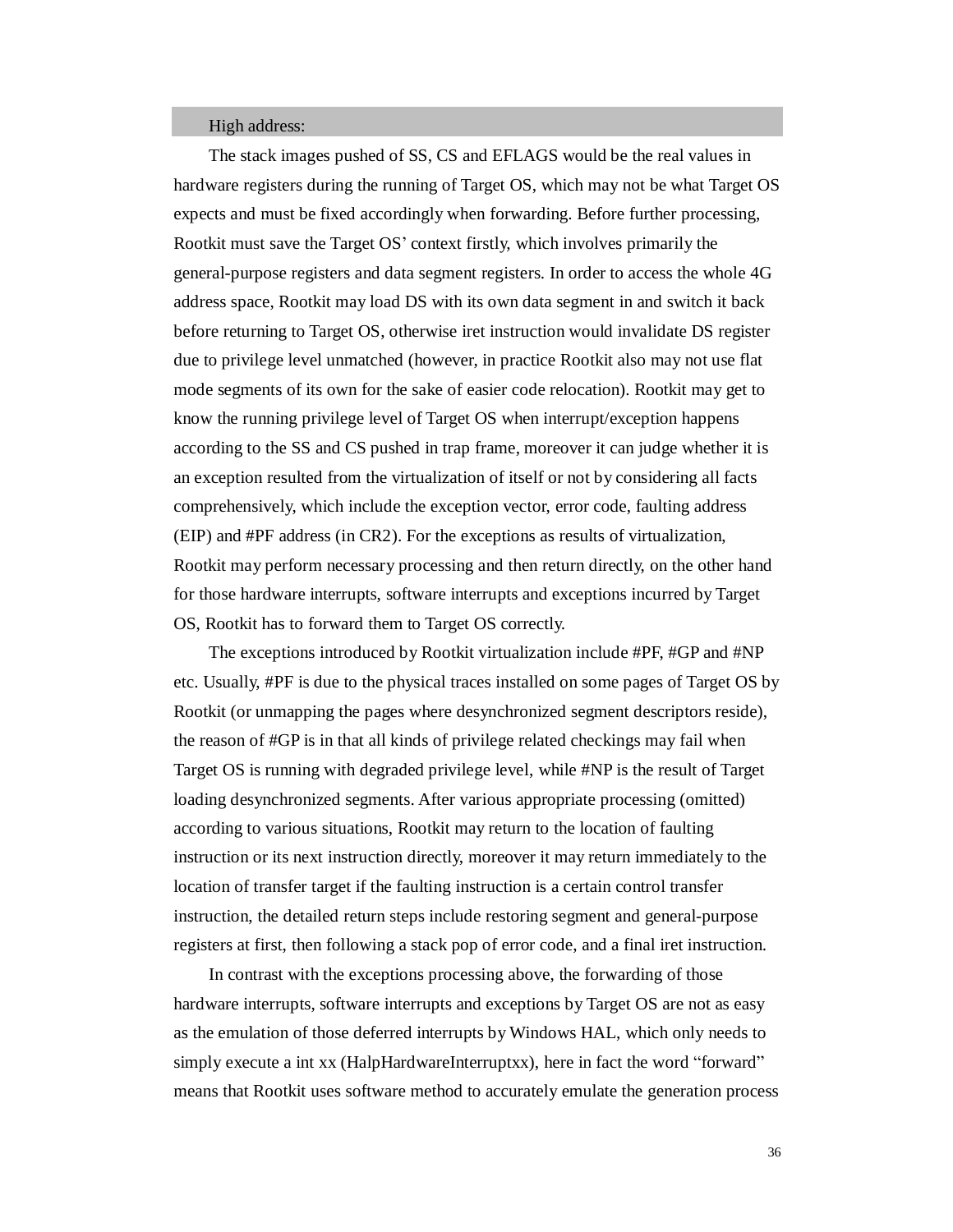High address:

The stack images pushed of SS, CS and EFLAGS would be the real values in hardware registers during the running of Target OS, which may not be what Target OS expects and must be fixed accordingly when forwarding. Before further processing, Rootkit must save the Target OS' context firstly, which involves primarily the general-purpose registers and data segment registers. In order to access the whole 4G address space, Rootkit may load DS with its own data segment in and switch it back before returning to Target OS, otherwise iret instruction would invalidate DS register due to privilege level unmatched (however, in practice Rootkit also may not use flat mode segments of its own for the sake of easier code relocation). Rootkit may get to know the running privilege level of Target OS when interrupt/exception happens according to the SS and CS pushed in trap frame, moreover it can judge whether it is an exception resulted from the virtualization of itself or not by considering all facts comprehensively, which include the exception vector, error code, faulting address (EIP) and #PF address (in CR2). For the exceptions as results of virtualization, Rootkit may perform necessary processing and then return directly, on the other hand for those hardware interrupts, software interrupts and exceptions incurred by Target OS, Rootkit has to forward them to Target OS correctly.

The exceptions introduced by Rootkit virtualization include #PF, #GP and #NP etc. Usually, #PF is due to the physical traces installed on some pages of Target OS by Rootkit (or unmapping the pages where desynchronized segment descriptors reside), the reason of #GP is in that all kinds of privilege related checkings may fail when Target OS is running with degraded privilege level, while #NP is the result of Target loading desynchronized segments. After various appropriate processing (omitted) according to various situations, Rootkit may return to the location of faulting instruction or its next instruction directly, moreover it may return immediately to the location of transfer target if the faulting instruction is a certain control transfer instruction, the detailed return steps include restoring segment and general-purpose registers at first, then following a stack pop of error code, and a final iret instruction.

In contrast with the exceptions processing above, the forwarding of those hardware interrupts, software interrupts and exceptions by Target OS are not as easy as the emulation of those deferred interrupts by Windows HAL, which only needs to simply execute a int xx (HalpHardwareInterruptxx), here in fact the word "forward" means that Rootkit uses software method to accurately emulate the generation process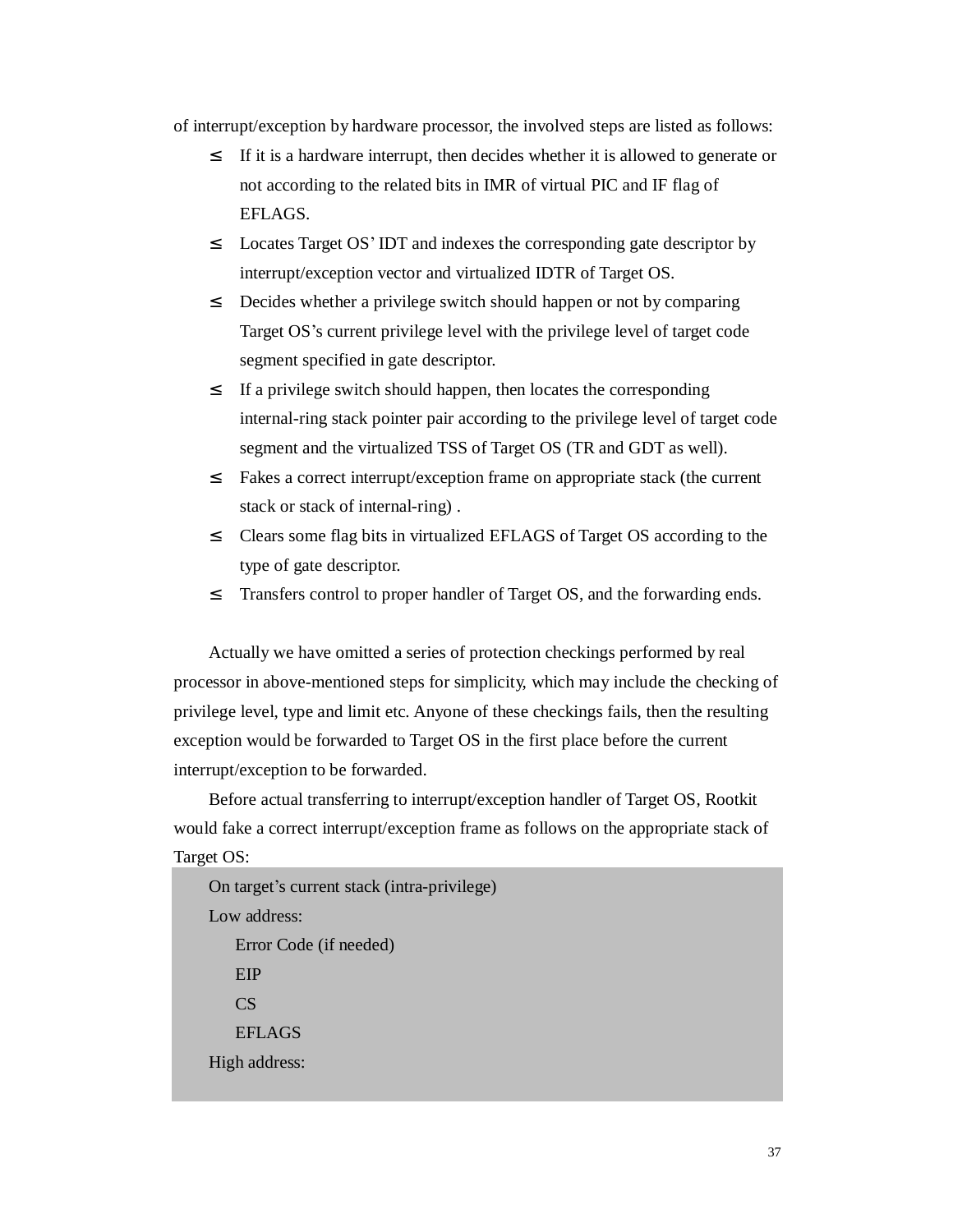of interrupt/exception by hardware processor, the involved steps are listed as follows:

- If it is a hardware interrupt, then decides whether it is allowed to generate or not according to the related bits in IMR of virtual PIC and IF flag of EFLAGS.
- Locates Target OS' IDT and indexes the corresponding gate descriptor by interrupt/exception vector and virtualized IDTR of Target OS.
- Decides whether a privilege switch should happen or not by comparing Target OS's current privilege level with the privilege level of target code segment specified in gate descriptor.
- If a privilege switch should happen, then locates the corresponding internal-ring stack pointer pair according to the privilege level of target code segment and the virtualized TSS of Target OS (TR and GDT as well).
- Fakes a correct interrupt/exception frame on appropriate stack (the current stack or stack of internal-ring) .
- Clears some flag bits in virtualized EFLAGS of Target OS according to the type of gate descriptor.
- Transfers control to proper handler of Target OS, and the forwarding ends.

Actually we have omitted a series of protection checkings performed by real processor in above-mentioned steps for simplicity, which may include the checking of privilege level, type and limit etc. Anyone of these checkings fails, then the resulting exception would be forwarded to Target OS in the first place before the current interrupt/exception to be forwarded.

Before actual transferring to interrupt/exception handler of Target OS, Rootkit would fake a correct interrupt/exception frame as follows on the appropriate stack of Target OS:

```
On target's current stack (intra-privilege)
Low address:
    Error Code (if needed)
    EIP
    CS
    EFLAGS
High address:
```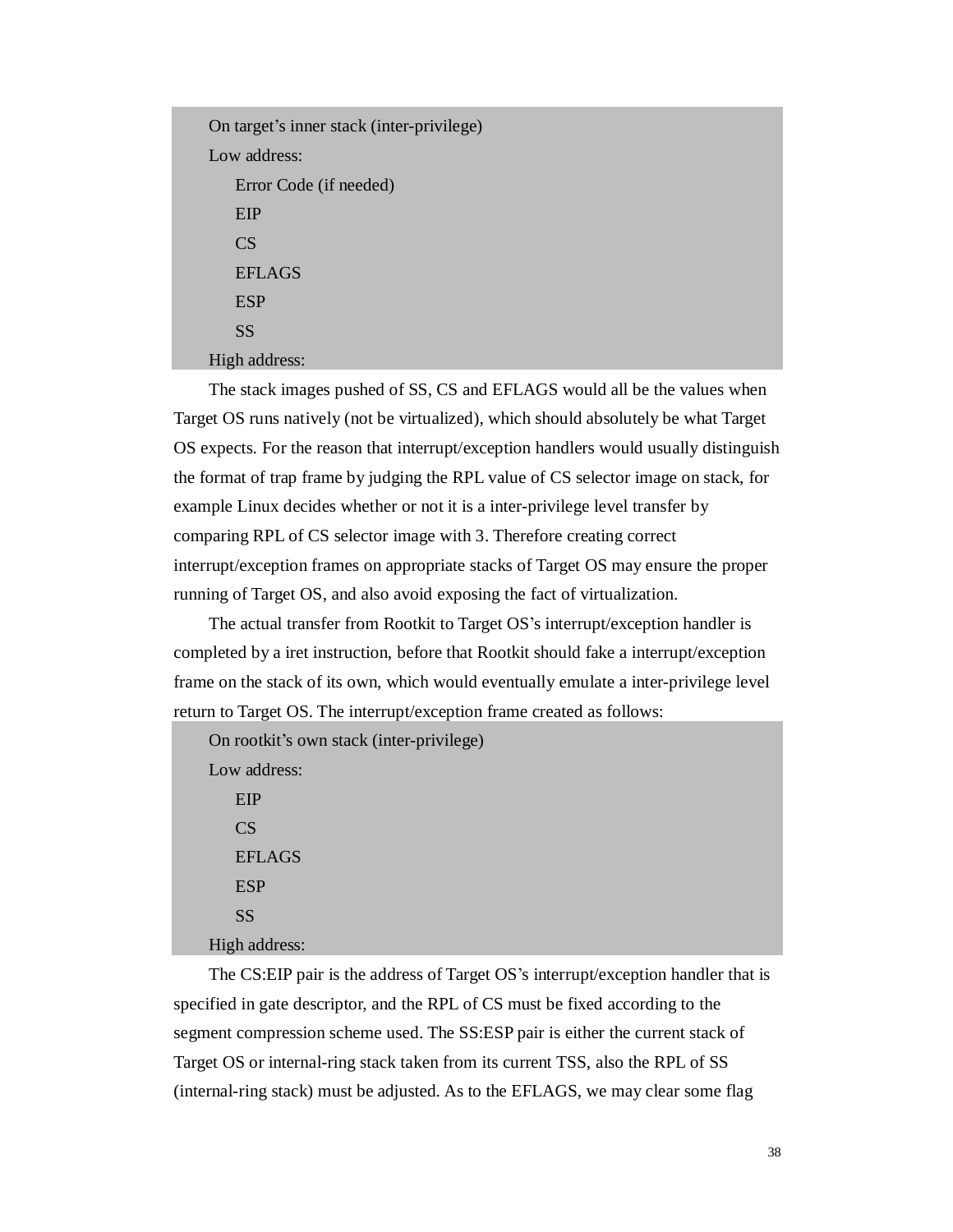```
On target's inner stack (inter-privilege)
Low address:
    Error Code (if needed)
    EIP
    CS
    EFLAGS
    ESP
    SS
High address:
```

The stack images pushed of SS, CS and EFLAGS would all be the values when Target OS runs natively (not be virtualized), which should absolutely be what Target OS expects. For the reason that interrupt/exception handlers would usually distinguish the format of trap frame by judging the RPL value of CS selector image on stack, for example Linux decides whether or not it is a inter-privilege level transfer by comparing RPL of CS selector image with 3. Therefore creating correct interrupt/exception frames on appropriate stacks of Target OS may ensure the proper running of Target OS, and also avoid exposing the fact of virtualization.

The actual transfer from Rootkit to Target OS's interrupt/exception handler is completed by a iret instruction, before that Rootkit should fake a interrupt/exception frame on the stack of its own, which would eventually emulate a inter-privilege level return to Target OS. The interrupt/exception frame created as follows:

```
On rootkit's own stack (inter-privilege)
Low address:
    EIP
    CS
    EFLAGS
    ESP
    SS
High address:
```

The CS:EIP pair is the address of Target OS's interrupt/exception handler that is specified in gate descriptor, and the RPL of CS must be fixed according to the segment compression scheme used. The SS:ESP pair is either the current stack of Target OS or internal-ring stack taken from its current TSS, also the RPL of SS (internal-ring stack) must be adjusted. As to the EFLAGS, we may clear some flag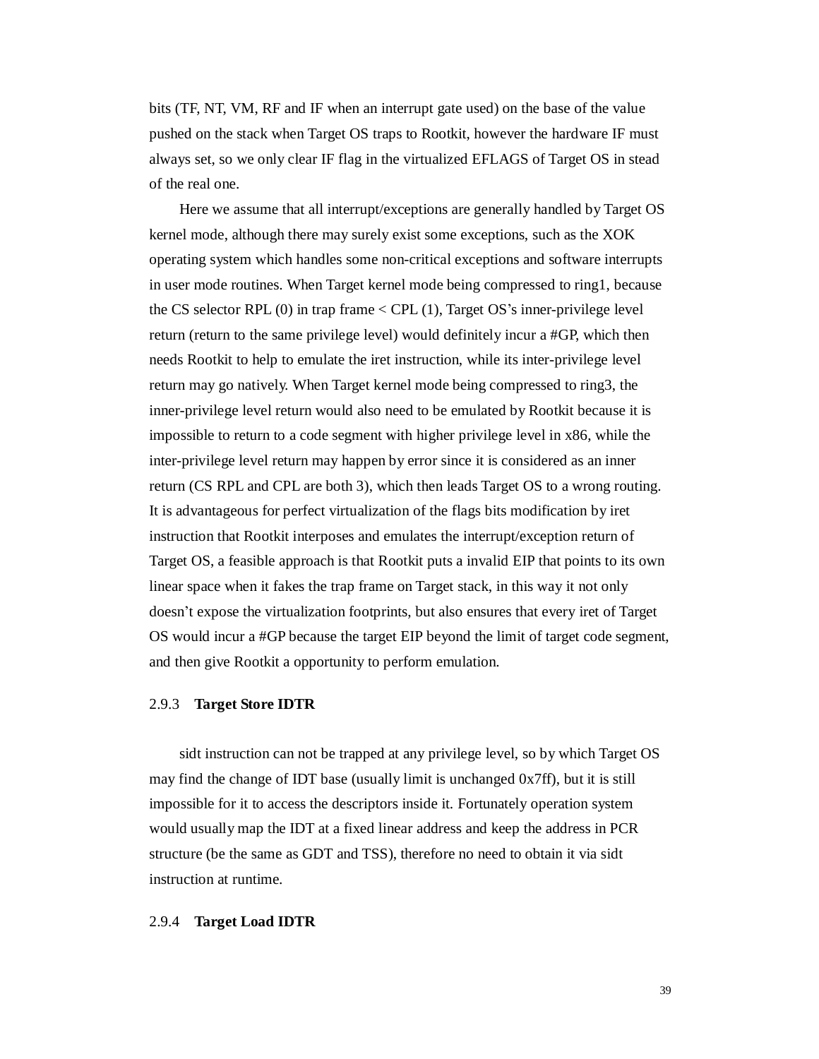bits (TF, NT, VM, RF and IF when an interrupt gate used) on the base of the value pushed on the stack when Target OS traps to Rootkit, however the hardware IF must always set, so we only clear IF flag in the virtualized EFLAGS of Target OS in stead of the real one.

Here we assume that all interrupt/exceptions are generally handled by Target OS kernel mode, although there may surely exist some exceptions, such as the XOK operating system which handles some non-critical exceptions and software interrupts in user mode routines. When Target kernel mode being compressed to ring1, because the CS selector RPL (0) in trap frame < CPL (1), Target OS's inner-privilege level return (return to the same privilege level) would definitely incur a #GP, which then needs Rootkit to help to emulate the iret instruction, while its inter-privilege level return may go natively. When Target kernel mode being compressed to ring3, the inner-privilege level return would also need to be emulated by Rootkit because it is impossible to return to a code segment with higher privilege level in x86, while the inter-privilege level return may happen by error since it is considered as an inner return (CS RPL and CPL are both 3), which then leads Target OS to a wrong routing. It is advantageous for perfect virtualization of the flags bits modification by iret instruction that Rootkit interposes and emulates the interrupt/exception return of Target OS, a feasible approach is that Rootkit puts a invalid EIP that points to its own linear space when it fakes the trap frame on Target stack, in this way it not only doesn't expose the virtualization footprints, but also ensures that every iret of Target OS would incur a #GP because the target EIP beyond the limit of target code segment, and then give Rootkit a opportunity to perform emulation.

### 2.9.3 **Target Store IDTR**

sidt instruction can not be trapped at any privilege level, so by which Target OS may find the change of IDT base (usually limit is unchanged 0x7ff), but it is still impossible for it to access the descriptors inside it. Fortunately operation system would usually map the IDT at a fixed linear address and keep the address in PCR structure (be the same as GDT and TSS), therefore no need to obtain it via sidt instruction at runtime.

### 2.9.4 **Target Load IDTR**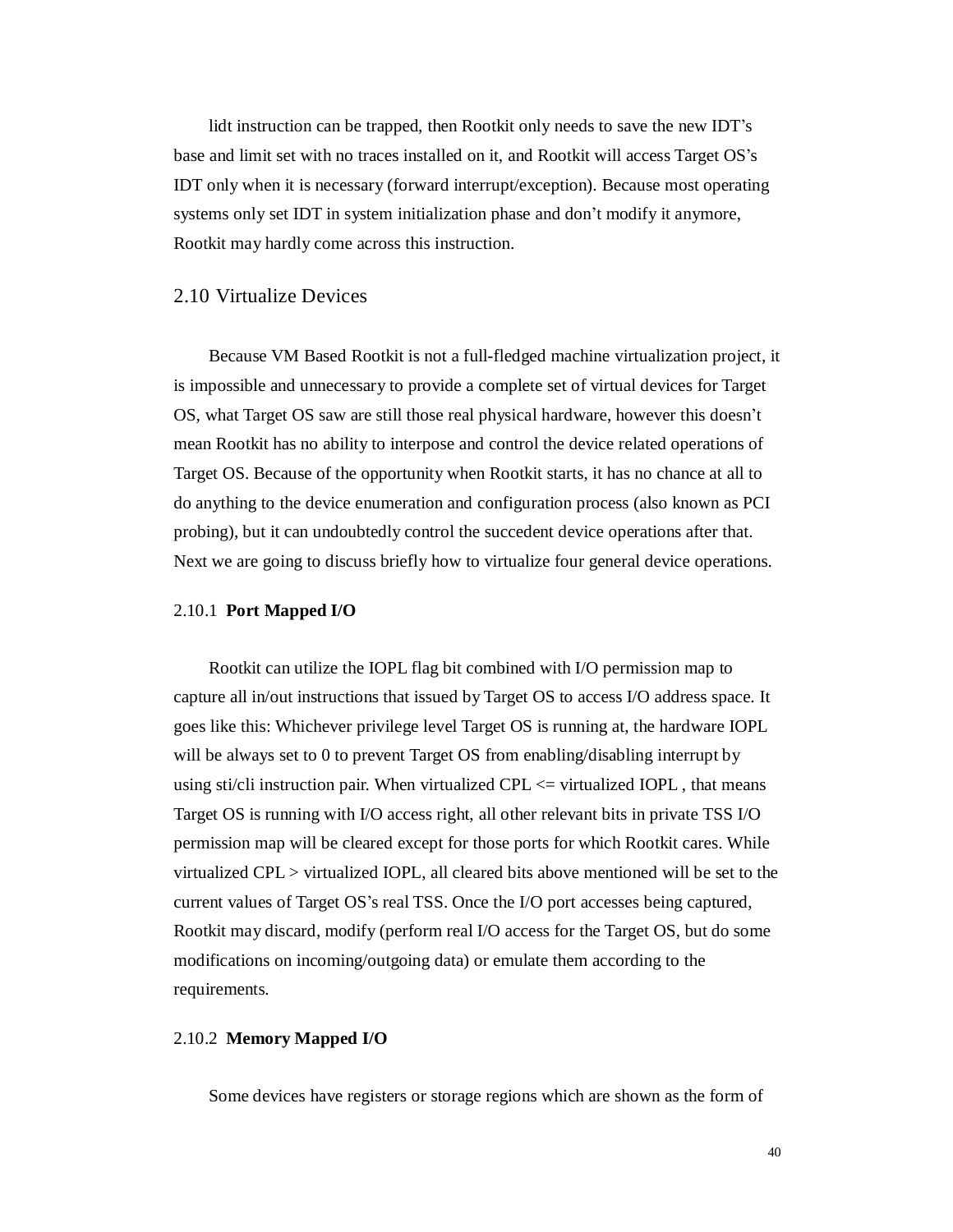lidt instruction can be trapped, then Rootkit only needs to save the new IDT's base and limit set with no traces installed on it, and Rootkit will access Target OS's IDT only when it is necessary (forward interrupt/exception). Because most operating systems only set IDT in system initialization phase and don't modify it anymore, Rootkit may hardly come across this instruction.

## 2.10 Virtualize Devices

Because VM Based Rootkit is not a full-fledged machine virtualization project, it is impossible and unnecessary to provide a complete set of virtual devices for Target OS, what Target OS saw are still those real physical hardware, however this doesn't mean Rootkit has no ability to interpose and control the device related operations of Target OS. Because of the opportunity when Rootkit starts, it has no chance at all to do anything to the device enumeration and configuration process (also known as PCI probing), but it can undoubtedly control the succedent device operations after that. Next we are going to discuss briefly how to virtualize four general device operations.

### 2.10.1 **Port Mapped I/O**

Rootkit can utilize the IOPL flag bit combined with I/O permission map to capture all in/out instructions that issued by Target OS to access I/O address space. It goes like this: Whichever privilege level Target OS is running at, the hardware IOPL will be always set to 0 to prevent Target OS from enabling/disabling interrupt by using sti/cli instruction pair. When virtualized CPL <= virtualized IOPL , that means Target OS is running with I/O access right, all other relevant bits in private TSS I/O permission map will be cleared except for those ports for which Rootkit cares. While virtualized CPL > virtualized IOPL, all cleared bits above mentioned will be set to the current values of Target OS's real TSS. Once the I/O port accesses being captured, Rootkit may discard, modify (perform real I/O access for the Target OS, but do some modifications on incoming/outgoing data) or emulate them according to the requirements.

### 2.10.2 **Memory Mapped I/O**

Some devices have registers or storage regions which are shown as the form of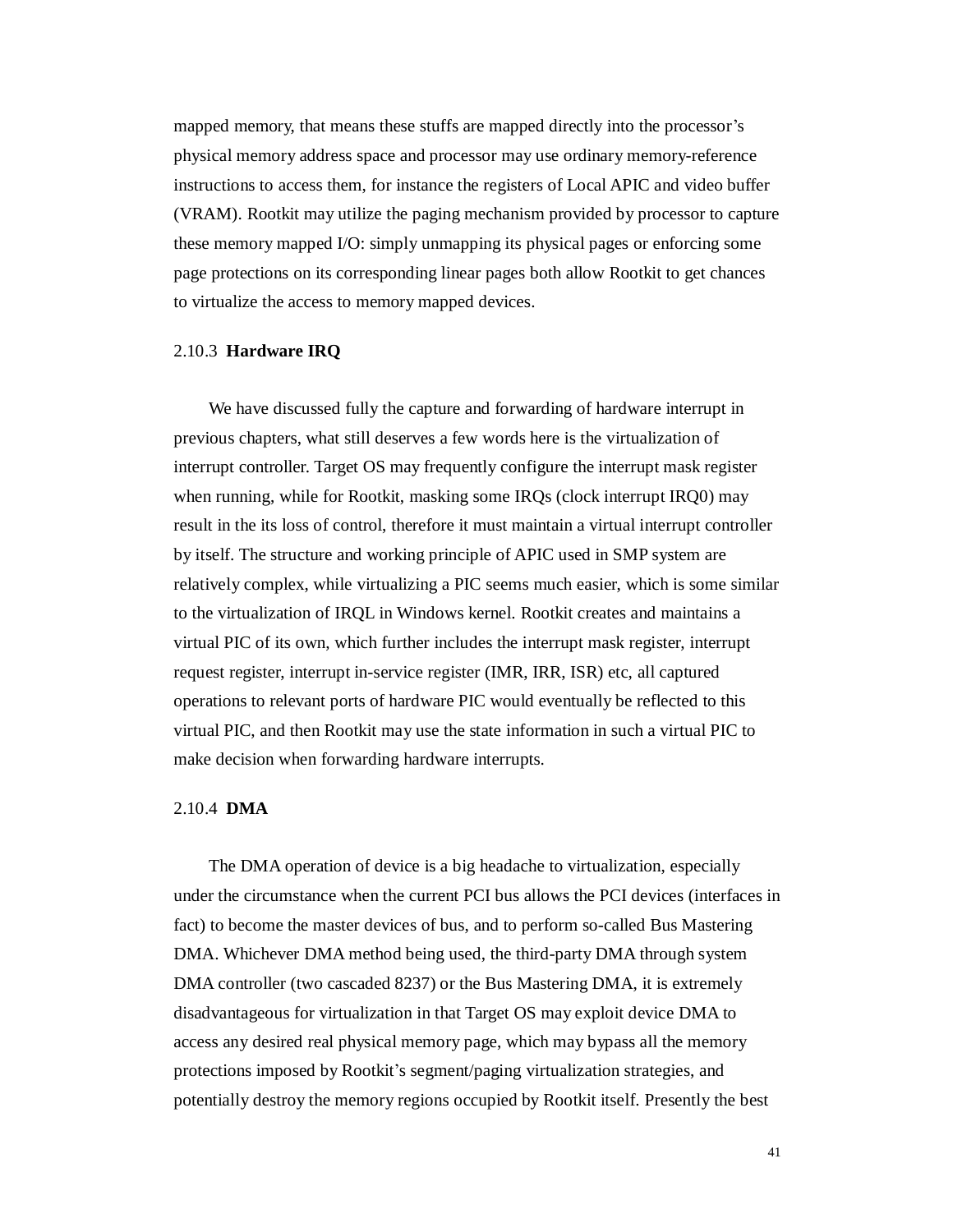mapped memory, that means these stuffs are mapped directly into the processor's physical memory address space and processor may use ordinary memory-reference instructions to access them, for instance the registers of Local APIC and video buffer (VRAM). Rootkit may utilize the paging mechanism provided by processor to capture these memory mapped I/O: simply unmapping its physical pages or enforcing some page protections on its corresponding linear pages both allow Rootkit to get chances to virtualize the access to memory mapped devices.

### 2.10.3 **Hardware IRQ**

We have discussed fully the capture and forwarding of hardware interrupt in previous chapters, what still deserves a few words here is the virtualization of interrupt controller. Target OS may frequently configure the interrupt mask register when running, while for Rootkit, masking some IRQs (clock interrupt IRQ0) may result in the its loss of control, therefore it must maintain a virtual interrupt controller by itself. The structure and working principle of APIC used in SMP system are relatively complex, while virtualizing a PIC seems much easier, which is some similar to the virtualization of IRQL in Windows kernel. Rootkit creates and maintains a virtual PIC of its own, which further includes the interrupt mask register, interrupt request register, interrupt in-service register (IMR, IRR, ISR) etc, all captured operations to relevant ports of hardware PIC would eventually be reflected to this virtual PIC, and then Rootkit may use the state information in such a virtual PIC to make decision when forwarding hardware interrupts.

### 2.10.4 **DMA**

The DMA operation of device is a big headache to virtualization, especially under the circumstance when the current PCI bus allows the PCI devices (interfaces in fact) to become the master devices of bus, and to perform so-called Bus Mastering DMA. Whichever DMA method being used, the third-party DMA through system DMA controller (two cascaded 8237) or the Bus Mastering DMA, it is extremely disadvantageous for virtualization in that Target OS may exploit device DMA to access any desired real physical memory page, which may bypass all the memory protections imposed by Rootkit's segment/paging virtualization strategies, and potentially destroy the memory regions occupied by Rootkit itself. Presently the best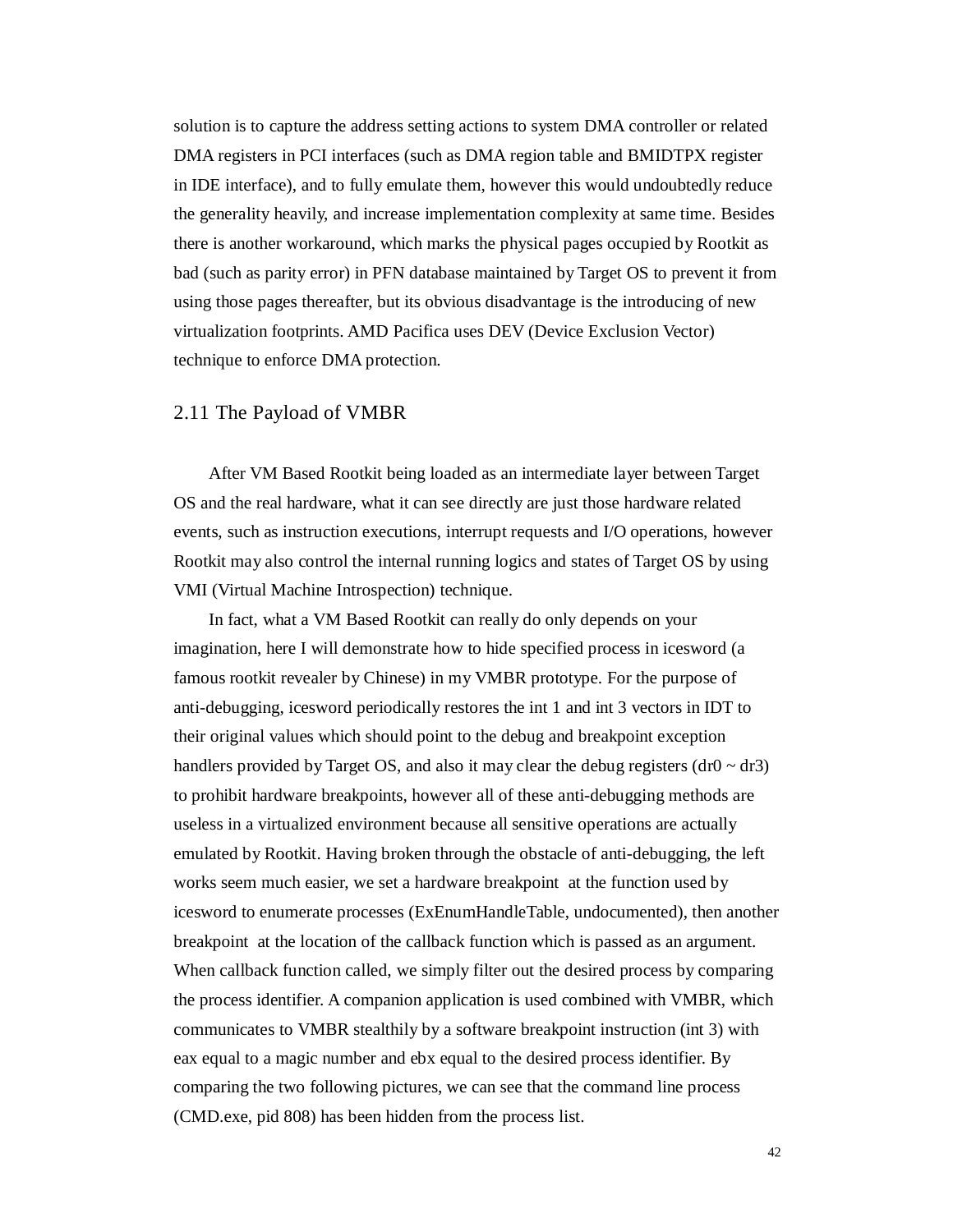solution is to capture the address setting actions to system DMA controller or related DMA registers in PCI interfaces (such as DMA region table and BMIDTPX register in IDE interface), and to fully emulate them, however this would undoubtedly reduce the generality heavily, and increase implementation complexity at same time. Besides there is another workaround, which marks the physical pages occupied by Rootkit as bad (such as parity error) in PFN database maintained by Target OS to prevent it from using those pages thereafter, but its obvious disadvantage is the introducing of new virtualization footprints. AMD Pacifica uses DEV (Device Exclusion Vector) technique to enforce DMA protection.

## 2.11 The Payload of VMBR

After VM Based Rootkit being loaded as an intermediate layer between Target OS and the real hardware, what it can see directly are just those hardware related events, such as instruction executions, interrupt requests and I/O operations, however Rootkit may also control the internal running logics and states of Target OS by using VMI (Virtual Machine Introspection) technique.

In fact, what a VM Based Rootkit can really do only depends on your imagination, here I will demonstrate how to hide specified process in icesword (a famous rootkit revealer by Chinese) in my VMBR prototype. For the purpose of anti-debugging, icesword periodically restores the int 1 and int 3 vectors in IDT to their original values which should point to the debug and breakpoint exception handlers provided by Target OS, and also it may clear the debug registers (dr0 ~ dr3) to prohibit hardware breakpoints, however all of these anti-debugging methods are useless in a virtualized environment because all sensitive operations are actually emulated by Rootkit. Having broken through the obstacle of anti-debugging, the left works seem much easier, we set a hardware breakpoint at the function used by icesword to enumerate processes (ExEnumHandleTable, undocumented), then another breakpoint at the location of the callback function which is passed as an argument. When callback function called, we simply filter out the desired process by comparing the process identifier. A companion application is used combined with VMBR, which communicates to VMBR stealthily by a software breakpoint instruction (int 3) with eax equal to a magic number and ebx equal to the desired process identifier. By comparing the two following pictures, we can see that the command line process (CMD.exe, pid 808) has been hidden from the process list.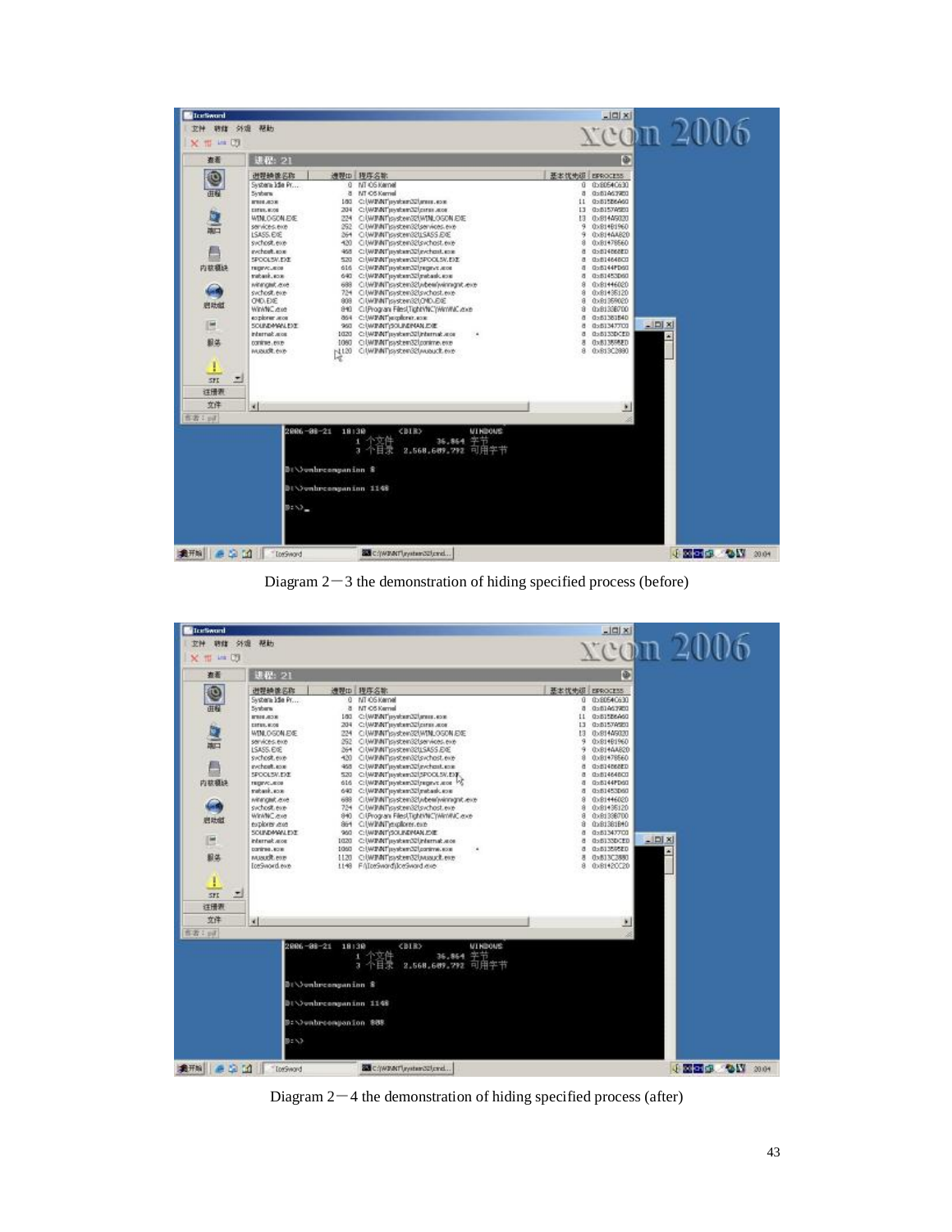Diagram 2－3 the demonstration of hiding specified process (before)

Diagram 2－4 the demonstration of hiding specified process (after)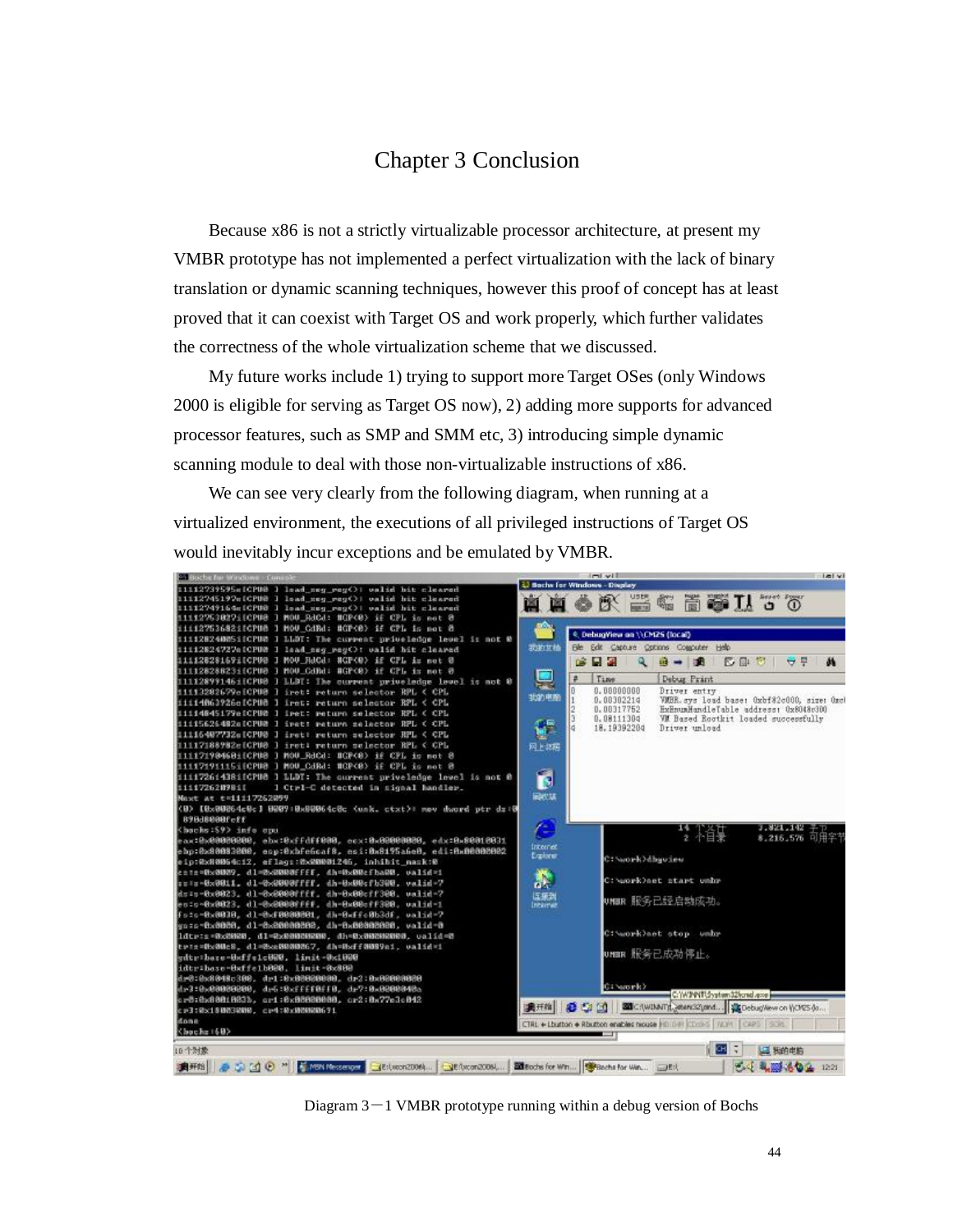# Chapter 3 Conclusion

Because x86 is not a strictly virtualizable processor architecture, at present my VMBR prototype has not implemented a perfect virtualization with the lack of binary translation or dynamic scanning techniques, however this proof of concept has at least proved that it can coexist with Target OS and work properly, which further validates the correctness of the whole virtualization scheme that we discussed.

My future works include 1) trying to support more Target OSes (only Windows 2000 is eligible for serving as Target OS now), 2) adding more supports for advanced processor features, such as SMP and SMM etc, 3) introducing simple dynamic scanning module to deal with those non-virtualizable instructions of x86.

We can see very clearly from the following diagram, when running at a virtualized environment, the executions of all privileged instructions of Target OS would inevitably incur exceptions and be emulated by VMBR.

Diagram 3－1 VMBR prototype running within a debug version of Bochs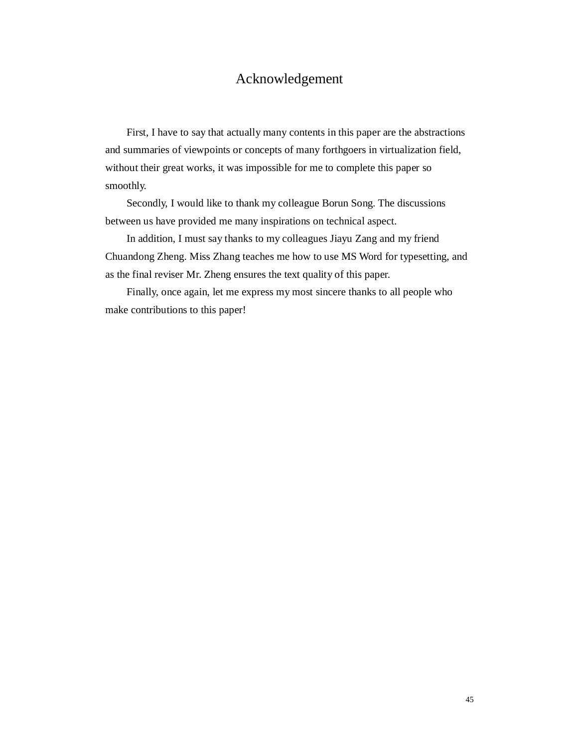# Acknowledgement

First, I have to say that actually many contents in this paper are the abstractions and summaries of viewpoints or concepts of many forthgoers in virtualization field, without their great works, it was impossible for me to complete this paper so smoothly.

Secondly, I would like to thank my colleague Borun Song. The discussions between us have provided me many inspirations on technical aspect.

In addition, I must say thanks to my colleagues Jiayu Zang and my friend Chuandong Zheng. Miss Zhang teaches me how to use MS Word for typesetting, and as the final reviser Mr. Zheng ensures the text quality of this paper.

Finally, once again, let me express my most sincere thanks to all people who make contributions to this paper!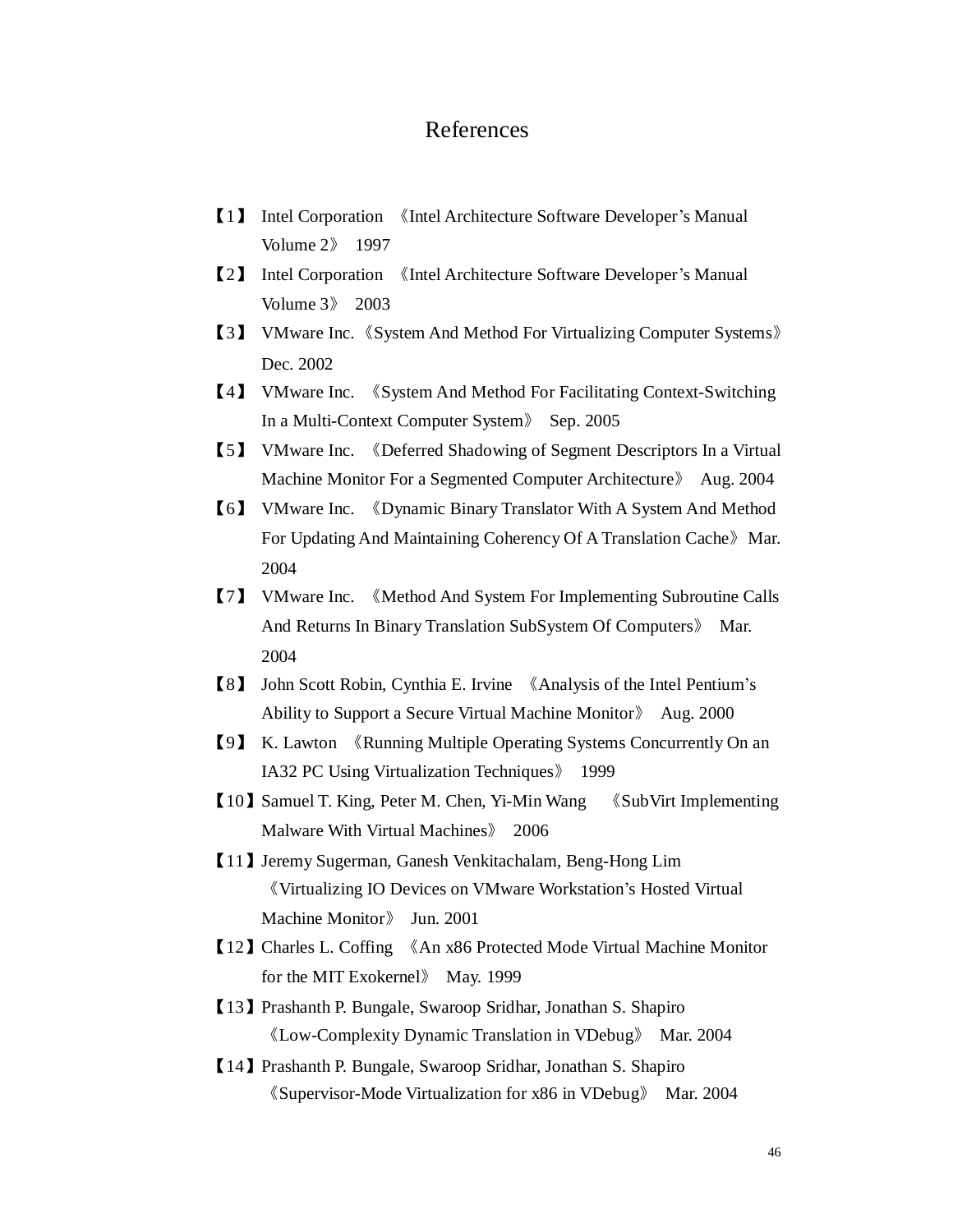# References

【1】 Intel Corporation 《Intel Architecture Software Developer's Manual Volume 2》 1997

【2】 Intel Corporation 《Intel Architecture Software Developer's Manual Volume 3》 2003

【3】 VMware Inc.《System And Method For Virtualizing Computer Systems》 Dec. 2002

【4】 VMware Inc. 《System And Method For Facilitating Context-Switching In a Multi-Context Computer System》 Sep. 2005

【5】 VMware Inc. 《Deferred Shadowing of Segment Descriptors In a Virtual Machine Monitor For a Segmented Computer Architecture》 Aug. 2004

【6】 VMware Inc. 《Dynamic Binary Translator With A System And Method For Updating And Maintaining Coherency Of A Translation Cache》Mar. 2004

【7】 VMware Inc. 《Method And System For Implementing Subroutine Calls And Returns In Binary Translation SubSystem Of Computers》 Mar. 2004

【8】 John Scott Robin, Cynthia E. Irvine 《Analysis of the Intel Pentium's Ability to Support a Secure Virtual Machine Monitor》 Aug. 2000

【9】 K. Lawton 《Running Multiple Operating Systems Concurrently On an IA32 PC Using Virtualization Techniques》 1999

【10】Samuel T. King, Peter M. Chen, Yi-Min Wang 《SubVirt Implementing Malware With Virtual Machines》 2006

【11】Jeremy Sugerman, Ganesh Venkitachalam, Beng-Hong Lim 《Virtualizing IO Devices on VMware Workstation's Hosted Virtual Machine Monitor》 Jun. 2001

【12】Charles L. Coffing 《An x86 Protected Mode Virtual Machine Monitor for the MIT Exokernel》 May. 1999

【13】Prashanth P. Bungale, Swaroop Sridhar, Jonathan S. Shapiro 《Low-Complexity Dynamic Translation in VDebug》 Mar. 2004

【14】Prashanth P. Bungale, Swaroop Sridhar, Jonathan S. Shapiro 《Supervisor-Mode Virtualization for x86 in VDebug》 Mar. 2004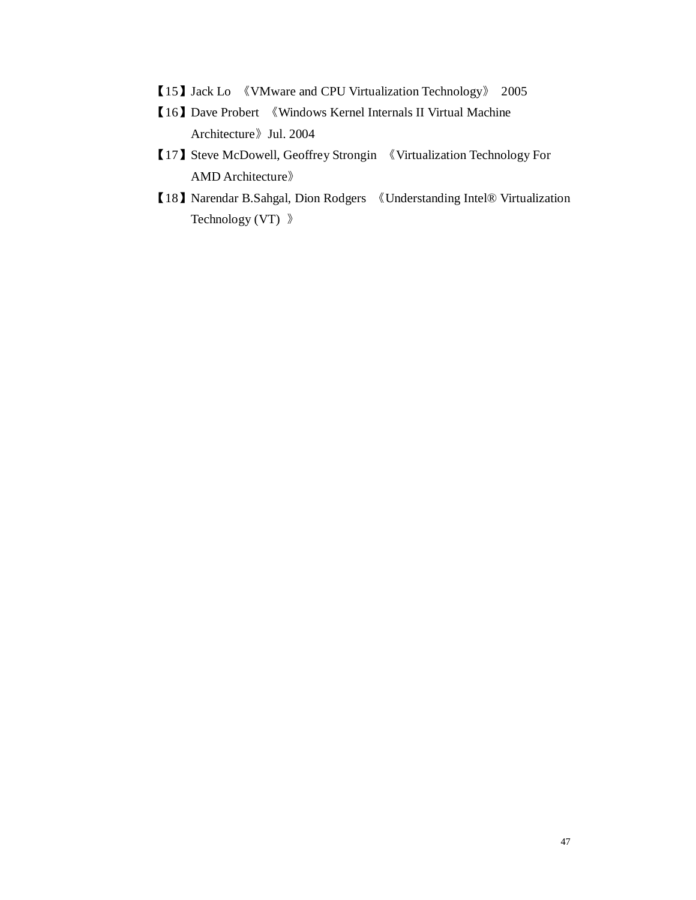【15】Jack Lo 《VMware and CPU Virtualization Technology》 2005

【16】Dave Probert 《Windows Kernel Internals II Virtual Machine Architecture》Jul. 2004

【17】Steve McDowell, Geoffrey Strongin 《Virtualization Technology For AMD Architecture》

【18】Narendar B.Sahgal, Dion Rodgers 《Understanding Intel® Virtualization Technology (VT) 》